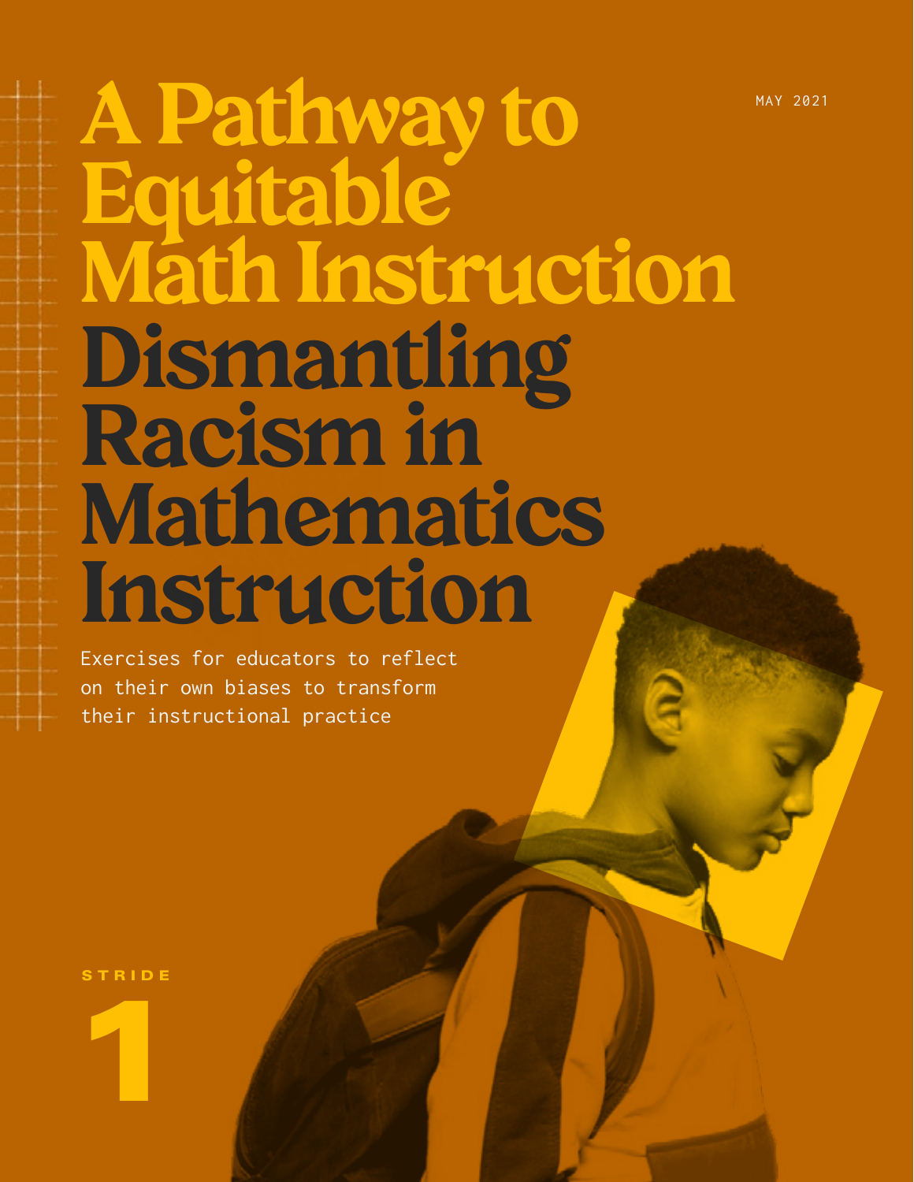MAY 2021

# A Pathway to Equitable Math Instruction

# Dismantling Racism in Mathematics Instruction

Exercises for educators to reflect on their own biases to transform their instructional practice

STRIDE

1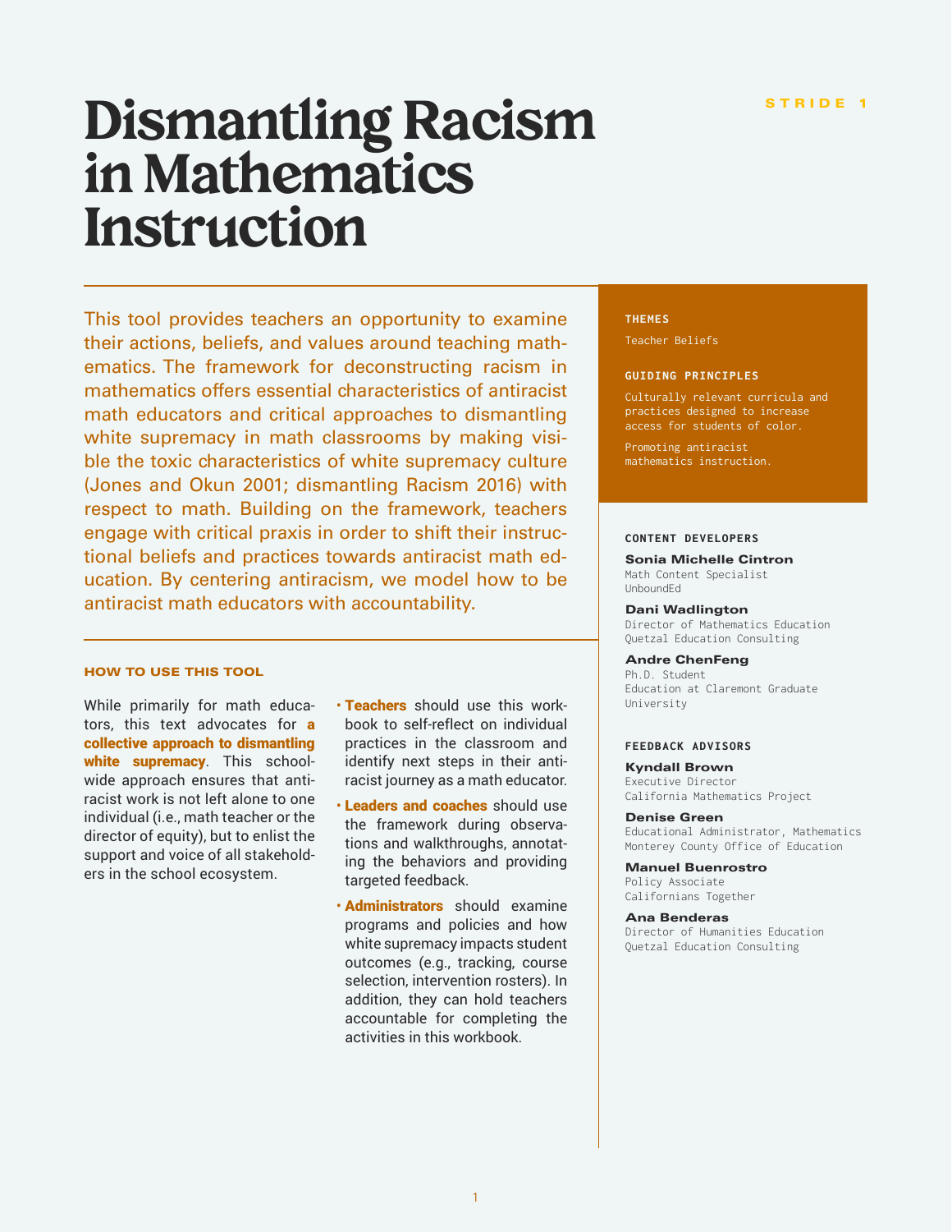STRIDE 1

# Dismantling Racism in Mathematics Instruction

This tool provides teachers an opportunity to examine their actions, beliefs, and values around teaching mathematics. The framework for deconstructing racism in mathematics offers essential characteristics of antiracist math educators and critical approaches to dismantling white supremacy in math classrooms by making visible the toxic characteristics of white supremacy culture (Jones and Okun 2001; dismantling Racism 2016) with respect to math. Building on the framework, teachers engage with critical praxis in order to shift their instructional beliefs and practices towards antiracist math education. By centering antiracism, we model how to be antiracist math educators with accountability.

**THEMES**

Teacher Beliefs

**GUIDING PRINCIPLES**

Culturally relevant curricula and practices designed to increase access for students of color.

Promoting antiracist mathematics instruction.

**CONTENT DEVELOPERS**

**Sonia Michelle Cintron**
Math Content Specialist
UnboundEd

**Dani Wadlington**
Director of Mathematics Education
Quetzal Education Consulting

**Andre ChenFeng**
Ph.D. Student
Education at Claremont Graduate University

**FEEDBACK ADVISORS**

**Kyndall Brown**
Executive Director
California Mathematics Project

**Denise Green**
Educational Administrator, Mathematics
Monterey County Office of Education

**Manuel Buenrostro**
Policy Associate
Californians Together

**Ana Benderas**
Director of Humanities Education
Quetzal Education Consulting

## HOW TO USE THIS TOOL

While primarily for math educators, this text advocates for **a collective approach to dismantling white supremacy**. This schoolwide approach ensures that antiracist work is not left alone to one individual (i.e., math teacher or the director of equity), but to enlist the support and voice of all stakeholders in the school ecosystem.

- **Teachers** should use this workbook to self-reflect on individual practices in the classroom and identify next steps in their antiracist journey as a math educator.
- **Leaders and coaches** should use the framework during observations and walkthroughs, annotating the behaviors and providing targeted feedback.
- **Administrators** should examine programs and policies and how white supremacy impacts student outcomes (e.g., tracking, course selection, intervention rosters). In addition, they can hold teachers accountable for completing the activities in this workbook.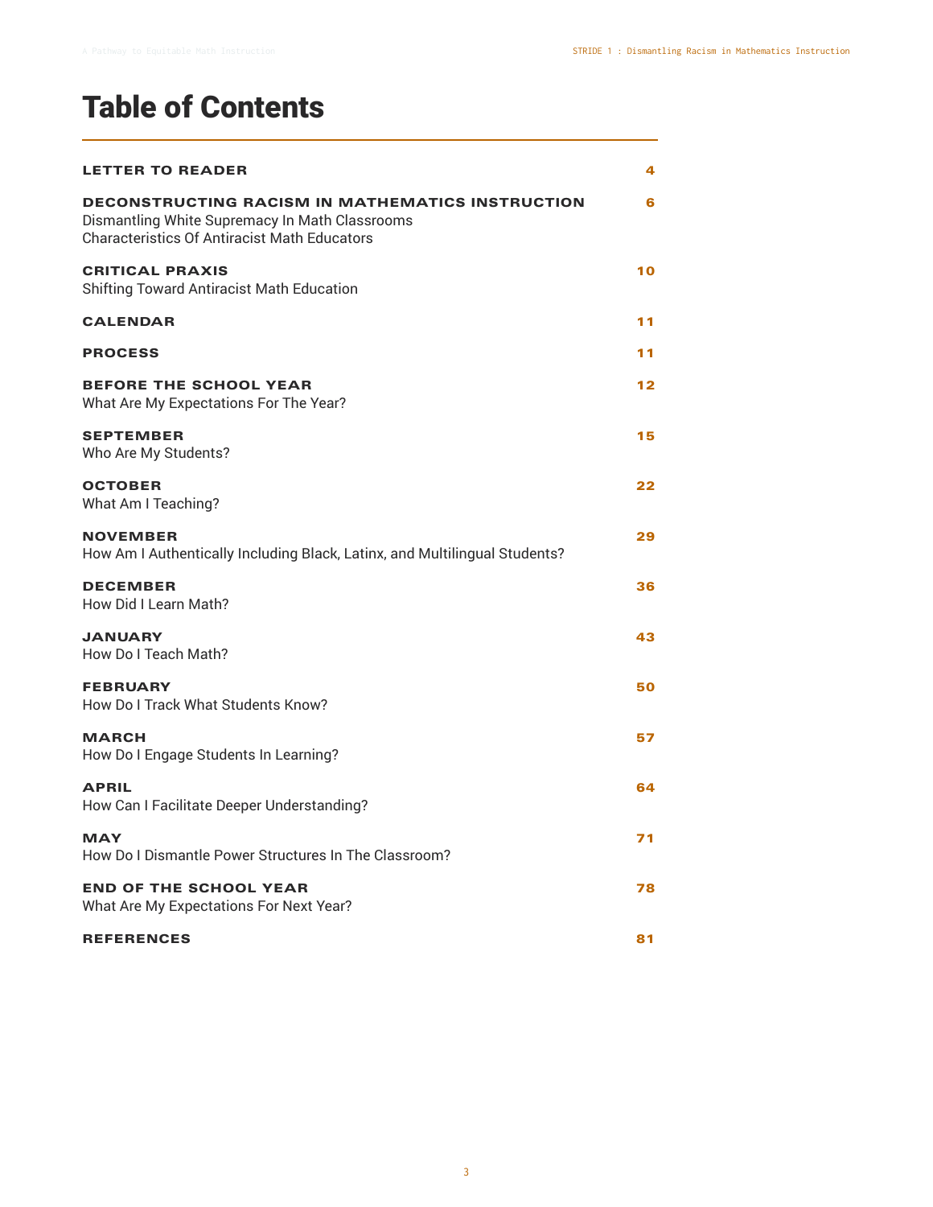# Table of Contents

| | |
|---|---|
| **LETTER TO READER** | 4 |
| **DECONSTRUCTING RACISM IN MATHEMATICS INSTRUCTION**<br>Dismantling White Supremacy In Math Classrooms<br>Characteristics Of Antiracist Math Educators | 6 |
| **CRITICAL PRAXIS**<br>Shifting Toward Antiracist Math Education | 10 |
| **CALENDAR** | 11 |
| **PROCESS** | 11 |
| **BEFORE THE SCHOOL YEAR**<br>What Are My Expectations For The Year? | 12 |
| **SEPTEMBER**<br>Who Are My Students? | 15 |
| **OCTOBER**<br>What Am I Teaching? | 22 |
| **NOVEMBER**<br>How Am I Authentically Including Black, Latinx, and Multilingual Students? | 29 |
| **DECEMBER**<br>How Did I Learn Math? | 36 |
| **JANUARY**<br>How Do I Teach Math? | 43 |
| **FEBRUARY**<br>How Do I Track What Students Know? | 50 |
| **MARCH**<br>How Do I Engage Students In Learning? | 57 |
| **APRIL**<br>How Can I Facilitate Deeper Understanding? | 64 |
| **MAY**<br>How Do I Dismantle Power Structures In The Classroom? | 71 |
| **END OF THE SCHOOL YEAR**<br>What Are My Expectations For Next Year? | 78 |
| **REFERENCES** | 81 |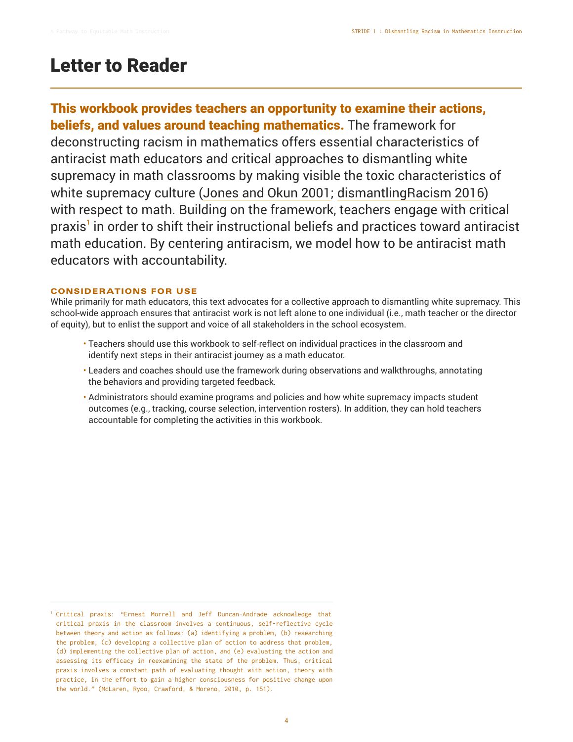# Letter to Reader

**This workbook provides teachers an opportunity to examine their actions, beliefs, and values around teaching mathematics.** The framework for deconstructing racism in mathematics offers essential characteristics of antiracist math educators and critical approaches to dismantling white supremacy in math classrooms by making visible the toxic characteristics of white supremacy culture (Jones and Okun 2001; dismantlingRacism 2016) with respect to math. Building on the framework, teachers engage with critical praxis[1] in order to shift their instructional beliefs and practices toward antiracist math education. By centering antiracism, we model how to be antiracist math educators with accountability.

### CONSIDERATIONS FOR USE

While primarily for math educators, this text advocates for a collective approach to dismantling white supremacy. This school-wide approach ensures that antiracist work is not left alone to one individual (i.e., math teacher or the director of equity), but to enlist the support and voice of all stakeholders in the school ecosystem.

- Teachers should use this workbook to self-reflect on individual practices in the classroom and identify next steps in their antiracist journey as a math educator.
- Leaders and coaches should use the framework during observations and walkthroughs, annotating the behaviors and providing targeted feedback.
- Administrators should examine programs and policies and how white supremacy impacts student outcomes (e.g., tracking, course selection, intervention rosters). In addition, they can hold teachers accountable for completing the activities in this workbook.

---

[1] Critical praxis: "Ernest Morrell and Jeff Duncan-Andrade acknowledge that critical praxis in the classroom involves a continuous, self-reflective cycle between theory and action as follows: (a) identifying a problem, (b) researching the problem, (c) developing a collective plan of action to address that problem, (d) implementing the collective plan of action, and (e) evaluating the action and assessing its efficacy in reexamining the state of the problem. Thus, critical praxis involves a constant path of evaluating thought with action, theory with practice, in the effort to gain a higher consciousness for positive change upon the world." (McLaren, Ryoo, Crawford, & Moreno, 2010, p. 151).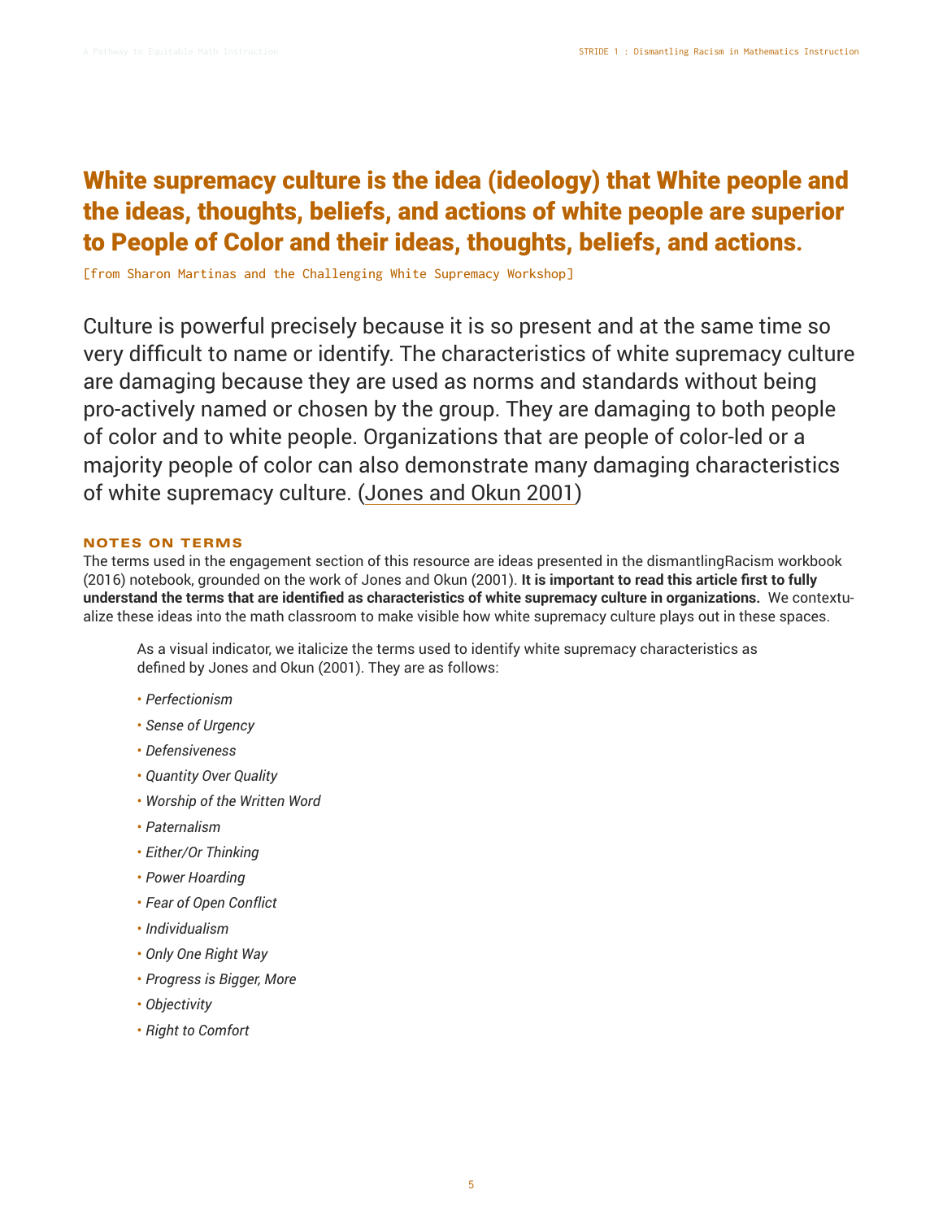## White supremacy culture is the idea (ideology) that White people and the ideas, thoughts, beliefs, and actions of white people are superior to People of Color and their ideas, thoughts, beliefs, and actions.

[from Sharon Martinas and the Challenging White Supremacy Workshop]

Culture is powerful precisely because it is so present and at the same time so very difficult to name or identify. The characteristics of white supremacy culture are damaging because they are used as norms and standards without being pro-actively named or chosen by the group. They are damaging to both people of color and to white people. Organizations that are people of color-led or a majority people of color can also demonstrate many damaging characteristics of white supremacy culture. (Jones and Okun 2001)

### NOTES ON TERMS

The terms used in the engagement section of this resource are ideas presented in the dismantlingRacism workbook (2016) notebook, grounded on the work of Jones and Okun (2001). **It is important to read this article first to fully understand the terms that are identified as characteristics of white supremacy culture in organizations.** We contextualize these ideas into the math classroom to make visible how white supremacy culture plays out in these spaces.

As a visual indicator, we italicize the terms used to identify white supremacy characteristics as defined by Jones and Okun (2001). They are as follows:

- *Perfectionism*
- *Sense of Urgency*
- *Defensiveness*
- *Quantity Over Quality*
- *Worship of the Written Word*
- *Paternalism*
- *Either/Or Thinking*
- *Power Hoarding*
- *Fear of Open Conflict*
- *Individualism*
- *Only One Right Way*
- *Progress is Bigger, More*
- *Objectivity*
- *Right to Comfort*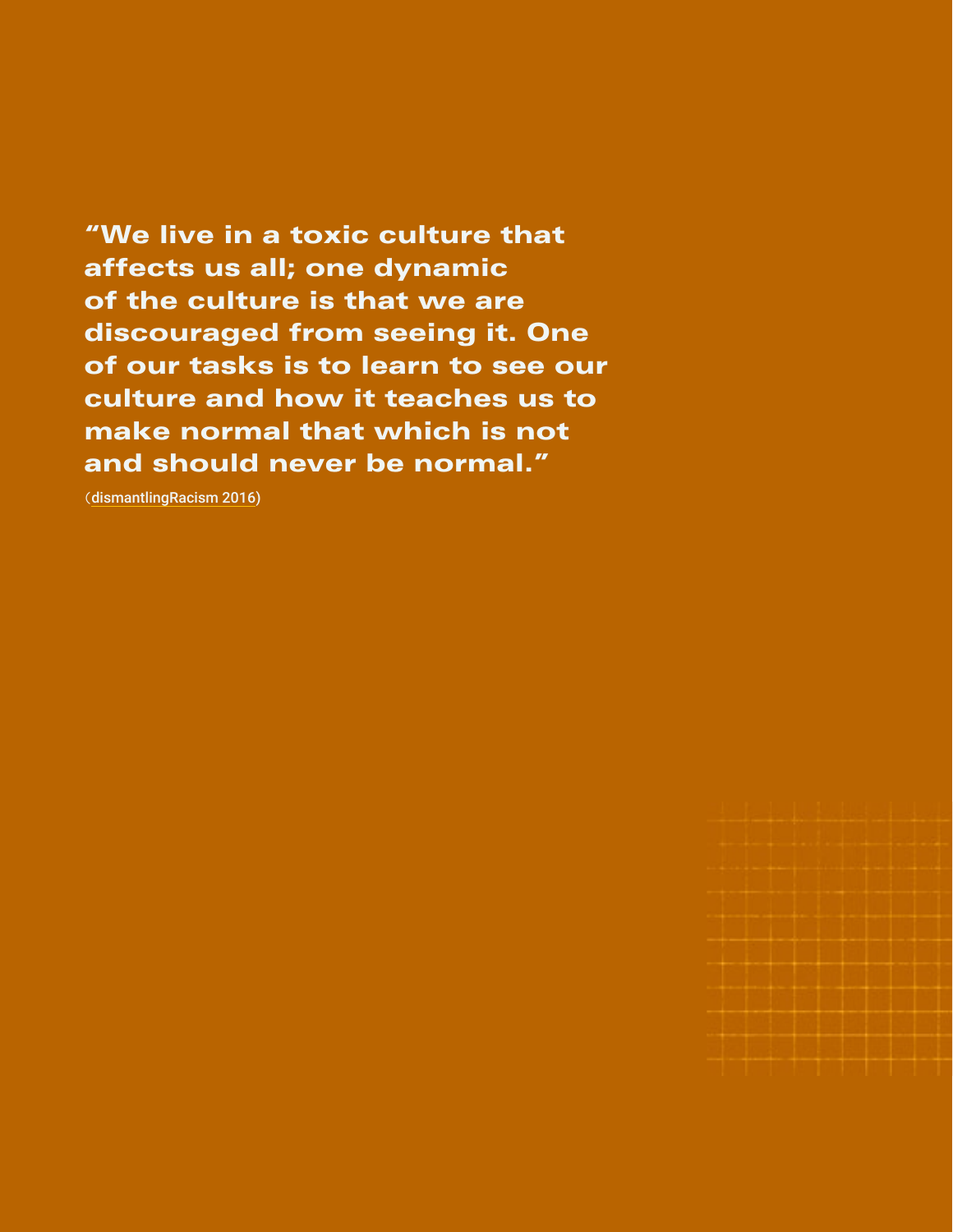**"We live in a toxic culture that affects us all; one dynamic of the culture is that we are discouraged from seeing it. One of our tasks is to learn to see our culture and how it teaches us to make normal that which is not and should never be normal."**

(dismantlingRacism 2016)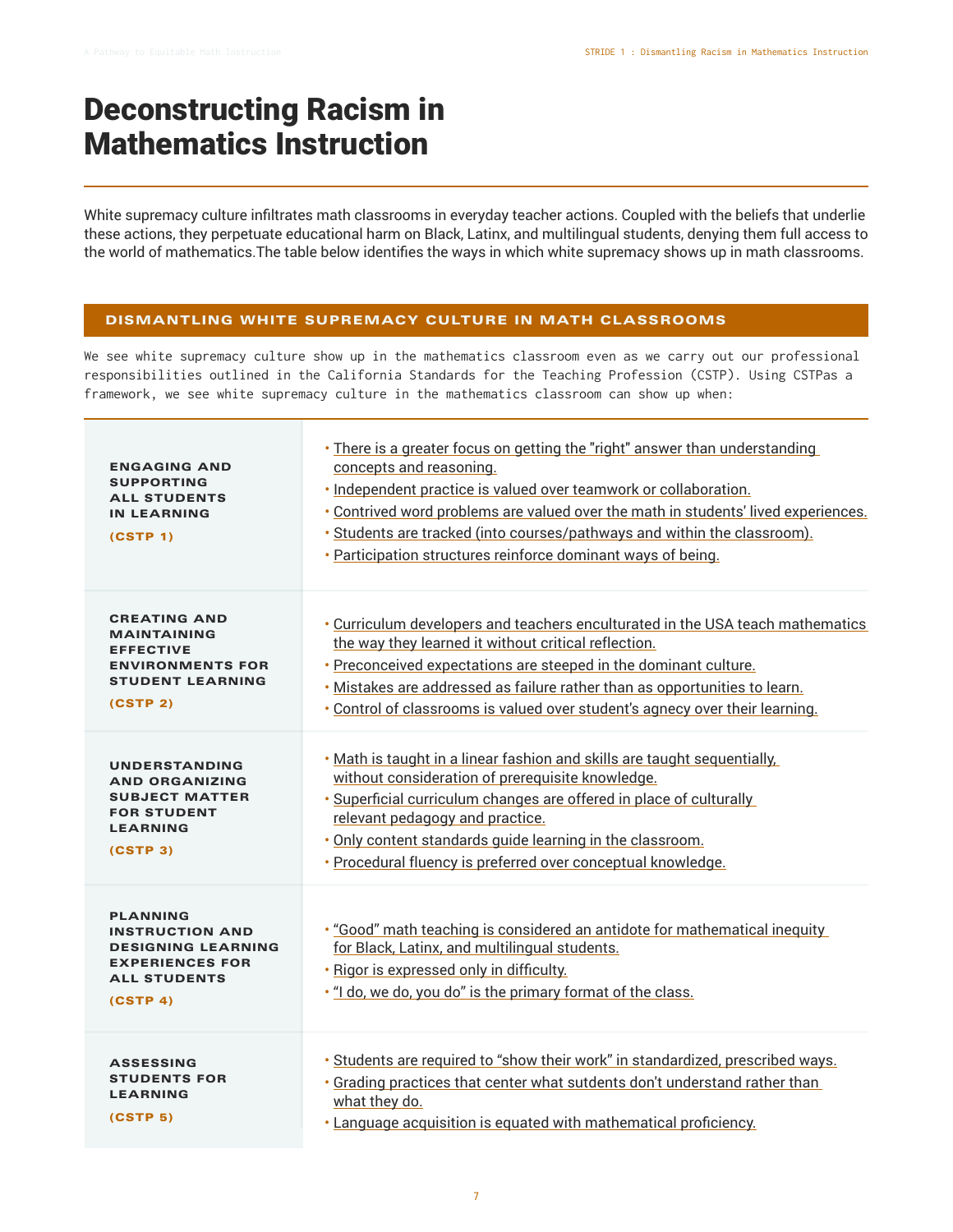# Deconstructing Racism in Mathematics Instruction

White supremacy culture infiltrates math classrooms in everyday teacher actions. Coupled with the beliefs that underlie these actions, they perpetuate educational harm on Black, Latinx, and multilingual students, denying them full access to the world of mathematics.The table below identifies the ways in which white supremacy shows up in math classrooms.

## DISMANTLING WHITE SUPREMACY CULTURE IN MATH CLASSROOMS

We see white supremacy culture show up in the mathematics classroom even as we carry out our professional responsibilities outlined in the California Standards for the Teaching Profession (CSTP). Using CSTPas a framework, we see white supremacy culture in the mathematics classroom can show up when:

| | |
|---|---|
| **ENGAGING AND SUPPORTING ALL STUDENTS IN LEARNING (CSTP 1)** | • There is a greater focus on getting the "right" answer than understanding concepts and reasoning.<br>• Independent practice is valued over teamwork or collaboration.<br>• Contrived word problems are valued over the math in students' lived experiences.<br>• Students are tracked (into courses/pathways and within the classroom).<br>• Participation structures reinforce dominant ways of being. |
| **CREATING AND MAINTAINING EFFECTIVE ENVIRONMENTS FOR STUDENT LEARNING (CSTP 2)** | • Curriculum developers and teachers enculturated in the USA teach mathematics the way they learned it without critical reflection.<br>• Preconceived expectations are steeped in the dominant culture.<br>• Mistakes are addressed as failure rather than as opportunities to learn.<br>• Control of classrooms is valued over student's agnecy over their learning. |
| **UNDERSTANDING AND ORGANIZING SUBJECT MATTER FOR STUDENT LEARNING (CSTP 3)** | • Math is taught in a linear fashion and skills are taught sequentially, without consideration of prerequisite knowledge.<br>• Superficial curriculum changes are offered in place of culturally relevant pedagogy and practice.<br>• Only content standards guide learning in the classroom.<br>• Procedural fluency is preferred over conceptual knowledge. |
| **PLANNING INSTRUCTION AND DESIGNING LEARNING EXPERIENCES FOR ALL STUDENTS (CSTP 4)** | • "Good" math teaching is considered an antidote for mathematical inequity for Black, Latinx, and multilingual students.<br>• Rigor is expressed only in difficulty.<br>• "I do, we do, you do" is the primary format of the class. |
| **ASSESSING STUDENTS FOR LEARNING (CSTP 5)** | • Students are required to "show their work" in standardized, prescribed ways.<br>• Grading practices that center what sutdents don't understand rather than what they do.<br>• Language acquisition is equated with mathematical proficiency. |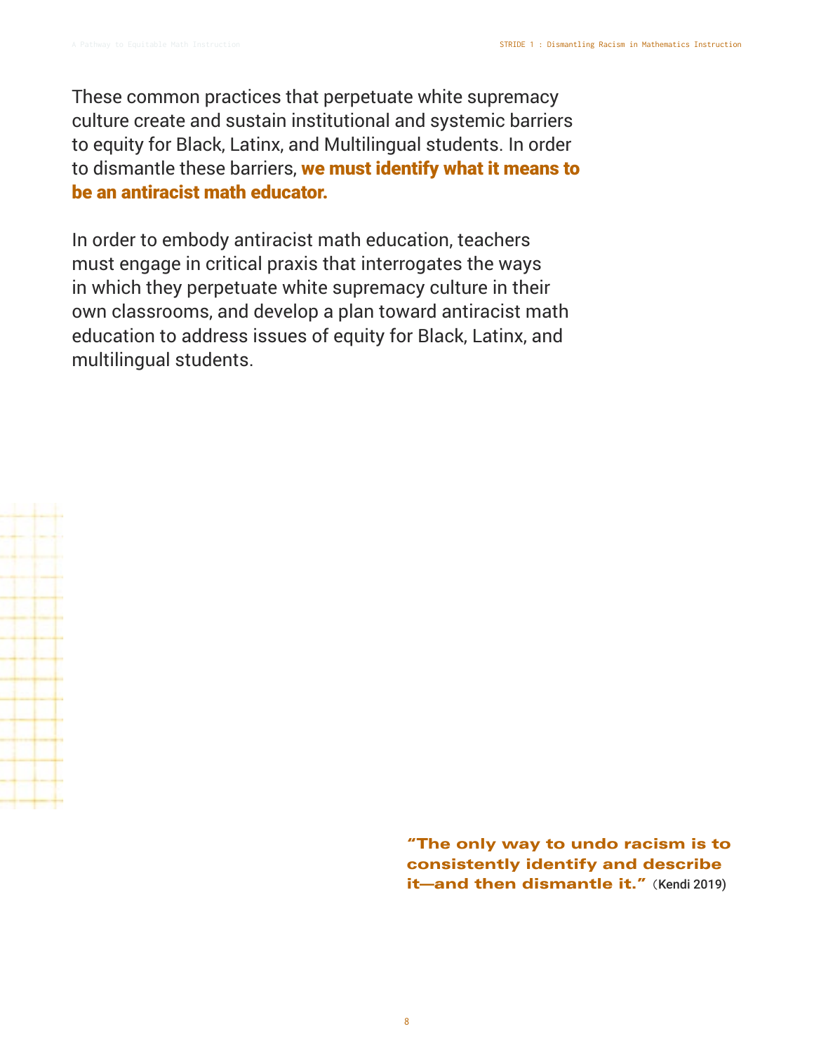These common practices that perpetuate white supremacy culture create and sustain institutional and systemic barriers to equity for Black, Latinx, and Multilingual students. In order to dismantle these barriers, **we must identify what it means to be an antiracist math educator.**

In order to embody antiracist math education, teachers must engage in critical praxis that interrogates the ways in which they perpetuate white supremacy culture in their own classrooms, and develop a plan toward antiracist math education to address issues of equity for Black, Latinx, and multilingual students.

> **"The only way to undo racism is to consistently identify and describe it—and then dismantle it."** (Kendi 2019)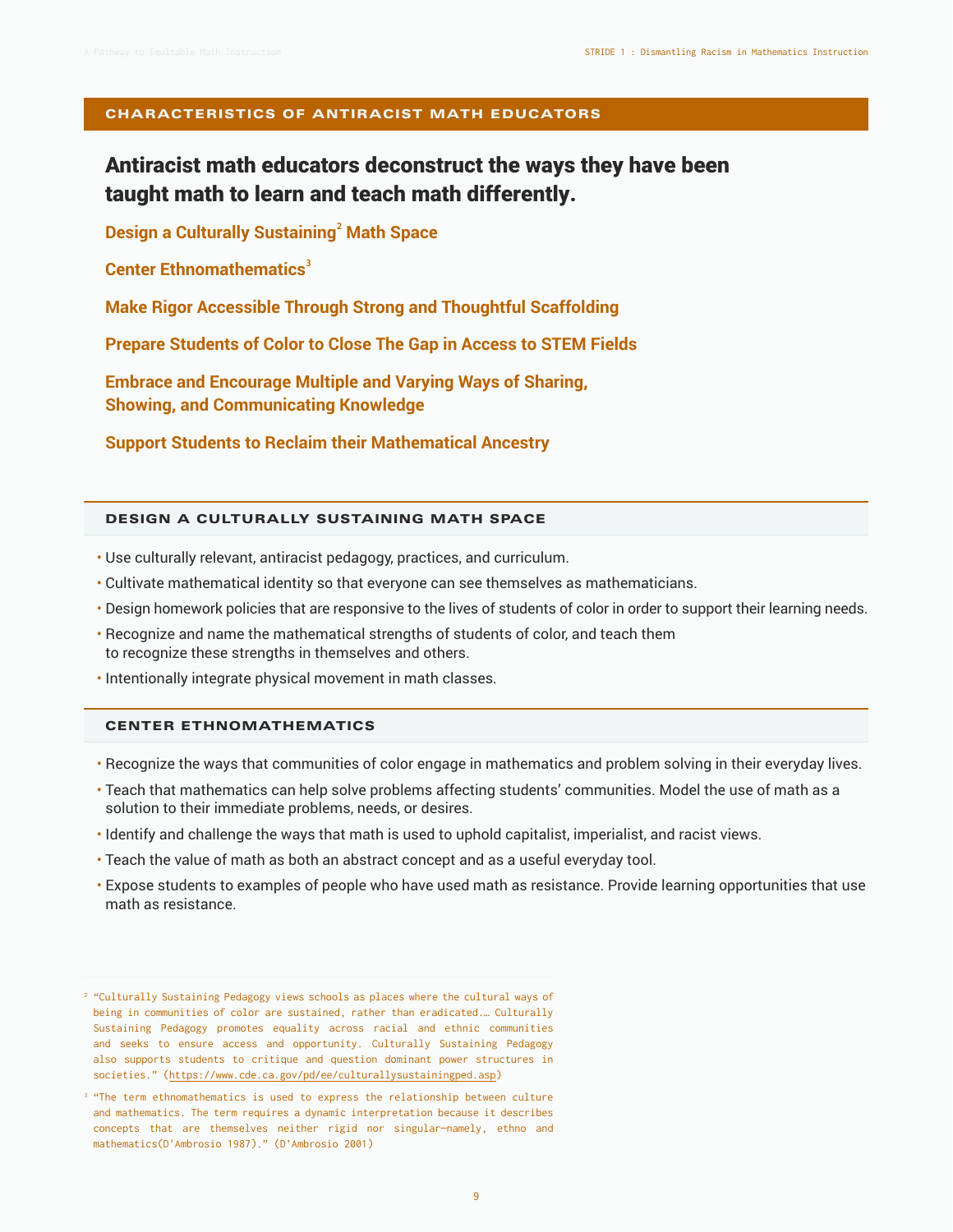## CHARACTERISTICS OF ANTIRACIST MATH EDUCATORS

# Antiracist math educators deconstruct the ways they have been taught math to learn and teach math differently.

**Design a Culturally Sustaining[2] Math Space**

**Center Ethnomathematics[3]**

**Make Rigor Accessible Through Strong and Thoughtful Scaffolding**

**Prepare Students of Color to Close The Gap in Access to STEM Fields**

**Embrace and Encourage Multiple and Varying Ways of Sharing, Showing, and Communicating Knowledge**

**Support Students to Reclaim their Mathematical Ancestry**

### DESIGN A CULTURALLY SUSTAINING MATH SPACE

- Use culturally relevant, antiracist pedagogy, practices, and curriculum.
- Cultivate mathematical identity so that everyone can see themselves as mathematicians.
- Design homework policies that are responsive to the lives of students of color in order to support their learning needs.
- Recognize and name the mathematical strengths of students of color, and teach them to recognize these strengths in themselves and others.
- Intentionally integrate physical movement in math classes.

### CENTER ETHNOMATHEMATICS

- Recognize the ways that communities of color engage in mathematics and problem solving in their everyday lives.
- Teach that mathematics can help solve problems affecting students' communities. Model the use of math as a solution to their immediate problems, needs, or desires.
- Identify and challenge the ways that math is used to uphold capitalist, imperialist, and racist views.
- Teach the value of math as both an abstract concept and as a useful everyday tool.
- Expose students to examples of people who have used math as resistance. Provide learning opportunities that use math as resistance.

[2] "Culturally Sustaining Pedagogy views schools as places where the cultural ways of being in communities of color are sustained, rather than eradicated.… Culturally Sustaining Pedagogy promotes equality across racial and ethnic communities and seeks to ensure access and opportunity. Culturally Sustaining Pedagogy also supports students to critique and question dominant power structures in societies." (https://www.cde.ca.gov/pd/ee/culturallysustainingped.asp)

[3] "The term ethnomathematics is used to express the relationship between culture and mathematics. The term requires a dynamic interpretation because it describes concepts that are themselves neither rigid nor singular—namely, ethno and mathematics(D'Ambrosio 1987)." (D'Ambrosio 2001)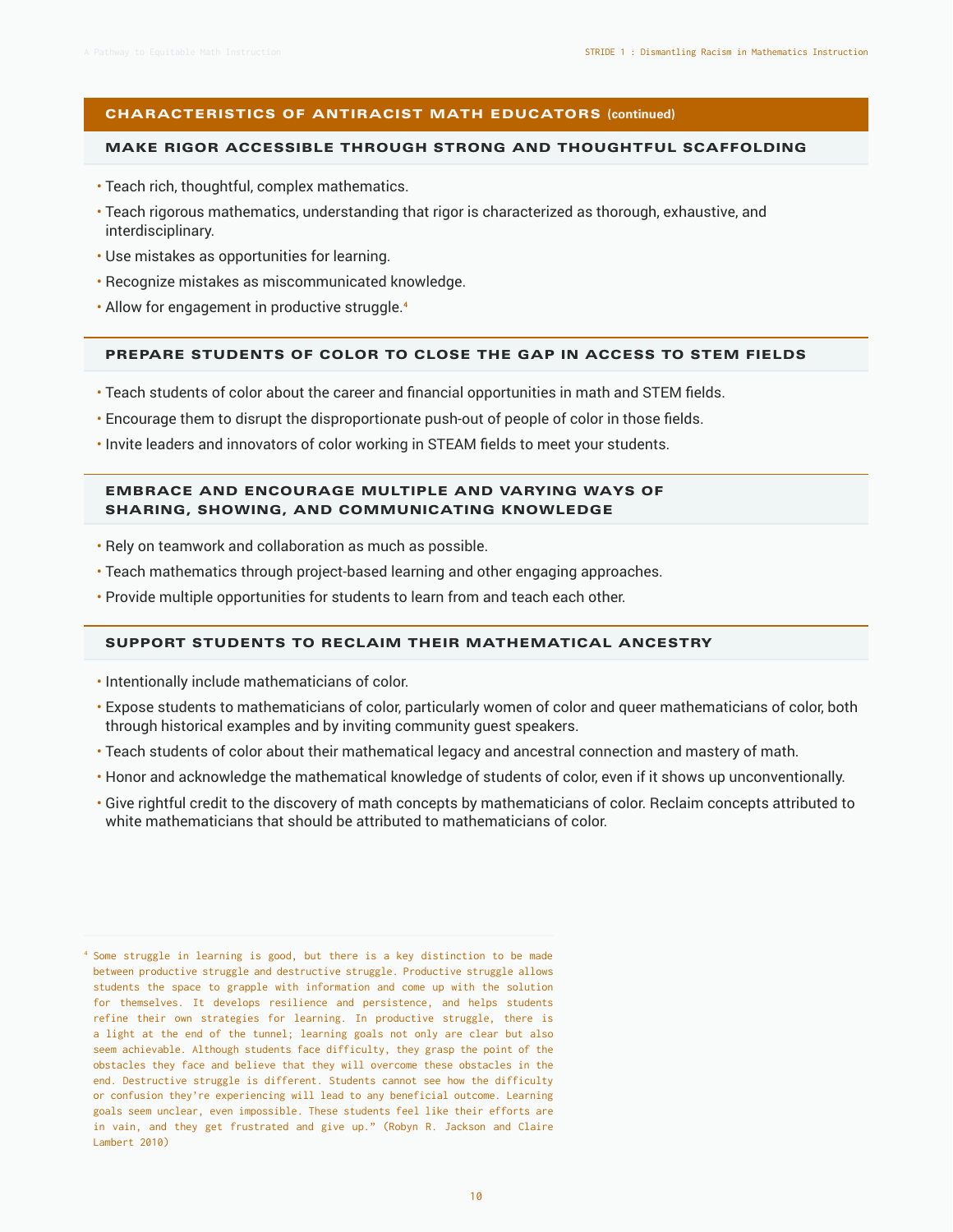## CHARACTERISTICS OF ANTIRACIST MATH EDUCATORS (continued)

### MAKE RIGOR ACCESSIBLE THROUGH STRONG AND THOUGHTFUL SCAFFOLDING

- Teach rich, thoughtful, complex mathematics.
- Teach rigorous mathematics, understanding that rigor is characterized as thorough, exhaustive, and interdisciplinary.
- Use mistakes as opportunities for learning.
- Recognize mistakes as miscommunicated knowledge.
- Allow for engagement in productive struggle.[4]

### PREPARE STUDENTS OF COLOR TO CLOSE THE GAP IN ACCESS TO STEM FIELDS

- Teach students of color about the career and financial opportunities in math and STEM fields.
- Encourage them to disrupt the disproportionate push-out of people of color in those fields.
- Invite leaders and innovators of color working in STEAM fields to meet your students.

### EMBRACE AND ENCOURAGE MULTIPLE AND VARYING WAYS OF SHARING, SHOWING, AND COMMUNICATING KNOWLEDGE

- Rely on teamwork and collaboration as much as possible.
- Teach mathematics through project-based learning and other engaging approaches.
- Provide multiple opportunities for students to learn from and teach each other.

### SUPPORT STUDENTS TO RECLAIM THEIR MATHEMATICAL ANCESTRY

- Intentionally include mathematicians of color.
- Expose students to mathematicians of color, particularly women of color and queer mathematicians of color, both through historical examples and by inviting community guest speakers.
- Teach students of color about their mathematical legacy and ancestral connection and mastery of math.
- Honor and acknowledge the mathematical knowledge of students of color, even if it shows up unconventionally.
- Give rightful credit to the discovery of math concepts by mathematicians of color. Reclaim concepts attributed to white mathematicians that should be attributed to mathematicians of color.

[4] Some struggle in learning is good, but there is a key distinction to be made between productive struggle and destructive struggle. Productive struggle allows students the space to grapple with information and come up with the solution for themselves. It develops resilience and persistence, and helps students refine their own strategies for learning. In productive struggle, there is a light at the end of the tunnel; learning goals not only are clear but also seem achievable. Although students face difficulty, they grasp the point of the obstacles they face and believe that they will overcome these obstacles in the end. Destructive struggle is different. Students cannot see how the difficulty or confusion they're experiencing will lead to any beneficial outcome. Learning goals seem unclear, even impossible. These students feel like their efforts are in vain, and they get frustrated and give up." (Robyn R. Jackson and Claire Lambert 2010)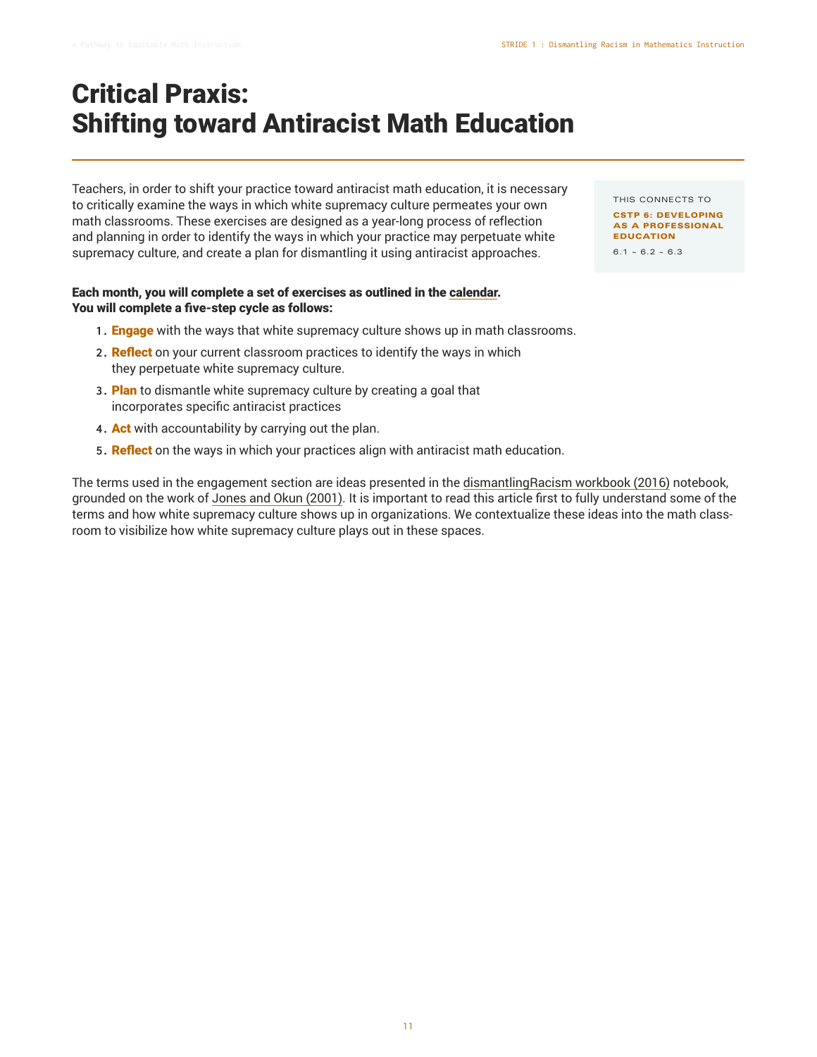# Critical Praxis: Shifting toward Antiracist Math Education

Teachers, in order to shift your practice toward antiracist math education, it is necessary to critically examine the ways in which white supremacy culture permeates your own math classrooms. These exercises are designed as a year-long process of reflection and planning in order to identify the ways in which your practice may perpetuate white supremacy culture, and create a plan for dismantling it using antiracist approaches.

THIS CONNECTS TO

**CSTP 6: DEVELOPING AS A PROFESSIONAL EDUCATION**

6.1 ~ 6.2 ~ 6.3

**Each month, you will complete a set of exercises as outlined in the calendar.
You will complete a five-step cycle as follows:**

1. **Engage** with the ways that white supremacy culture shows up in math classrooms.
2. **Reflect** on your current classroom practices to identify the ways in which they perpetuate white supremacy culture.
3. **Plan** to dismantle white supremacy culture by creating a goal that incorporates specific antiracist practices
4. **Act** with accountability by carrying out the plan.
5. **Reflect** on the ways in which your practices align with antiracist math education.

The terms used in the engagement section are ideas presented in the dismantlingRacism workbook (2016) notebook, grounded on the work of Jones and Okun (2001). It is important to read this article first to fully understand some of the terms and how white supremacy culture shows up in organizations. We contextualize these ideas into the math classroom to visibilize how white supremacy culture plays out in these spaces.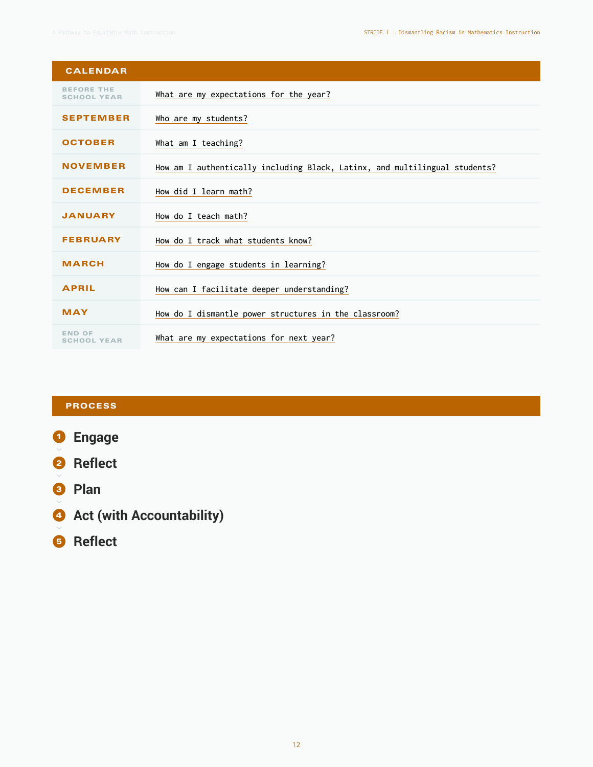## CALENDAR

| | |
|---|---|
| BEFORE THE SCHOOL YEAR | What are my expectations for the year? |
| SEPTEMBER | Who are my students? |
| OCTOBER | What am I teaching? |
| NOVEMBER | How am I authentically including Black, Latinx, and multilingual students? |
| DECEMBER | How did I learn math? |
| JANUARY | How do I teach math? |
| FEBRUARY | How do I track what students know? |
| MARCH | How do I engage students in learning? |
| APRIL | How can I facilitate deeper understanding? |
| MAY | How do I dismantle power structures in the classroom? |
| END OF SCHOOL YEAR | What are my expectations for next year? |

## PROCESS

1. **Engage**
2. **Reflect**
3. **Plan**
4. **Act (with Accountability)**
5. **Reflect**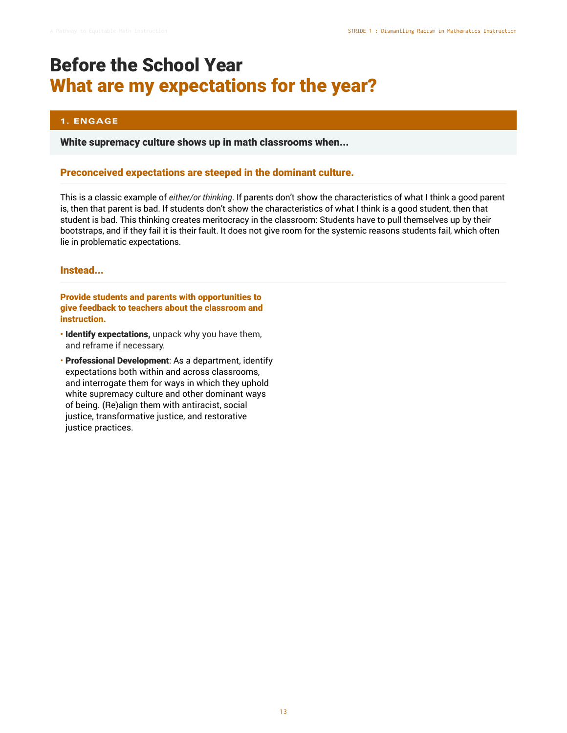# Before the School Year

## What are my expectations for the year?

### 1. ENGAGE

**White supremacy culture shows up in math classrooms when...**

#### Preconceived expectations are steeped in the dominant culture.

This is a classic example of *either/or thinking*. If parents don't show the characteristics of what I think a good parent is, then that parent is bad. If students don't show the characteristics of what I think is a good student, then that student is bad. This thinking creates meritocracy in the classroom: Students have to pull themselves up by their bootstraps, and if they fail it is their fault. It does not give room for the systemic reasons students fail, which often lie in problematic expectations.

#### Instead...

**Provide students and parents with opportunities to give feedback to teachers about the classroom and instruction.**

- **Identify expectations,** unpack why you have them, and reframe if necessary.
- **Professional Development**: As a department, identify expectations both within and across classrooms, and interrogate them for ways in which they uphold white supremacy culture and other dominant ways of being. (Re)align them with antiracist, social justice, transformative justice, and restorative justice practices.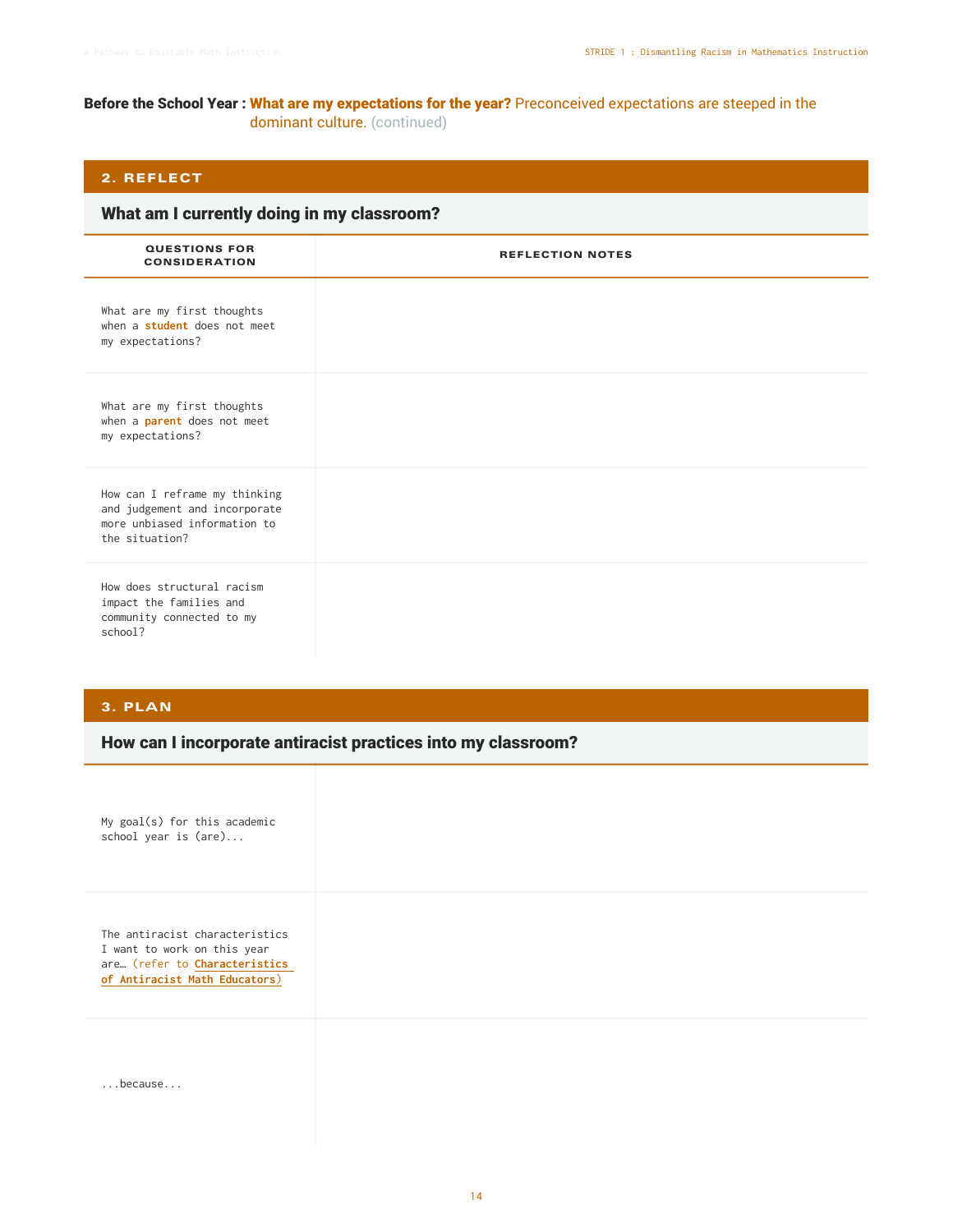**Before the School Year : What are my expectations for the year?** Preconceived expectations are steeped in the dominant culture. (continued)

## 2. REFLECT

### What am I currently doing in my classroom?

| QUESTIONS FOR CONSIDERATION | REFLECTION NOTES |
|---|---|
| What are my first thoughts when a **student** does not meet my expectations? | |
| What are my first thoughts when a **parent** does not meet my expectations? | |
| How can I reframe my thinking and judgement and incorporate more unbiased information to the situation? | |
| How does structural racism impact the families and community connected to my school? | |

## 3. PLAN

### How can I incorporate antiracist practices into my classroom?

| | |
|---|---|
| My goal(s) for this academic school year is (are)... | |
| The antiracist characteristics I want to work on this year are… (refer to **Characteristics of Antiracist Math Educators**) | |
| ...because... | |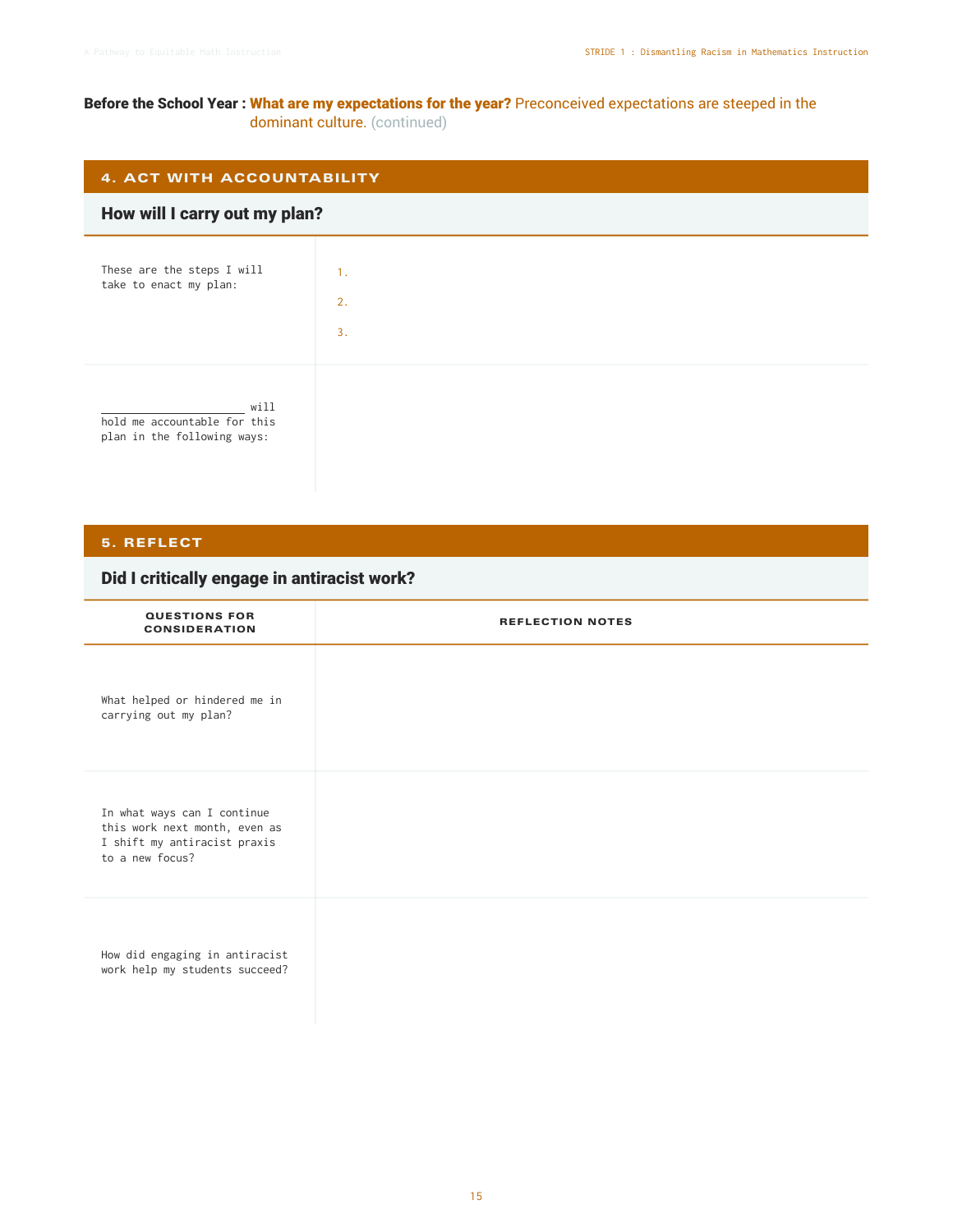**Before the School Year : What are my expectations for the year?** Preconceived expectations are steeped in the dominant culture. (continued)

## 4. ACT WITH ACCOUNTABILITY

### How will I carry out my plan?

| | |
|---|---|
| These are the steps I will take to enact my plan: | 1.<br>2.<br>3. |
| ______________________ will hold me accountable for this plan in the following ways: | |

## 5. REFLECT

### Did I critically engage in antiracist work?

| QUESTIONS FOR CONSIDERATION | REFLECTION NOTES |
|---|---|
| What helped or hindered me in carrying out my plan? | |
| In what ways can I continue this work next month, even as I shift my antiracist praxis to a new focus? | |
| How did engaging in antiracist work help my students succeed? | |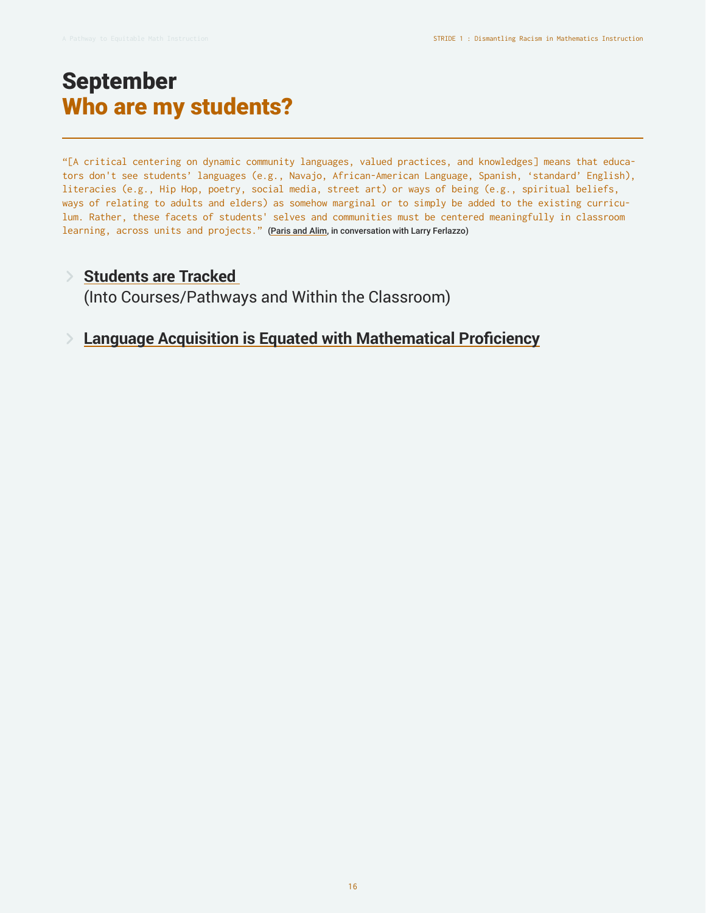# September

## Who are my students?

"[A critical centering on dynamic community languages, valued practices, and knowledges] means that educators don't see students' languages (e.g., Navajo, African-American Language, Spanish, 'standard' English), literacies (e.g., Hip Hop, poetry, social media, street art) or ways of being (e.g., spiritual beliefs, ways of relating to adults and elders) as somehow marginal or to simply be added to the existing curriculum. Rather, these facets of students' selves and communities must be centered meaningfully in classroom learning, across units and projects." (Paris and Alim, in conversation with Larry Ferlazzo)

- **Students are Tracked**
  (Into Courses/Pathways and Within the Classroom)

- **Language Acquisition is Equated with Mathematical Proficiency**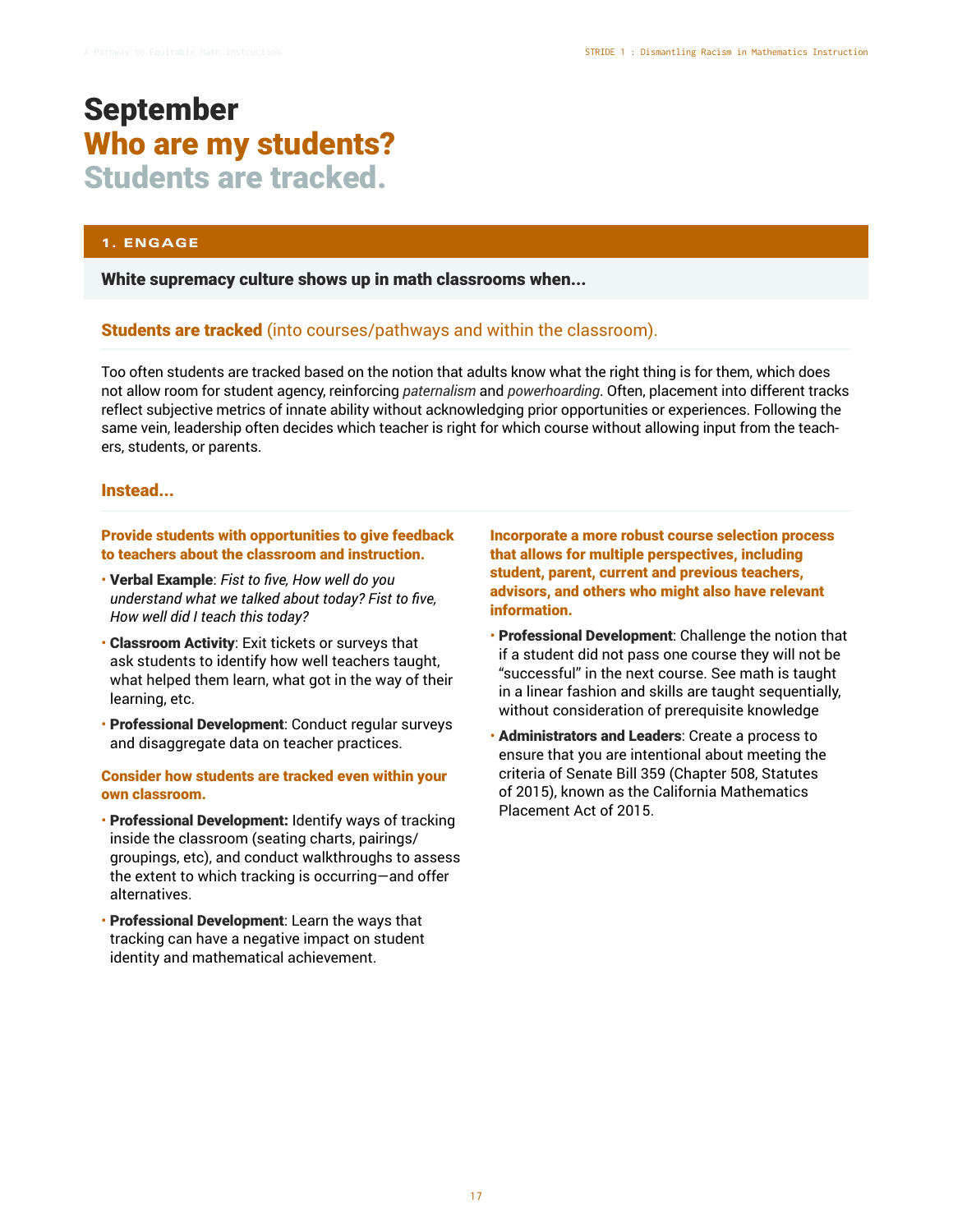# September
## Who are my students?
## Students are tracked.

### 1. ENGAGE

**White supremacy culture shows up in math classrooms when...**

### Students are tracked (into courses/pathways and within the classroom).

Too often students are tracked based on the notion that adults know what the right thing is for them, which does not allow room for student agency, reinforcing *paternalism* and *powerhoarding*. Often, placement into different tracks reflect subjective metrics of innate ability without acknowledging prior opportunities or experiences. Following the same vein, leadership often decides which teacher is right for which course without allowing input from the teachers, students, or parents.

### Instead...

**Provide students with opportunities to give feedback to teachers about the classroom and instruction.**

- **Verbal Example**: *Fist to five, How well do you understand what we talked about today? Fist to five, How well did I teach this today?*
- **Classroom Activity**: Exit tickets or surveys that ask students to identify how well teachers taught, what helped them learn, what got in the way of their learning, etc.
- **Professional Development**: Conduct regular surveys and disaggregate data on teacher practices.

**Consider how students are tracked even within your own classroom.**

- **Professional Development:** Identify ways of tracking inside the classroom (seating charts, pairings/groupings, etc), and conduct walkthroughs to assess the extent to which tracking is occurring—and offer alternatives.
- **Professional Development**: Learn the ways that tracking can have a negative impact on student identity and mathematical achievement.

**Incorporate a more robust course selection process that allows for multiple perspectives, including student, parent, current and previous teachers, advisors, and others who might also have relevant information.**

- **Professional Development**: Challenge the notion that if a student did not pass one course they will not be "successful" in the next course. See math is taught in a linear fashion and skills are taught sequentially, without consideration of prerequisite knowledge
- **Administrators and Leaders**: Create a process to ensure that you are intentional about meeting the criteria of Senate Bill 359 (Chapter 508, Statutes of 2015), known as the California Mathematics Placement Act of 2015.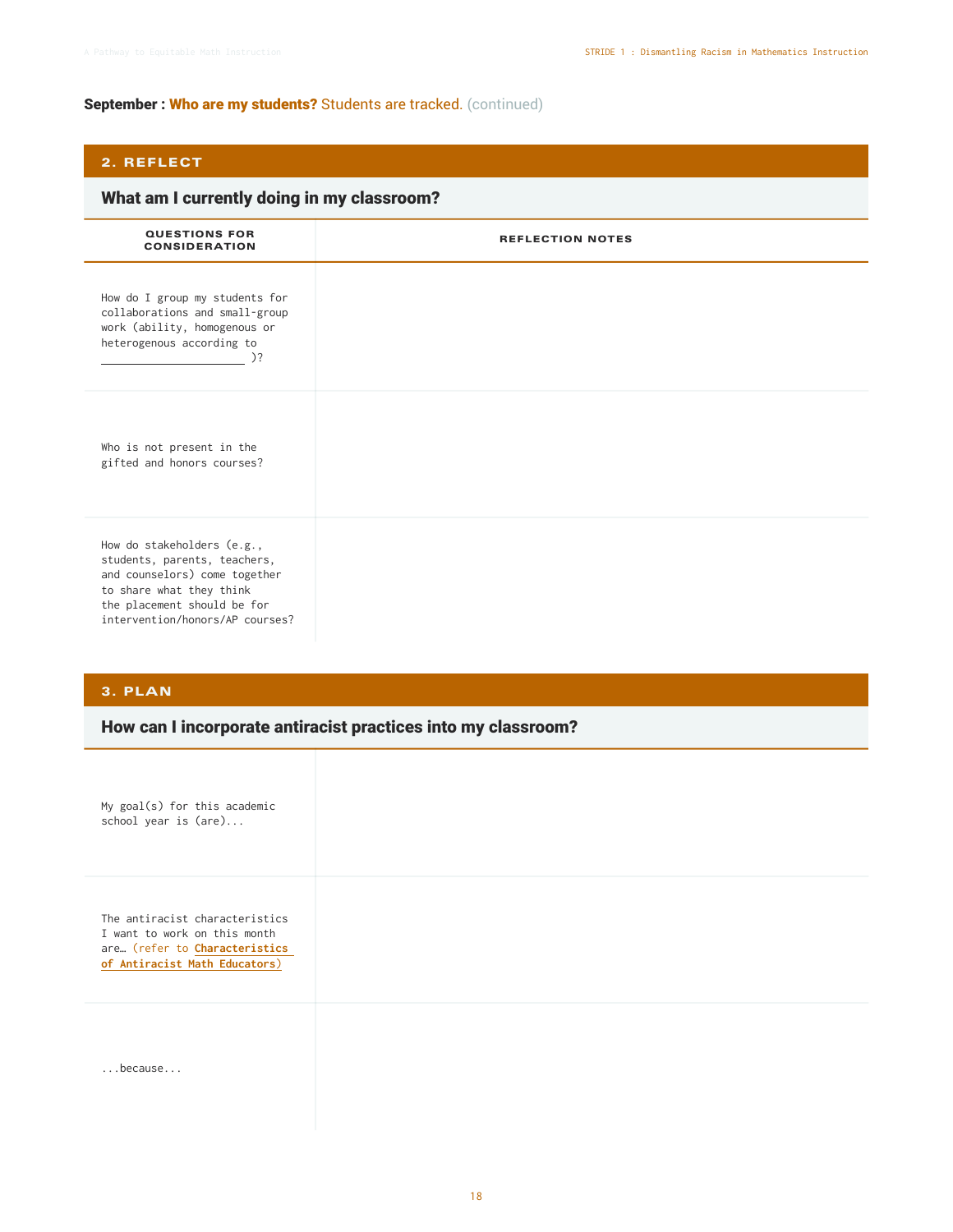**September : Who are my students? Students are tracked. (continued)**

## 2. REFLECT

### What am I currently doing in my classroom?

| QUESTIONS FOR CONSIDERATION | REFLECTION NOTES |
|---|---|
| How do I group my students for collaborations and small-group work (ability, homogenous or heterogenous according to ______________________ )? | |
| Who is not present in the gifted and honors courses? | |
| How do stakeholders (e.g., students, parents, teachers, and counselors) come together to share what they think the placement should be for intervention/honors/AP courses? | |

## 3. PLAN

### How can I incorporate antiracist practices into my classroom?

| | |
|---|---|
| My goal(s) for this academic school year is (are)... | |
| The antiracist characteristics I want to work on this month are… (refer to **Characteristics of Antiracist Math Educators**) | |
| ...because... | |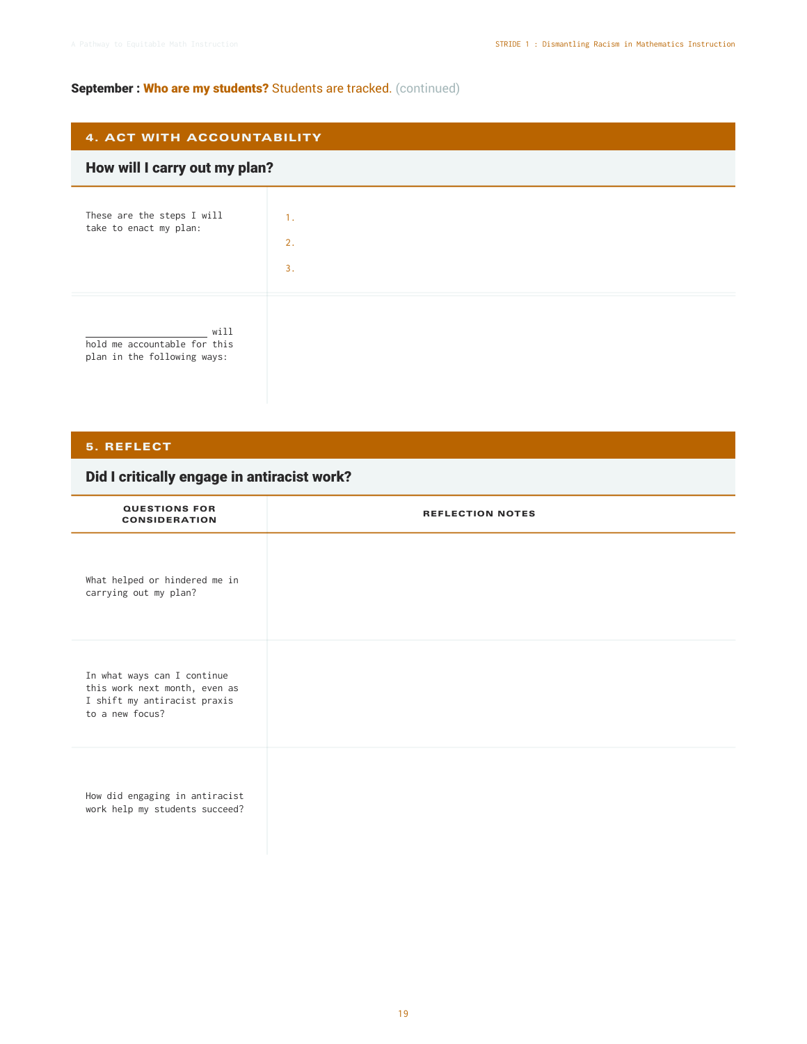**September : Who are my students?** Students are tracked. (continued)

## 4. ACT WITH ACCOUNTABILITY

### How will I carry out my plan?

| | |
|---|---|
| These are the steps I will take to enact my plan: | 1.<br>2.<br>3. |
| ______________________ will hold me accountable for this plan in the following ways: | |

## 5. REFLECT

### Did I critically engage in antiracist work?

| QUESTIONS FOR CONSIDERATION | REFLECTION NOTES |
|---|---|
| What helped or hindered me in carrying out my plan? | |
| In what ways can I continue this work next month, even as I shift my antiracist praxis to a new focus? | |
| How did engaging in antiracist work help my students succeed? | |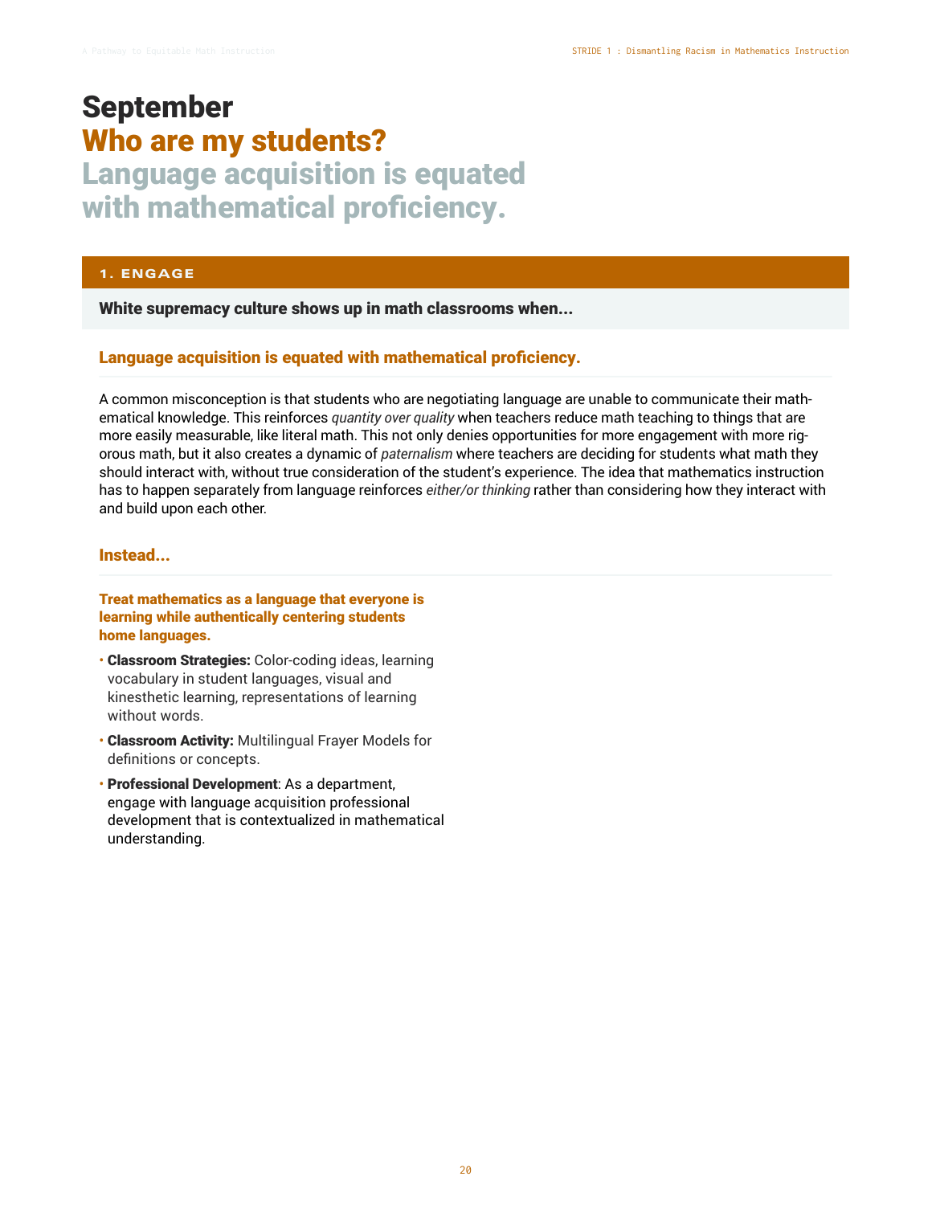# September

## Who are my students?

## Language acquisition is equated with mathematical proficiency.

### 1. ENGAGE

**White supremacy culture shows up in math classrooms when...**

#### Language acquisition is equated with mathematical proficiency.

A common misconception is that students who are negotiating language are unable to communicate their mathematical knowledge. This reinforces *quantity over quality* when teachers reduce math teaching to things that are more easily measurable, like literal math. This not only denies opportunities for more engagement with more rigorous math, but it also creates a dynamic of *paternalism* where teachers are deciding for students what math they should interact with, without true consideration of the student's experience. The idea that mathematics instruction has to happen separately from language reinforces *either/or thinking* rather than considering how they interact with and build upon each other.

#### Instead...

**Treat mathematics as a language that everyone is learning while authentically centering students home languages.**

- **Classroom Strategies:** Color-coding ideas, learning vocabulary in student languages, visual and kinesthetic learning, representations of learning without words.
- **Classroom Activity:** Multilingual Frayer Models for definitions or concepts.
- **Professional Development**: As a department, engage with language acquisition professional development that is contextualized in mathematical understanding.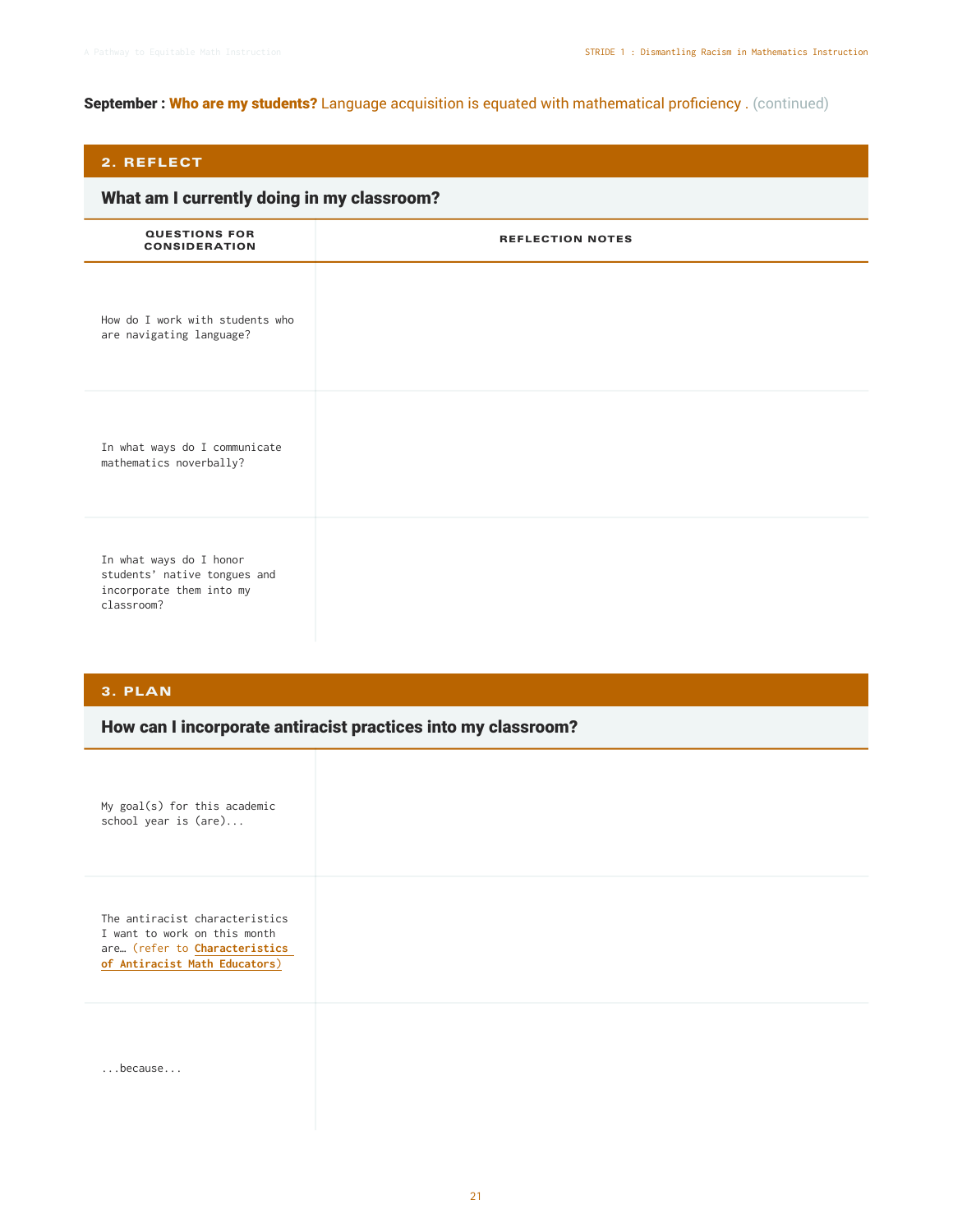**September : Who are my students?** Language acquisition is equated with mathematical proficiency . (continued)

## 2. REFLECT

### What am I currently doing in my classroom?

| QUESTIONS FOR CONSIDERATION | REFLECTION NOTES |
|---|---|
| How do I work with students who are navigating language? | |
| In what ways do I communicate mathematics noverbally? | |
| In what ways do I honor students' native tongues and incorporate them into my classroom? | |

## 3. PLAN

### How can I incorporate antiracist practices into my classroom?

| | |
|---|---|
| My goal(s) for this academic school year is (are)... | |
| The antiracist characteristics I want to work on this month are… (refer to **Characteristics of Antiracist Math Educators**) | |
| ...because... | |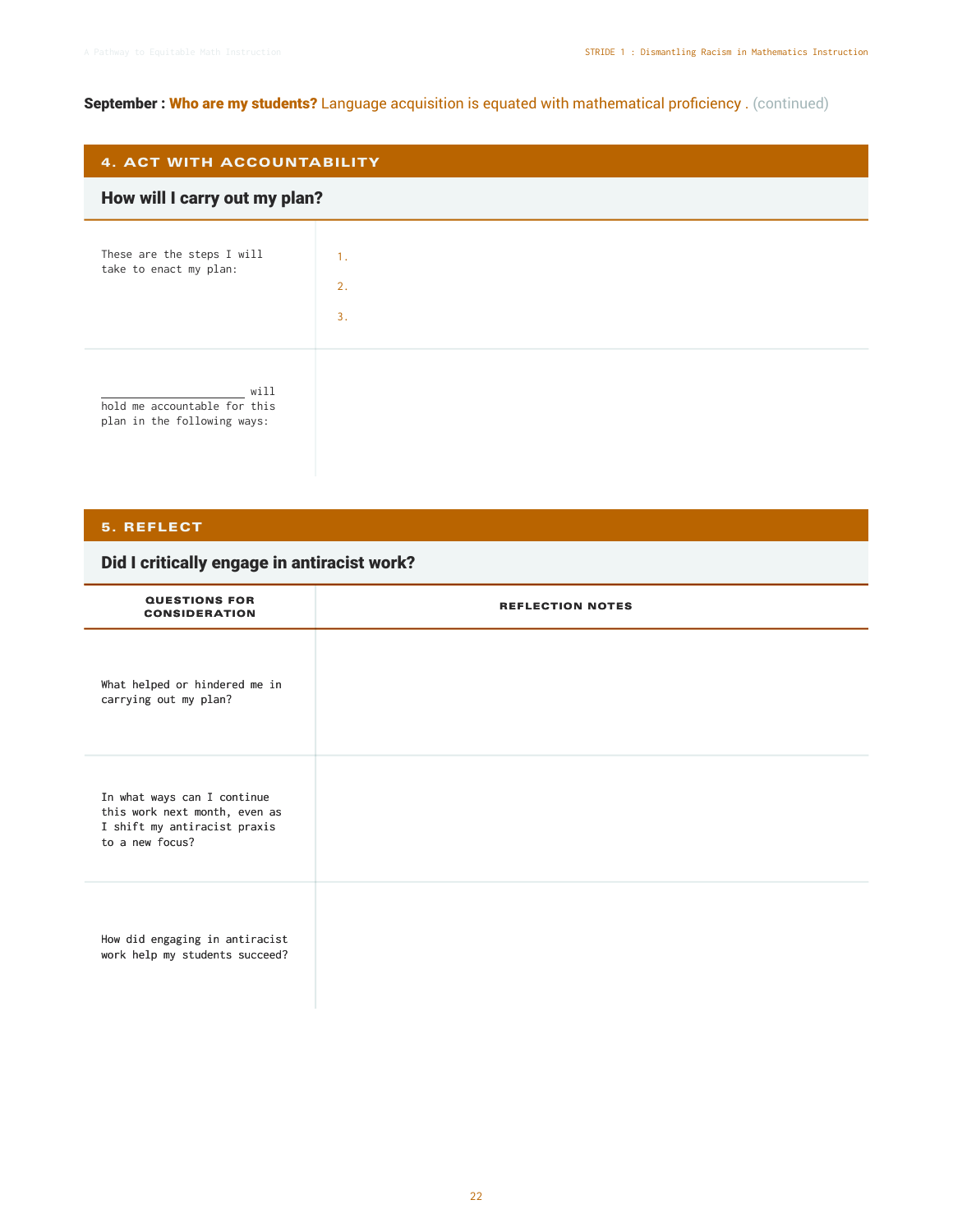**September : Who are my students?** Language acquisition is equated with mathematical proficiency . (continued)

## 4. ACT WITH ACCOUNTABILITY

### How will I carry out my plan?

| | |
|---|---|
| These are the steps I will take to enact my plan: | 1.<br>2.<br>3. |
| ______________________ will hold me accountable for this plan in the following ways: | |

## 5. REFLECT

### Did I critically engage in antiracist work?

| QUESTIONS FOR CONSIDERATION | REFLECTION NOTES |
|---|---|
| What helped or hindered me in carrying out my plan? | |
| In what ways can I continue this work next month, even as I shift my antiracist praxis to a new focus? | |
| How did engaging in antiracist work help my students succeed? | |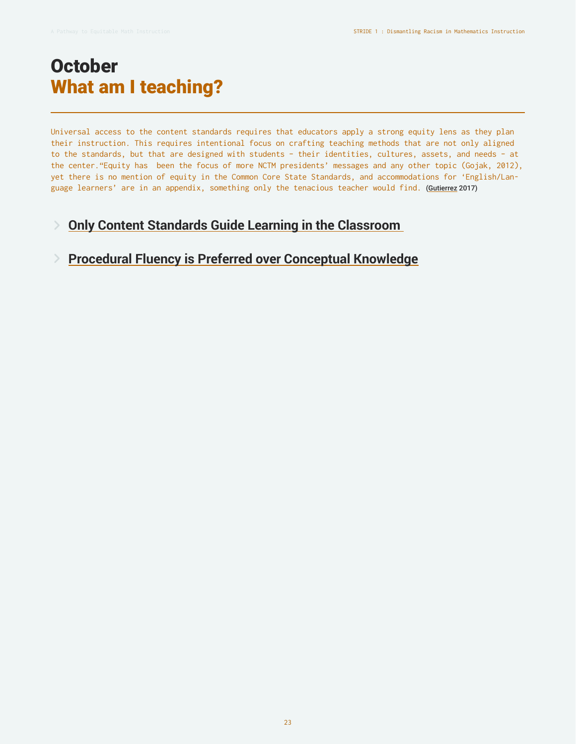# October
## What am I teaching?

Universal access to the content standards requires that educators apply a strong equity lens as they plan their instruction. This requires intentional focus on crafting teaching methods that are not only aligned to the standards, but that are designed with students - their identities, cultures, assets, and needs - at the center.“Equity has been the focus of more NCTM presidents’ messages and any other topic (Gojak, 2012), yet there is no mention of equity in the Common Core State Standards, and accommodations for ‘English/Language learners’ are in an appendix, something only the tenacious teacher would find. (Gutierrez 2017)

### Only Content Standards Guide Learning in the Classroom

### Procedural Fluency is Preferred over Conceptual Knowledge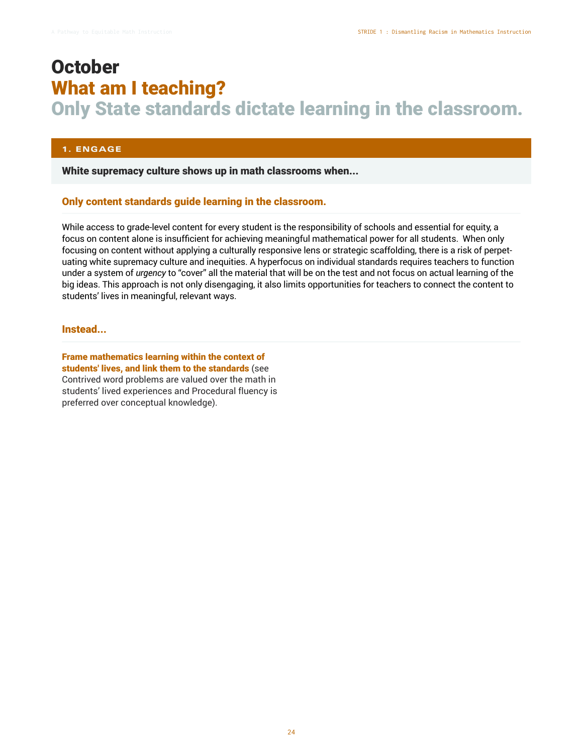# October

## What am I teaching?

## Only State standards dictate learning in the classroom.

### 1. ENGAGE

**White supremacy culture shows up in math classrooms when...**

#### Only content standards guide learning in the classroom.

While access to grade-level content for every student is the responsibility of schools and essential for equity, a focus on content alone is insufficient for achieving meaningful mathematical power for all students. When only focusing on content without applying a culturally responsive lens or strategic scaffolding, there is a risk of perpetuating white supremacy culture and inequities. A hyperfocus on individual standards requires teachers to function under a system of *urgency* to "cover" all the material that will be on the test and not focus on actual learning of the big ideas. This approach is not only disengaging, it also limits opportunities for teachers to connect the content to students' lives in meaningful, relevant ways.

#### Instead...

**Frame mathematics learning within the context of students' lives, and link them to the standards** (see Contrived word problems are valued over the math in students' lived experiences and Procedural fluency is preferred over conceptual knowledge).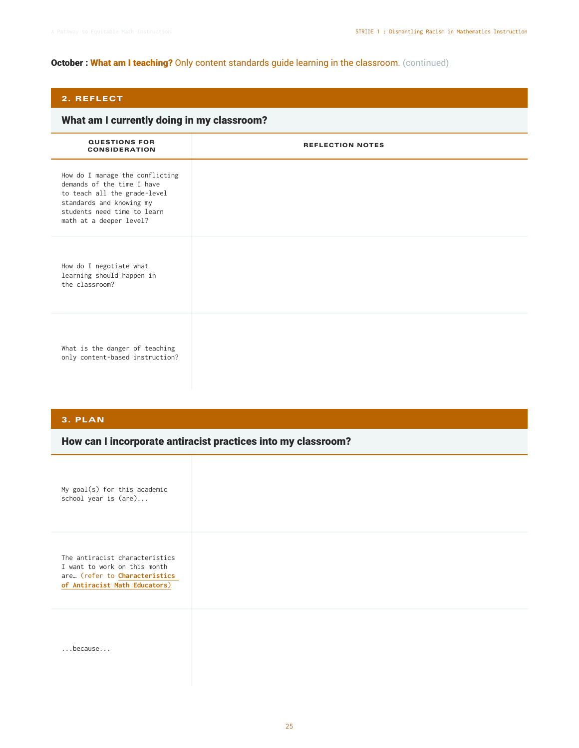**October : What am I teaching?** Only content standards guide learning in the classroom. (continued)

## 2. REFLECT

### What am I currently doing in my classroom?

| QUESTIONS FOR CONSIDERATION | REFLECTION NOTES |
|---|---|
| How do I manage the conflicting demands of the time I have to teach all the grade-level standards and knowing my students need time to learn math at a deeper level? | |
| How do I negotiate what learning should happen in the classroom? | |
| What is the danger of teaching only content-based instruction? | |

## 3. PLAN

### How can I incorporate antiracist practices into my classroom?

| | |
|---|---|
| My goal(s) for this academic school year is (are)... | |
| The antiracist characteristics I want to work on this month are… (refer to **Characteristics of Antiracist Math Educators**) | |
| ...because... | |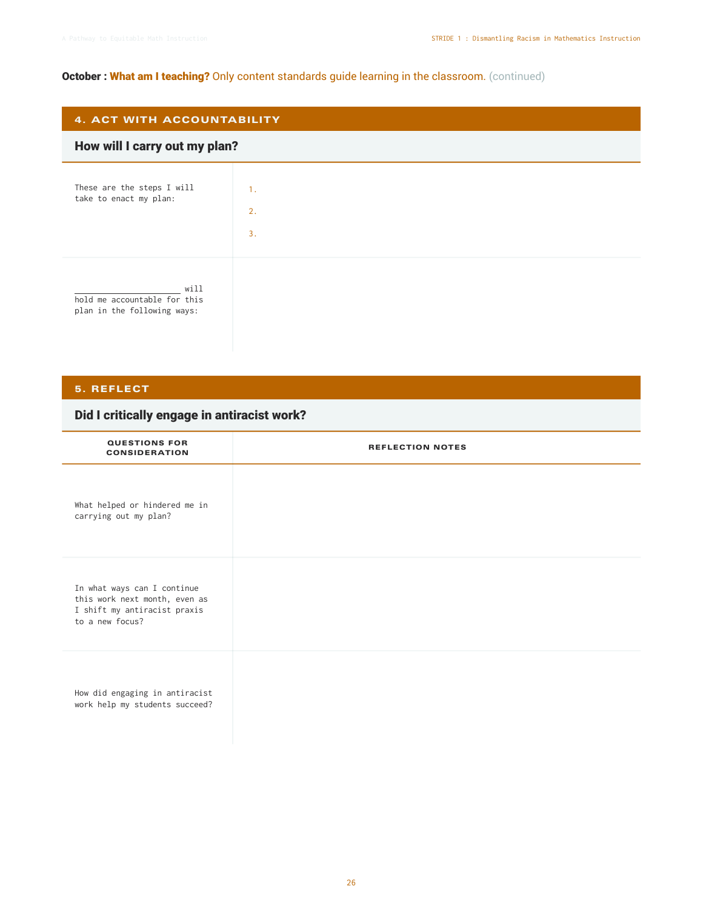**October : What am I teaching?** Only content standards guide learning in the classroom. (continued)

## 4. ACT WITH ACCOUNTABILITY

### How will I carry out my plan?

| | |
|---|---|
| These are the steps I will take to enact my plan: | 1.<br>2.<br>3. |
| ______________________ will hold me accountable for this plan in the following ways: | |

## 5. REFLECT

### Did I critically engage in antiracist work?

| QUESTIONS FOR CONSIDERATION | REFLECTION NOTES |
|---|---|
| What helped or hindered me in carrying out my plan? | |
| In what ways can I continue this work next month, even as I shift my antiracist praxis to a new focus? | |
| How did engaging in antiracist work help my students succeed? | |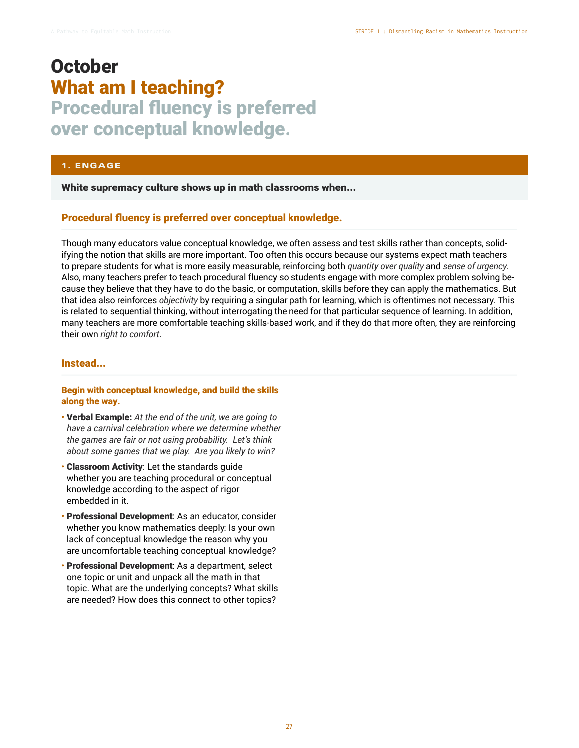# October

## What am I teaching?

## Procedural fluency is preferred over conceptual knowledge.

### 1. ENGAGE

**White supremacy culture shows up in math classrooms when...**

#### Procedural fluency is preferred over conceptual knowledge.

Though many educators value conceptual knowledge, we often assess and test skills rather than concepts, solidifying the notion that skills are more important. Too often this occurs because our systems expect math teachers to prepare students for what is more easily measurable, reinforcing both *quantity over quality* and *sense of urgency*. Also, many teachers prefer to teach procedural fluency so students engage with more complex problem solving because they believe that they have to do the basic, or computation, skills before they can apply the mathematics. But that idea also reinforces *objectivity* by requiring a singular path for learning, which is oftentimes not necessary. This is related to sequential thinking, without interrogating the need for that particular sequence of learning. In addition, many teachers are more comfortable teaching skills-based work, and if they do that more often, they are reinforcing their own *right to comfort*.

#### Instead...

**Begin with conceptual knowledge, and build the skills along the way.**

- **Verbal Example:** *At the end of the unit, we are going to have a carnival celebration where we determine whether the games are fair or not using probability. Let's think about some games that we play. Are you likely to win?*
- **Classroom Activity**: Let the standards guide whether you are teaching procedural or conceptual knowledge according to the aspect of rigor embedded in it.
- **Professional Development**: As an educator, consider whether you know mathematics deeply: Is your own lack of conceptual knowledge the reason why you are uncomfortable teaching conceptual knowledge?
- **Professional Development**: As a department, select one topic or unit and unpack all the math in that topic. What are the underlying concepts? What skills are needed? How does this connect to other topics?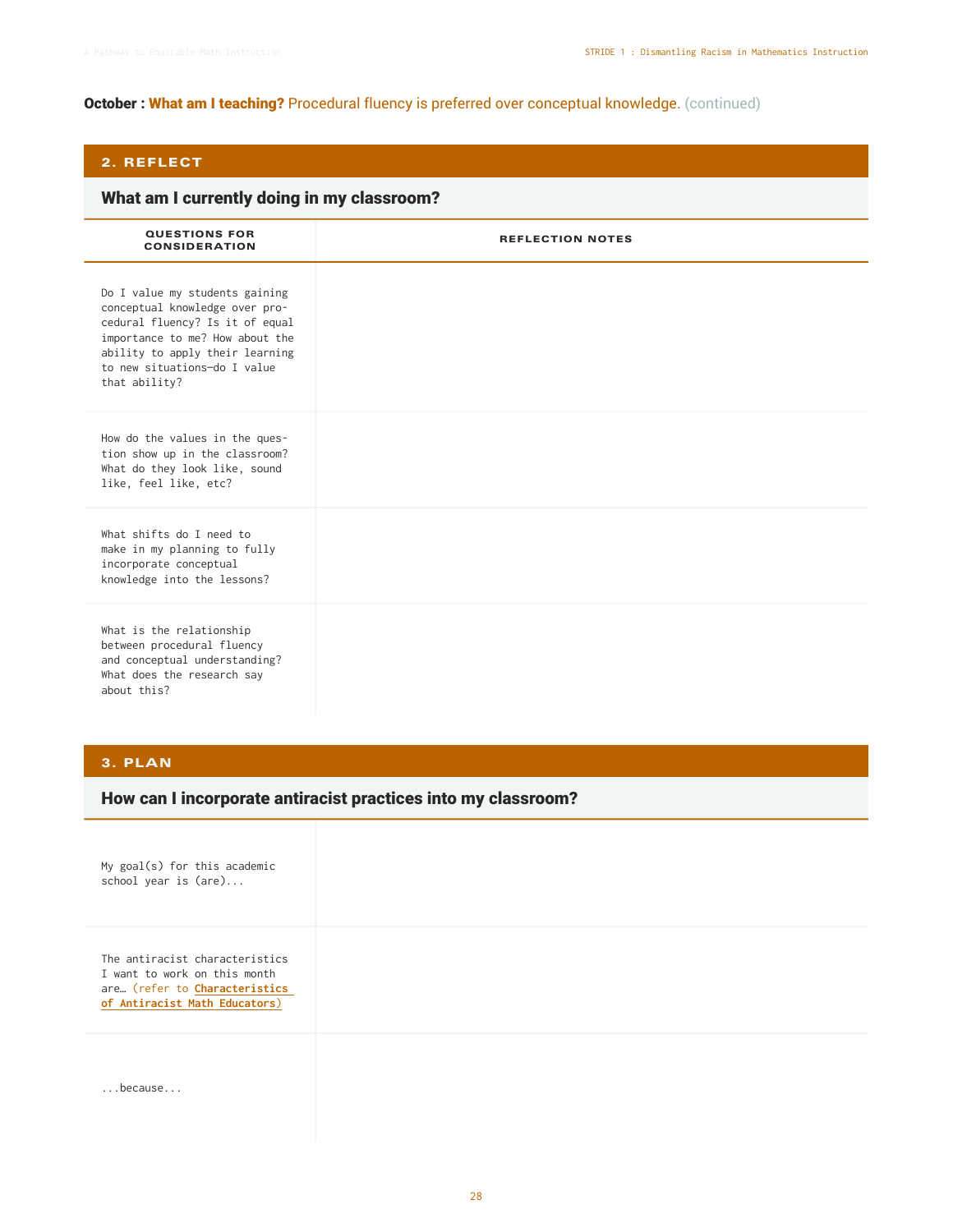**October : What am I teaching?** Procedural fluency is preferred over conceptual knowledge. (continued)

## 2. REFLECT

### What am I currently doing in my classroom?

| QUESTIONS FOR CONSIDERATION | REFLECTION NOTES |
|---|---|
| Do I value my students gaining conceptual knowledge over procedural fluency? Is it of equal importance to me? How about the ability to apply their learning to new situations—do I value that ability? | |
| How do the values in the question show up in the classroom? What do they look like, sound like, feel like, etc? | |
| What shifts do I need to make in my planning to fully incorporate conceptual knowledge into the lessons? | |
| What is the relationship between procedural fluency and conceptual understanding? What does the research say about this? | |

## 3. PLAN

### How can I incorporate antiracist practices into my classroom?

| | |
|---|---|
| My goal(s) for this academic school year is (are)... | |
| The antiracist characteristics I want to work on this month are… (refer to **Characteristics of Antiracist Math Educators**) | |
| ...because... | |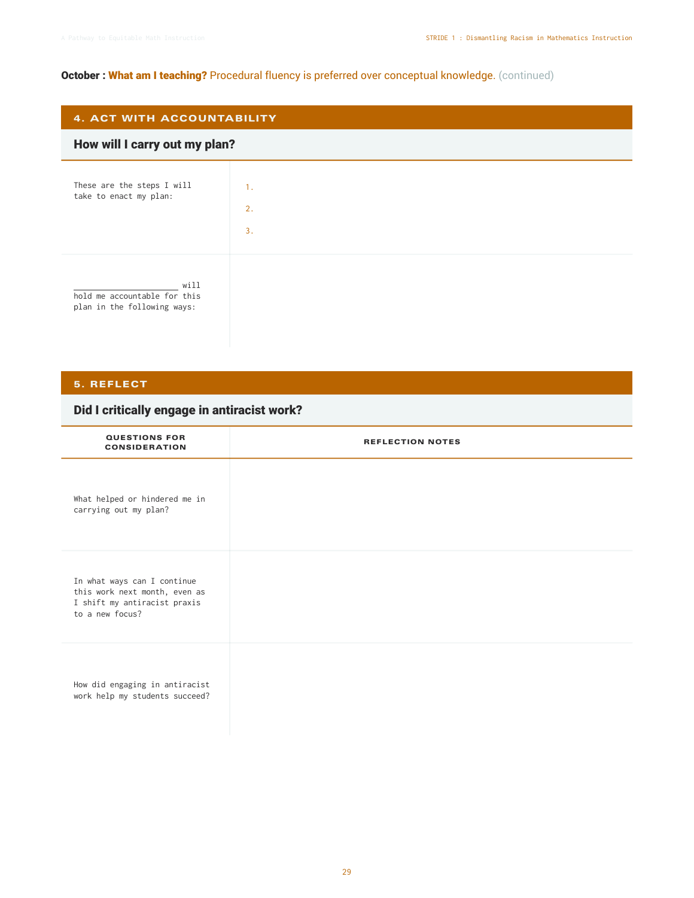**October : What am I teaching?** Procedural fluency is preferred over conceptual knowledge. (continued)

## 4. ACT WITH ACCOUNTABILITY

### How will I carry out my plan?

| | |
|---|---|
| These are the steps I will take to enact my plan: | 1.<br>2.<br>3. |
| ______________________ will hold me accountable for this plan in the following ways: | |

## 5. REFLECT

### Did I critically engage in antiracist work?

| QUESTIONS FOR CONSIDERATION | REFLECTION NOTES |
|---|---|
| What helped or hindered me in carrying out my plan? | |
| In what ways can I continue this work next month, even as I shift my antiracist praxis to a new focus? | |
| How did engaging in antiracist work help my students succeed? | |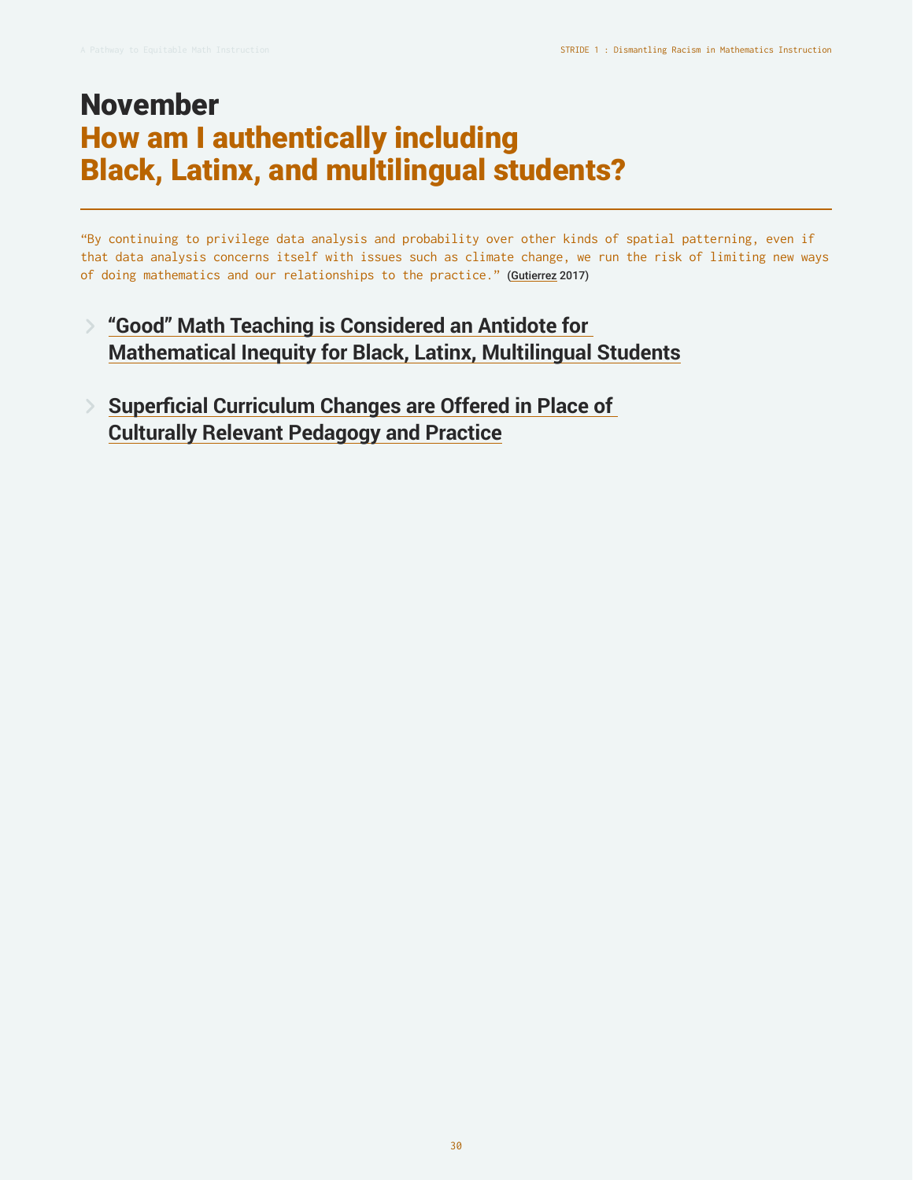# November
## How am I authentically including Black, Latinx, and multilingual students?

"By continuing to privilege data analysis and probability over other kinds of spatial patterning, even if that data analysis concerns itself with issues such as climate change, we run the risk of limiting new ways of doing mathematics and our relationships to the practice." (Gutierrez 2017)

- **"Good" Math Teaching is Considered an Antidote for Mathematical Inequity for Black, Latinx, Multilingual Students**

- **Superficial Curriculum Changes are Offered in Place of Culturally Relevant Pedagogy and Practice**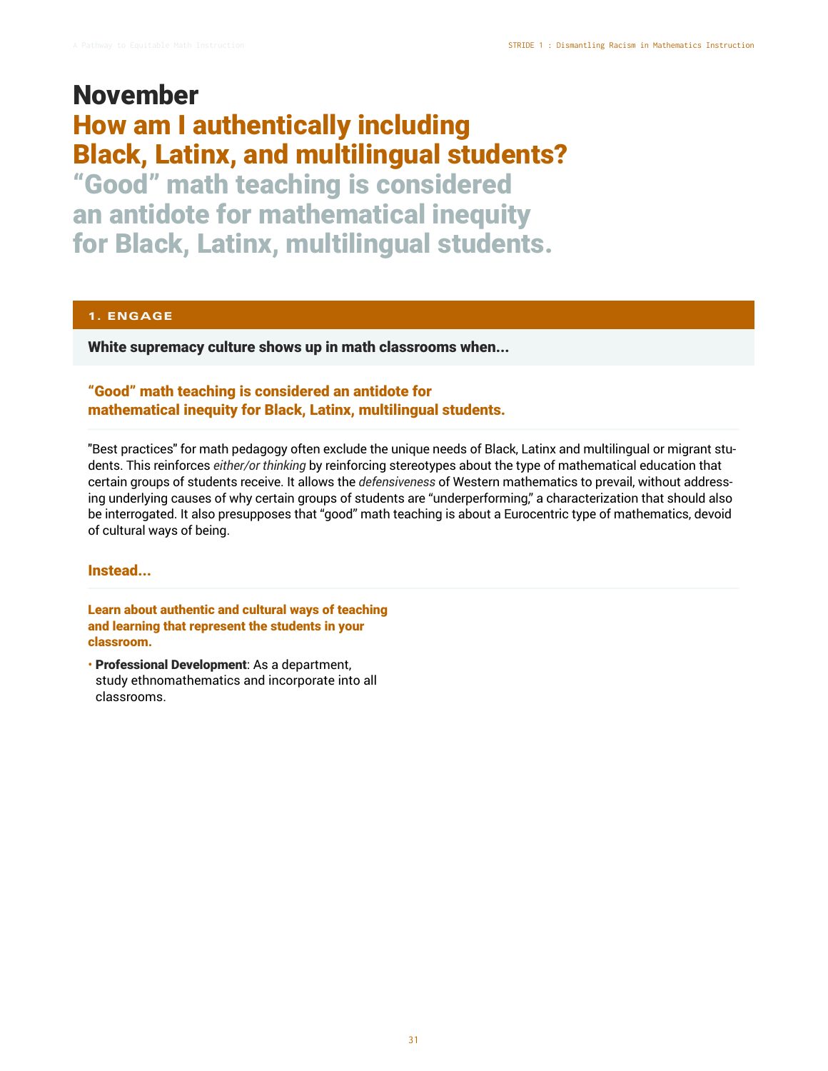# November

## How am I authentically including Black, Latinx, and multilingual students?

## “Good” math teaching is considered an antidote for mathematical inequity for Black, Latinx, multilingual students.

### 1. ENGAGE

**White supremacy culture shows up in math classrooms when...**

#### “Good” math teaching is considered an antidote for mathematical inequity for Black, Latinx, multilingual students.

"Best practices" for math pedagogy often exclude the unique needs of Black, Latinx and multilingual or migrant students. This reinforces *either/or thinking* by reinforcing stereotypes about the type of mathematical education that certain groups of students receive. It allows the *defensiveness* of Western mathematics to prevail, without addressing underlying causes of why certain groups of students are “underperforming,” a characterization that should also be interrogated. It also presupposes that “good” math teaching is about a Eurocentric type of mathematics, devoid of cultural ways of being.

#### Instead...

**Learn about authentic and cultural ways of teaching and learning that represent the students in your classroom.**

- **Professional Development**: As a department, study ethnomathematics and incorporate into all classrooms.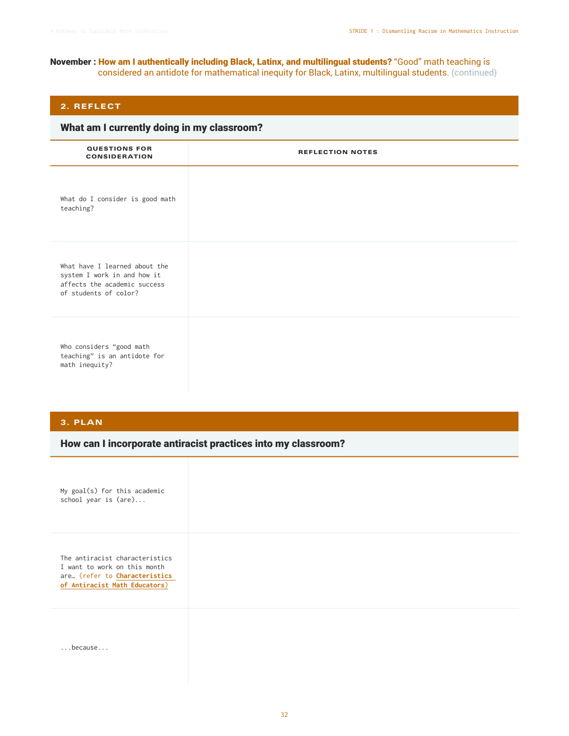**November : How am I authentically including Black, Latinx, and multilingual students?** "Good" math teaching is considered an antidote for mathematical inequity for Black, Latinx, multilingual students. (continued)

## 2. REFLECT

### What am I currently doing in my classroom?

| QUESTIONS FOR CONSIDERATION | REFLECTION NOTES |
|---|---|
| What do I consider is good math teaching? | |
| What have I learned about the system I work in and how it affects the academic success of students of color? | |
| Who considers "good math teaching" is an antidote for math inequity? | |

## 3. PLAN

### How can I incorporate antiracist practices into my classroom?

| | |
|---|---|
| My goal(s) for this academic school year is (are)... | |
| The antiracist characteristics I want to work on this month are… (refer to **Characteristics of Antiracist Math Educators**) | |
| ...because... | |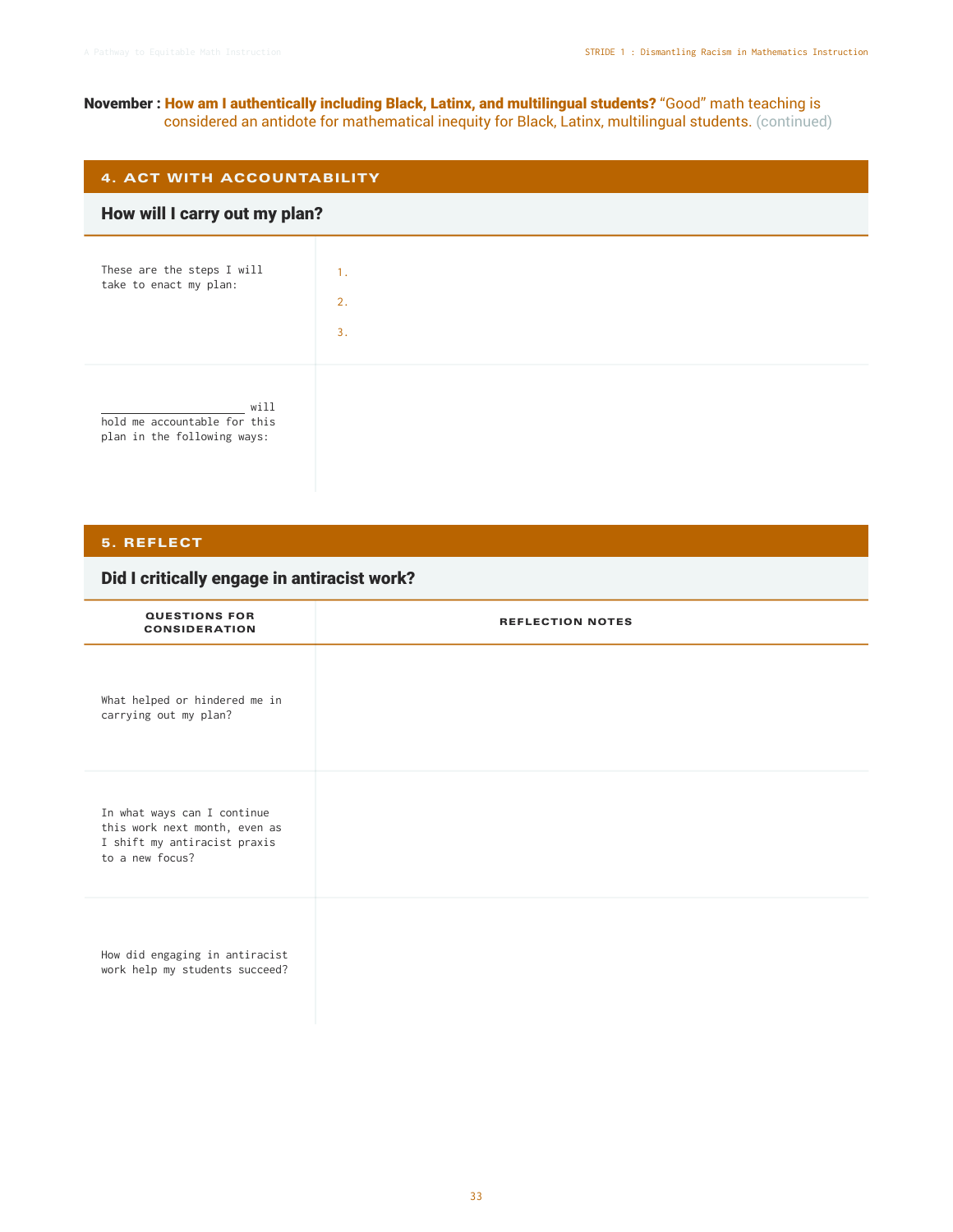**November : How am I authentically including Black, Latinx, and multilingual students?** "Good" math teaching is considered an antidote for mathematical inequity for Black, Latinx, multilingual students. (continued)

## 4. ACT WITH ACCOUNTABILITY

### How will I carry out my plan?

| | |
|---|---|
| These are the steps I will take to enact my plan: | 1.<br>2.<br>3. |
| ____________________ will hold me accountable for this plan in the following ways: | |

## 5. REFLECT

### Did I critically engage in antiracist work?

| QUESTIONS FOR CONSIDERATION | REFLECTION NOTES |
|---|---|
| What helped or hindered me in carrying out my plan? | |
| In what ways can I continue this work next month, even as I shift my antiracist praxis to a new focus? | |
| How did engaging in antiracist work help my students succeed? | |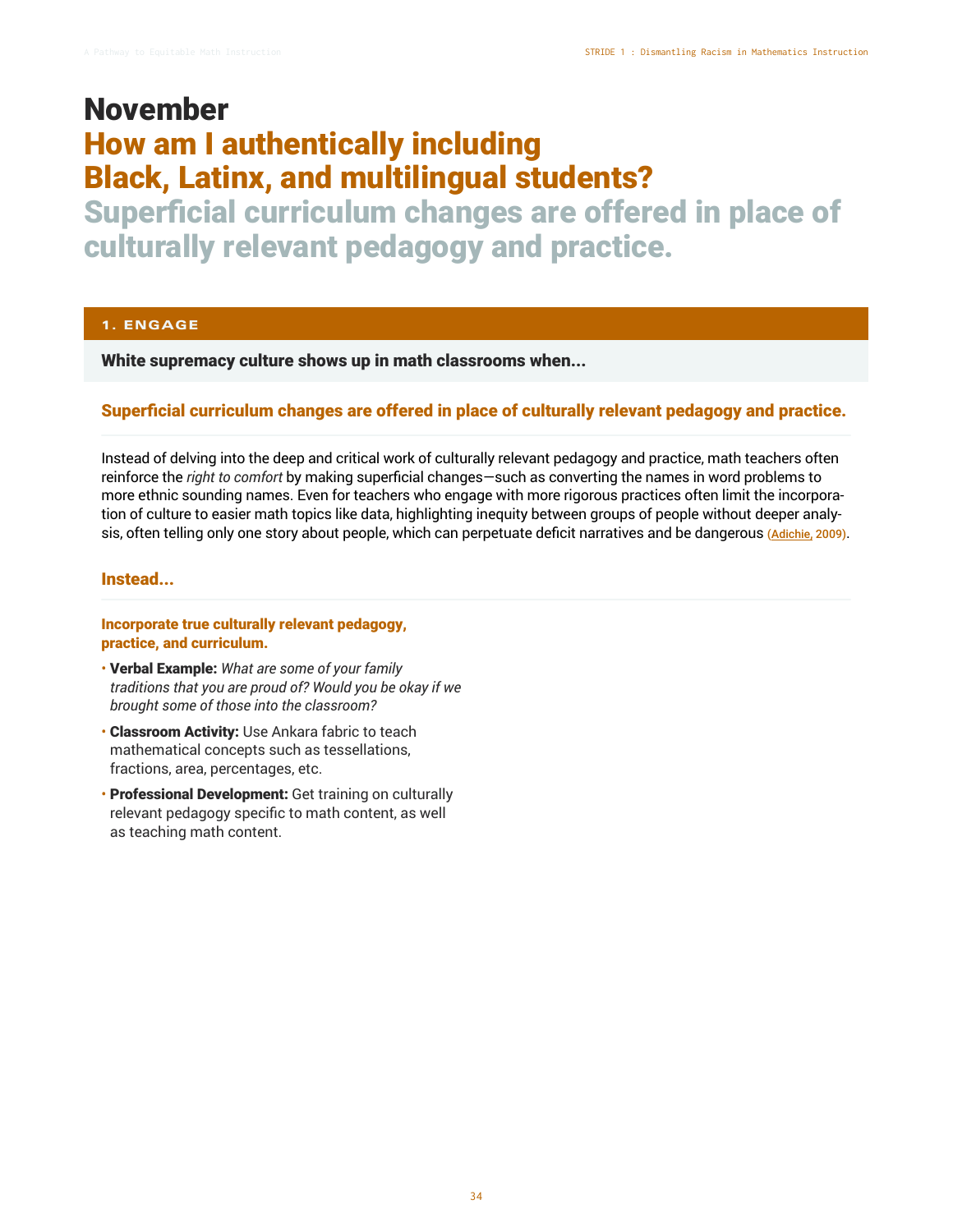# November

## How am I authentically including Black, Latinx, and multilingual students?

## Superficial curriculum changes are offered in place of culturally relevant pedagogy and practice.

### 1. ENGAGE

**White supremacy culture shows up in math classrooms when...**

#### Superficial curriculum changes are offered in place of culturally relevant pedagogy and practice.

Instead of delving into the deep and critical work of culturally relevant pedagogy and practice, math teachers often reinforce the *right to comfort* by making superficial changes—such as converting the names in word problems to more ethnic sounding names. Even for teachers who engage with more rigorous practices often limit the incorporation of culture to easier math topics like data, highlighting inequity between groups of people without deeper analysis, often telling only one story about people, which can perpetuate deficit narratives and be dangerous (Adichie, 2009).

#### Instead...

**Incorporate true culturally relevant pedagogy, practice, and curriculum.**

- **Verbal Example:** *What are some of your family traditions that you are proud of? Would you be okay if we brought some of those into the classroom?*
- **Classroom Activity:** Use Ankara fabric to teach mathematical concepts such as tessellations, fractions, area, percentages, etc.
- **Professional Development:** Get training on culturally relevant pedagogy specific to math content, as well as teaching math content.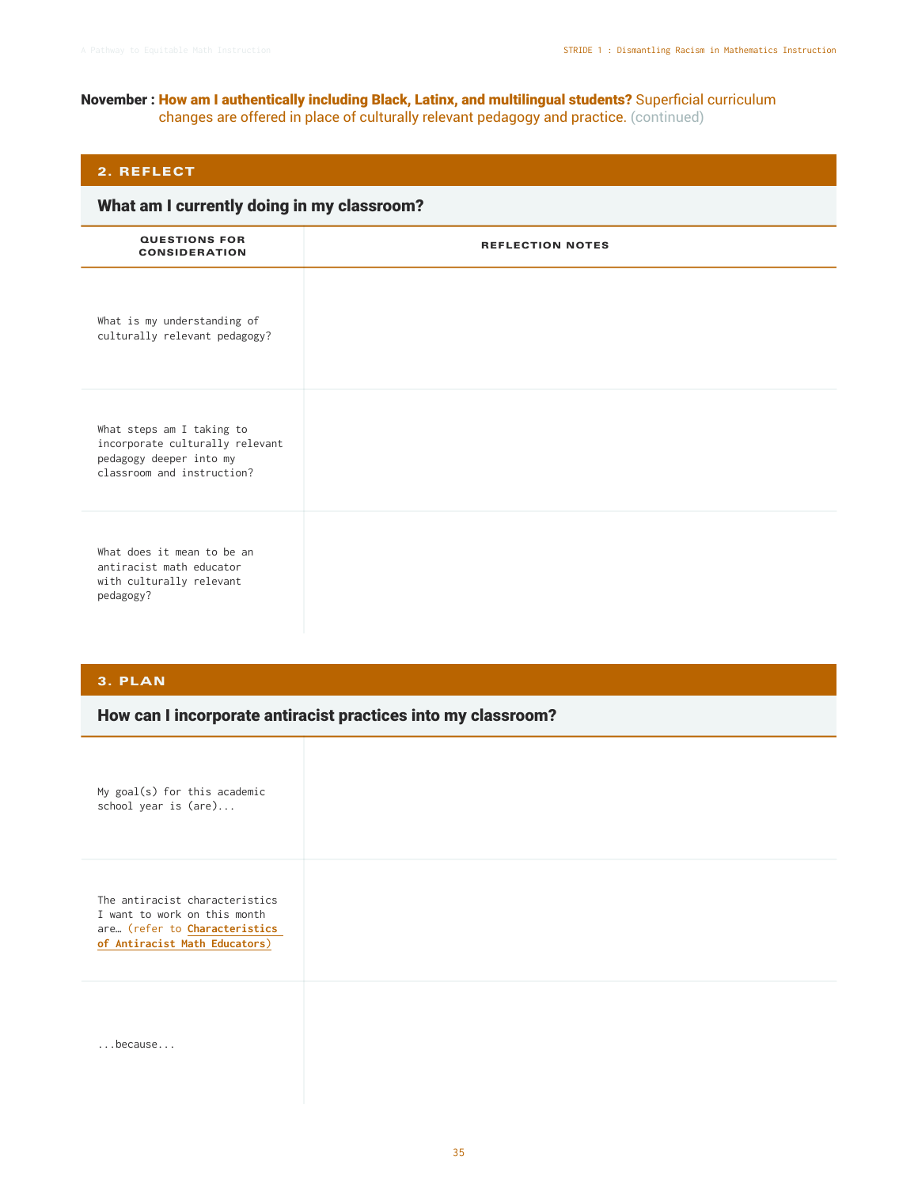**November : How am I authentically including Black, Latinx, and multilingual students?** Superficial curriculum changes are offered in place of culturally relevant pedagogy and practice. (continued)

## 2. REFLECT

### What am I currently doing in my classroom?

| QUESTIONS FOR CONSIDERATION | REFLECTION NOTES |
|---|---|
| What is my understanding of culturally relevant pedagogy? | |
| What steps am I taking to incorporate culturally relevant pedagogy deeper into my classroom and instruction? | |
| What does it mean to be an antiracist math educator with culturally relevant pedagogy? | |

## 3. PLAN

### How can I incorporate antiracist practices into my classroom?

| | |
|---|---|
| My goal(s) for this academic school year is (are)... | |
| The antiracist characteristics I want to work on this month are… (refer to **Characteristics of Antiracist Math Educators**) | |
| ...because... | |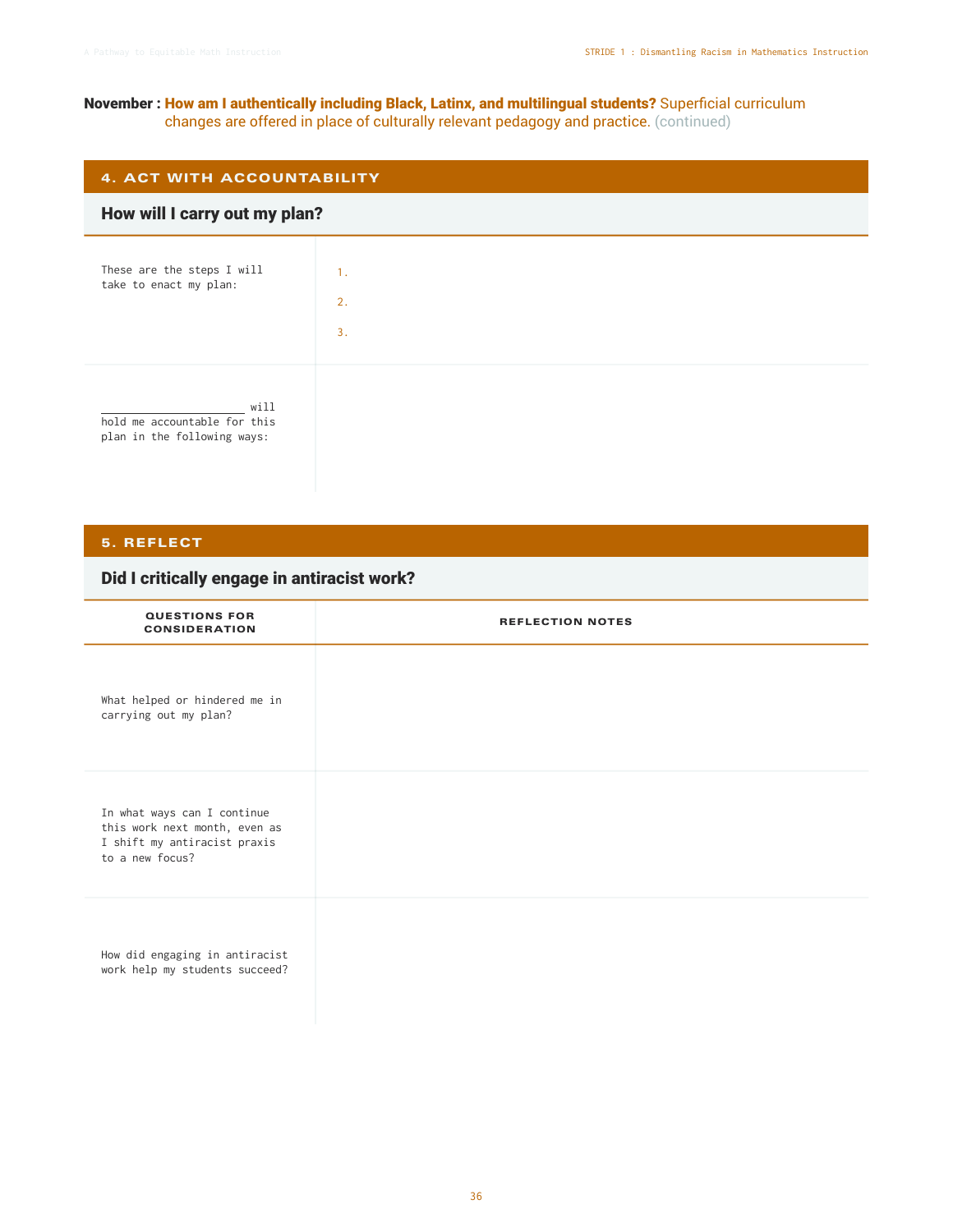**November : How am I authentically including Black, Latinx, and multilingual students?** Superficial curriculum changes are offered in place of culturally relevant pedagogy and practice. (continued)

## 4. ACT WITH ACCOUNTABILITY

### How will I carry out my plan?

| | |
|---|---|
| These are the steps I will take to enact my plan: | 1.<br>2.<br>3. |
| ____________________ will hold me accountable for this plan in the following ways: | |

## 5. REFLECT

### Did I critically engage in antiracist work?

| QUESTIONS FOR CONSIDERATION | REFLECTION NOTES |
|---|---|
| What helped or hindered me in carrying out my plan? | |
| In what ways can I continue this work next month, even as I shift my antiracist praxis to a new focus? | |
| How did engaging in antiracist work help my students succeed? | |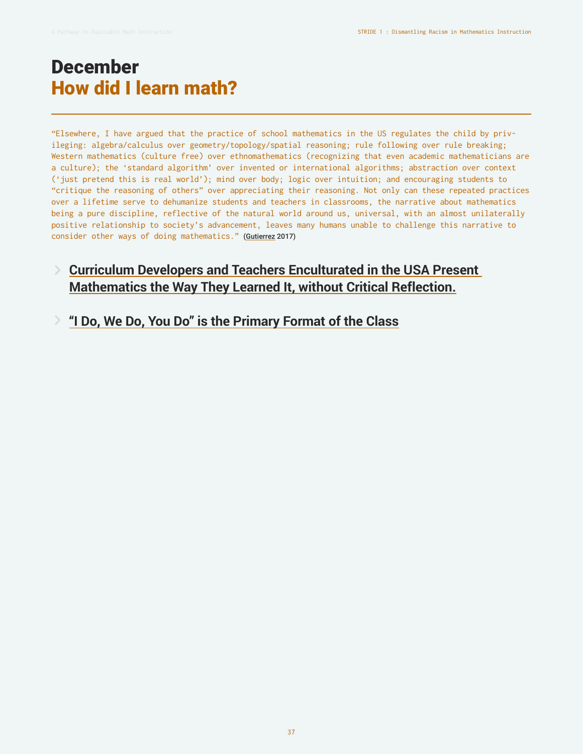# December
## How did I learn math?

---

"Elsewhere, I have argued that the practice of school mathematics in the US regulates the child by privileging: algebra/calculus over geometry/topology/spatial reasoning; rule following over rule breaking; Western mathematics (culture free) over ethnomathematics (recognizing that even academic mathematicians are a culture); the 'standard algorithm' over invented or international algorithms; abstraction over context ('just pretend this is real world'); mind over body; logic over intuition; and encouraging students to "critique the reasoning of others" over appreciating their reasoning. Not only can these repeated practices over a lifetime serve to dehumanize students and teachers in classrooms, the narrative about mathematics being a pure discipline, reflective of the natural world around us, universal, with an almost unilaterally positive relationship to society's advancement, leaves many humans unable to challenge this narrative to consider other ways of doing mathematics." (Gutierrez 2017)

### Curriculum Developers and Teachers Enculturated in the USA Present Mathematics the Way They Learned It, without Critical Reflection.

### "I Do, We Do, You Do" is the Primary Format of the Class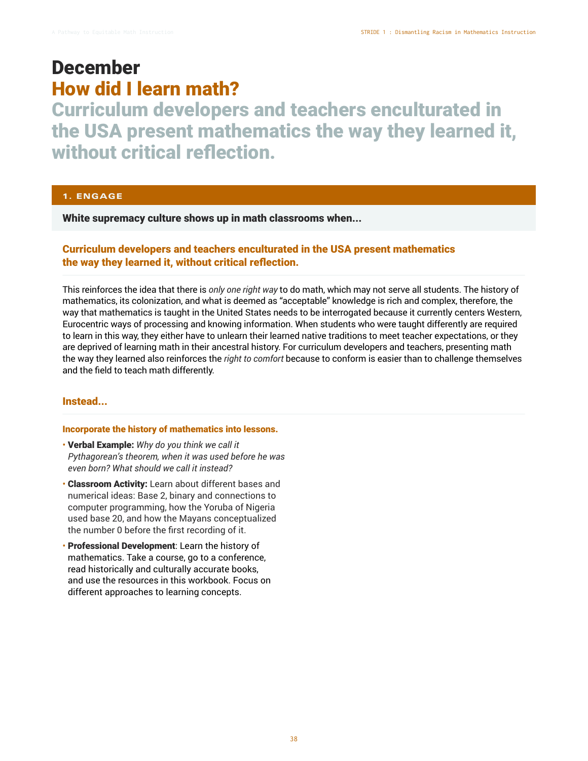# December

## How did I learn math?

## Curriculum developers and teachers enculturated in the USA present mathematics the way they learned it, without critical reflection.

### 1. ENGAGE

**White supremacy culture shows up in math classrooms when...**

### Curriculum developers and teachers enculturated in the USA present mathematics the way they learned it, without critical reflection.

This reinforces the idea that there is *only one right way* to do math, which may not serve all students. The history of mathematics, its colonization, and what is deemed as "acceptable" knowledge is rich and complex, therefore, the way that mathematics is taught in the United States needs to be interrogated because it currently centers Western, Eurocentric ways of processing and knowing information. When students who were taught differently are required to learn in this way, they either have to unlearn their learned native traditions to meet teacher expectations, or they are deprived of learning math in their ancestral history. For curriculum developers and teachers, presenting math the way they learned also reinforces the *right to comfort* because to conform is easier than to challenge themselves and the field to teach math differently.

### Instead...

**Incorporate the history of mathematics into lessons.**

- **Verbal Example:** *Why do you think we call it Pythagorean's theorem, when it was used before he was even born? What should we call it instead?*
- **Classroom Activity:** Learn about different bases and numerical ideas: Base 2, binary and connections to computer programming, how the Yoruba of Nigeria used base 20, and how the Mayans conceptualized the number 0 before the first recording of it.
- **Professional Development**: Learn the history of mathematics. Take a course, go to a conference, read historically and culturally accurate books, and use the resources in this workbook. Focus on different approaches to learning concepts.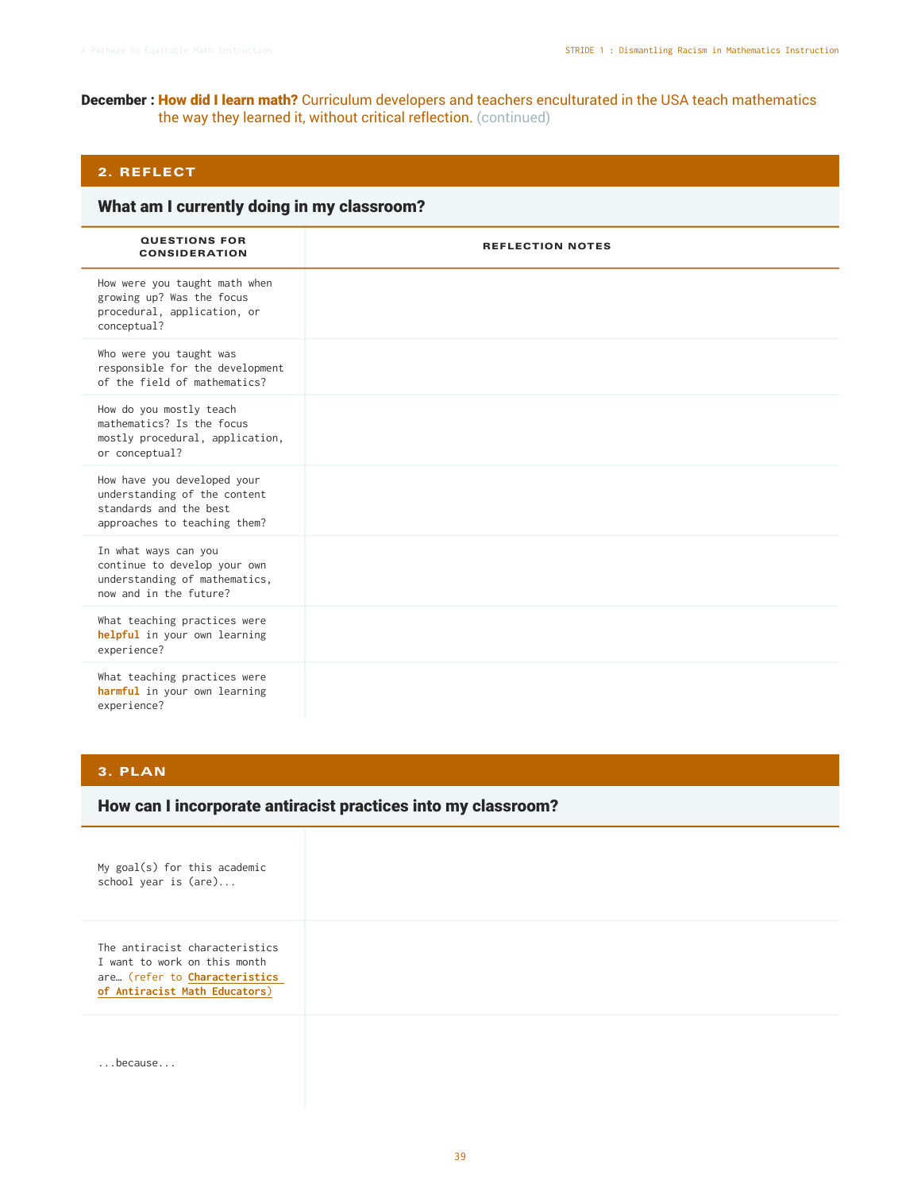**December :** **How did I learn math?** Curriculum developers and teachers enculturated in the USA teach mathematics the way they learned it, without critical reflection. (continued)

## 2. REFLECT

### What am I currently doing in my classroom?

| QUESTIONS FOR CONSIDERATION | REFLECTION NOTES |
|---|---|
| How were you taught math when growing up? Was the focus procedural, application, or conceptual? | |
| Who were you taught was responsible for the development of the field of mathematics? | |
| How do you mostly teach mathematics? Is the focus mostly procedural, application, or conceptual? | |
| How have you developed your understanding of the content standards and the best approaches to teaching them? | |
| In what ways can you continue to develop your own understanding of mathematics, now and in the future? | |
| What teaching practices were **helpful** in your own learning experience? | |
| What teaching practices were **harmful** in your own learning experience? | |

## 3. PLAN

### How can I incorporate antiracist practices into my classroom?

| | |
|---|---|
| My goal(s) for this academic school year is (are)... | |
| The antiracist characteristics I want to work on this month are… (refer to **Characteristics of Antiracist Math Educators**) | |
| ...because... | |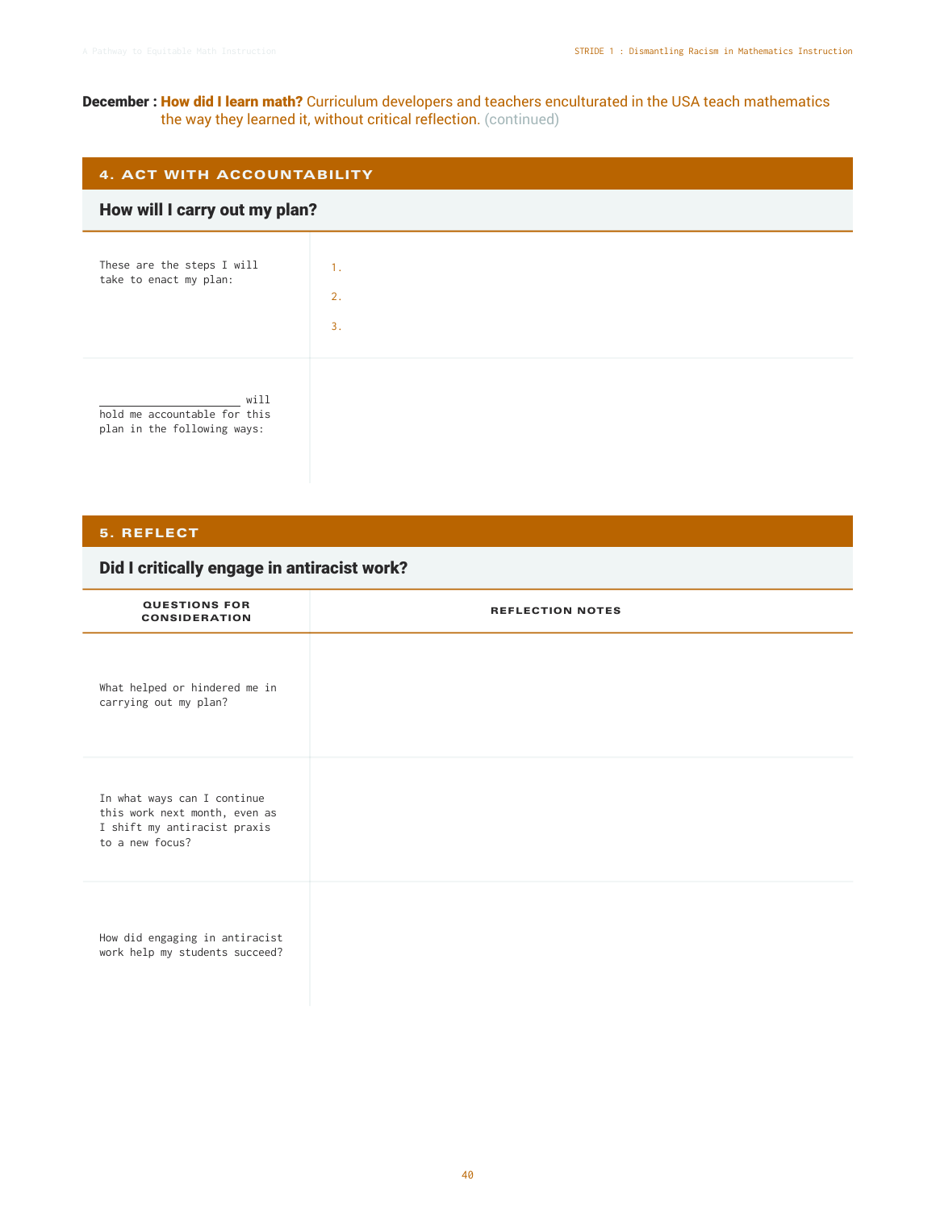**December : How did I learn math?** Curriculum developers and teachers enculturated in the USA teach mathematics the way they learned it, without critical reflection. (continued)

## 4. ACT WITH ACCOUNTABILITY

### How will I carry out my plan?

| | |
|---|---|
| These are the steps I will take to enact my plan: | 1.<br>2.<br>3. |
| ____________________ will hold me accountable for this plan in the following ways: | |

## 5. REFLECT

### Did I critically engage in antiracist work?

| QUESTIONS FOR CONSIDERATION | REFLECTION NOTES |
|---|---|
| What helped or hindered me in carrying out my plan? | |
| In what ways can I continue this work next month, even as I shift my antiracist praxis to a new focus? | |
| How did engaging in antiracist work help my students succeed? | |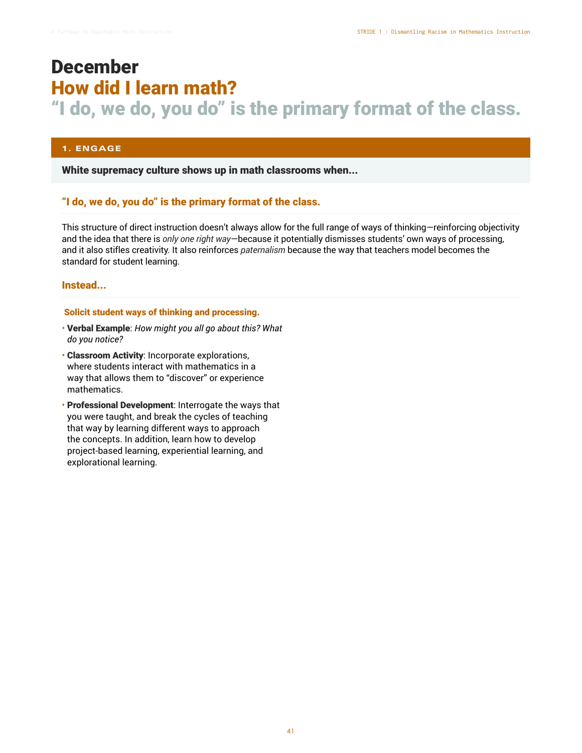# December

## How did I learn math?

## "I do, we do, you do" is the primary format of the class.

### 1. ENGAGE

**White supremacy culture shows up in math classrooms when...**

### "I do, we do, you do" is the primary format of the class.

This structure of direct instruction doesn't always allow for the full range of ways of thinking—reinforcing objectivity and the idea that there is *only one right way*—because it potentially dismisses students' own ways of processing, and it also stifles creativity. It also reinforces *paternalism* because the way that teachers model becomes the standard for student learning.

### Instead...

**Solicit student ways of thinking and processing.**

- **Verbal Example**: *How might you all go about this? What do you notice?*
- **Classroom Activity**: Incorporate explorations, where students interact with mathematics in a way that allows them to "discover" or experience mathematics.
- **Professional Development**: Interrogate the ways that you were taught, and break the cycles of teaching that way by learning different ways to approach the concepts. In addition, learn how to develop project-based learning, experiential learning, and explorational learning.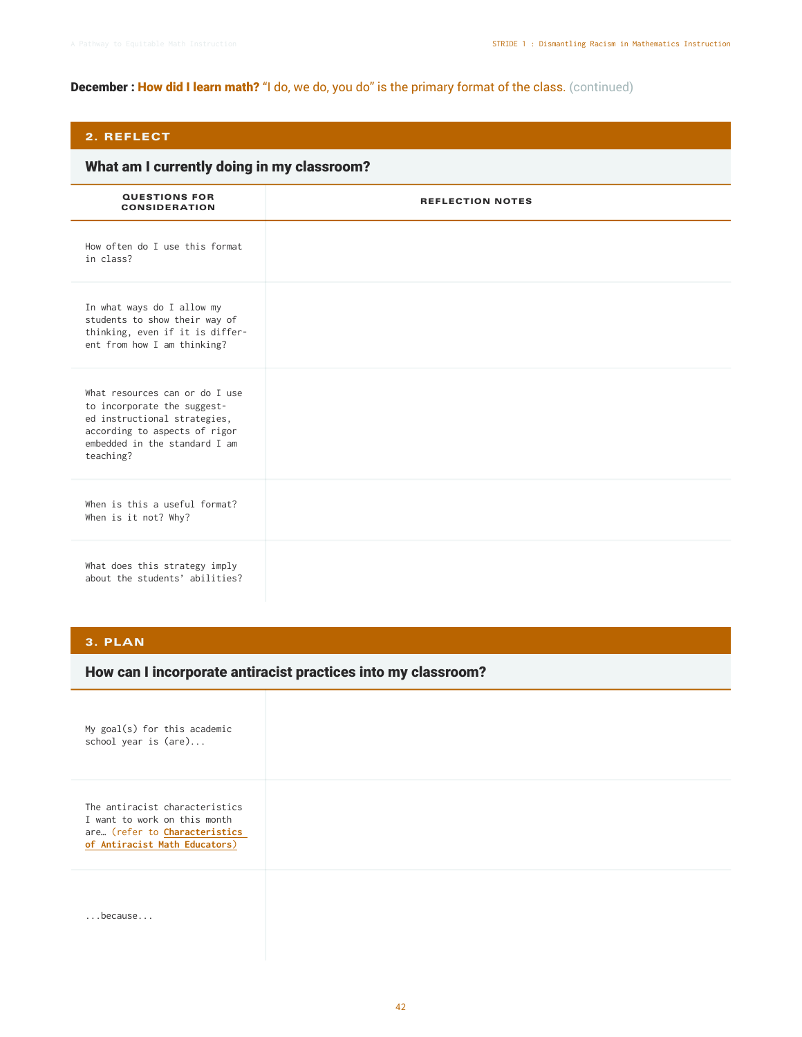**December : How did I learn math?** "I do, we do, you do" is the primary format of the class. (continued)

## 2. REFLECT

### What am I currently doing in my classroom?

| QUESTIONS FOR CONSIDERATION | REFLECTION NOTES |
|---|---|
| How often do I use this format in class? | |
| In what ways do I allow my students to show their way of thinking, even if it is different from how I am thinking? | |
| What resources can or do I use to incorporate the suggested instructional strategies, according to aspects of rigor embedded in the standard I am teaching? | |
| When is this a useful format? When is it not? Why? | |
| What does this strategy imply about the students' abilities? | |

## 3. PLAN

### How can I incorporate antiracist practices into my classroom?

| | |
|---|---|
| My goal(s) for this academic school year is (are)... | |
| The antiracist characteristics I want to work on this month are… (refer to **Characteristics of Antiracist Math Educators**) | |
| ...because... | |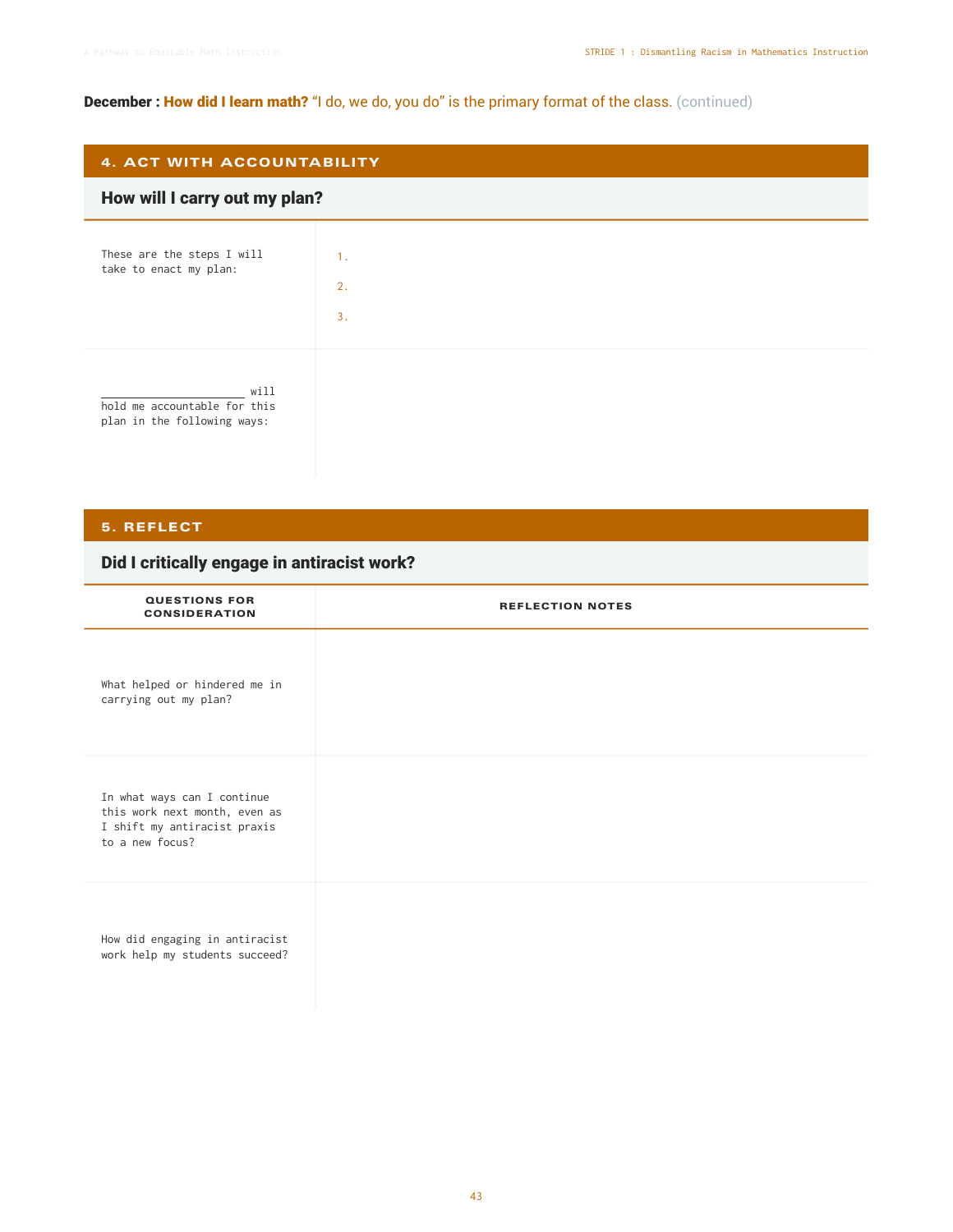**December : How did I learn math?** "I do, we do, you do" is the primary format of the class. (continued)

## 4. ACT WITH ACCOUNTABILITY

### How will I carry out my plan?

| | |
|---|---|
| These are the steps I will take to enact my plan: | 1.<br>2.<br>3. |
| _____________________ will hold me accountable for this plan in the following ways: | |

## 5. REFLECT

### Did I critically engage in antiracist work?

| QUESTIONS FOR CONSIDERATION | REFLECTION NOTES |
|---|---|
| What helped or hindered me in carrying out my plan? | |
| In what ways can I continue this work next month, even as I shift my antiracist praxis to a new focus? | |
| How did engaging in antiracist work help my students succeed? | |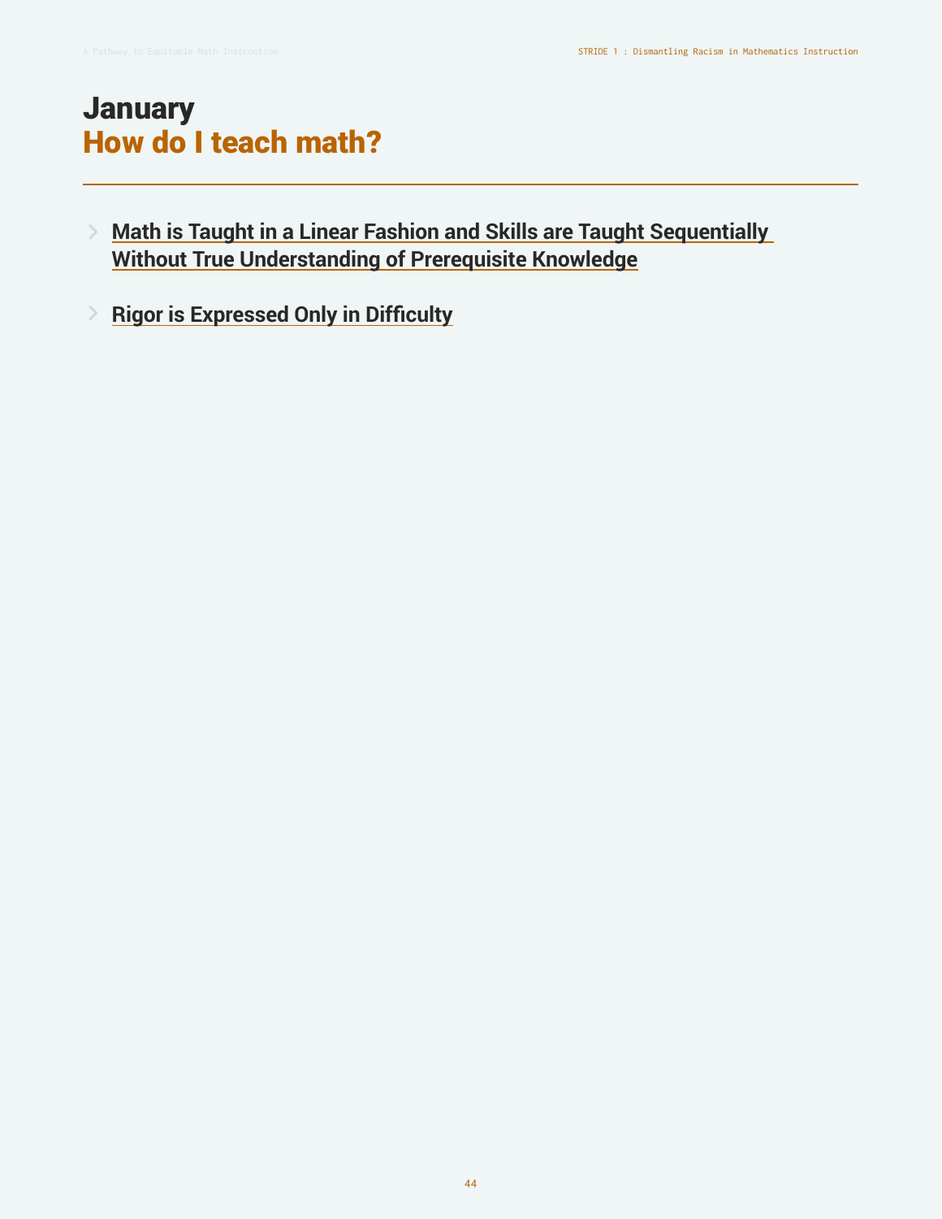# January

## How do I teach math?

- **Math is Taught in a Linear Fashion and Skills are Taught Sequentially Without True Understanding of Prerequisite Knowledge**

- **Rigor is Expressed Only in Difficulty**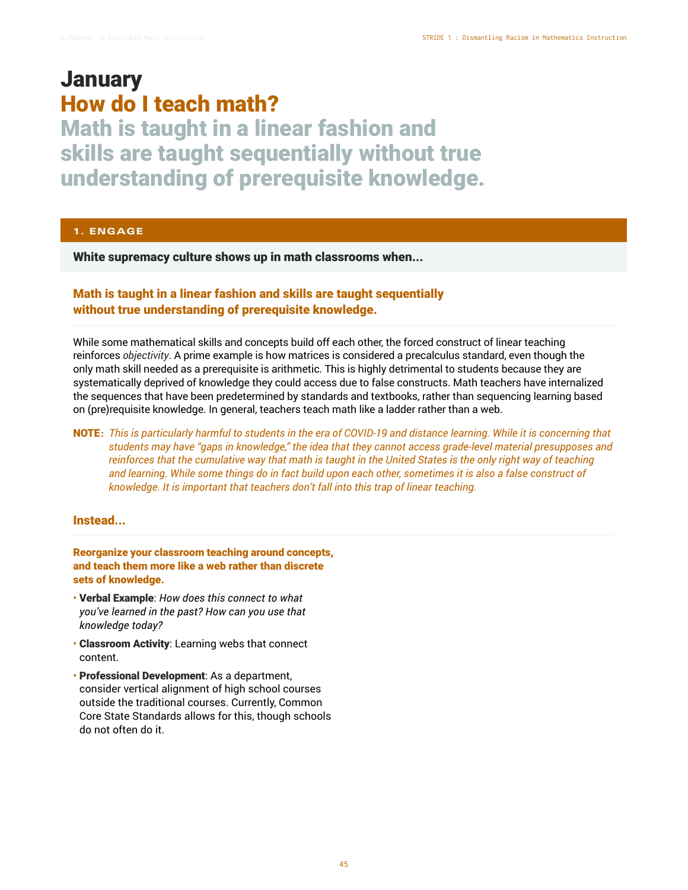# January

## How do I teach math?

## Math is taught in a linear fashion and skills are taught sequentially without true understanding of prerequisite knowledge.

### 1. ENGAGE

**White supremacy culture shows up in math classrooms when...**

### Math is taught in a linear fashion and skills are taught sequentially without true understanding of prerequisite knowledge.

While some mathematical skills and concepts build off each other, the forced construct of linear teaching reinforces *objectivity*. A prime example is how matrices is considered a precalculus standard, even though the only math skill needed as a prerequisite is arithmetic. This is highly detrimental to students because they are systematically deprived of knowledge they could access due to false constructs. Math teachers have internalized the sequences that have been predetermined by standards and textbooks, rather than sequencing learning based on (pre)requisite knowledge. In general, teachers teach math like a ladder rather than a web.

**NOTE:** *This is particularly harmful to students in the era of COVID-19 and distance learning. While it is concerning that students may have "gaps in knowledge," the idea that they cannot access grade-level material presupposes and reinforces that the cumulative way that math is taught in the United States is the only right way of teaching and learning. While some things do in fact build upon each other, sometimes it is also a false construct of knowledge. It is important that teachers don't fall into this trap of linear teaching.*

### Instead...

**Reorganize your classroom teaching around concepts, and teach them more like a web rather than discrete sets of knowledge.**

- **Verbal Example**: *How does this connect to what you've learned in the past? How can you use that knowledge today?*
- **Classroom Activity**: Learning webs that connect content.
- **Professional Development**: As a department, consider vertical alignment of high school courses outside the traditional courses. Currently, Common Core State Standards allows for this, though schools do not often do it.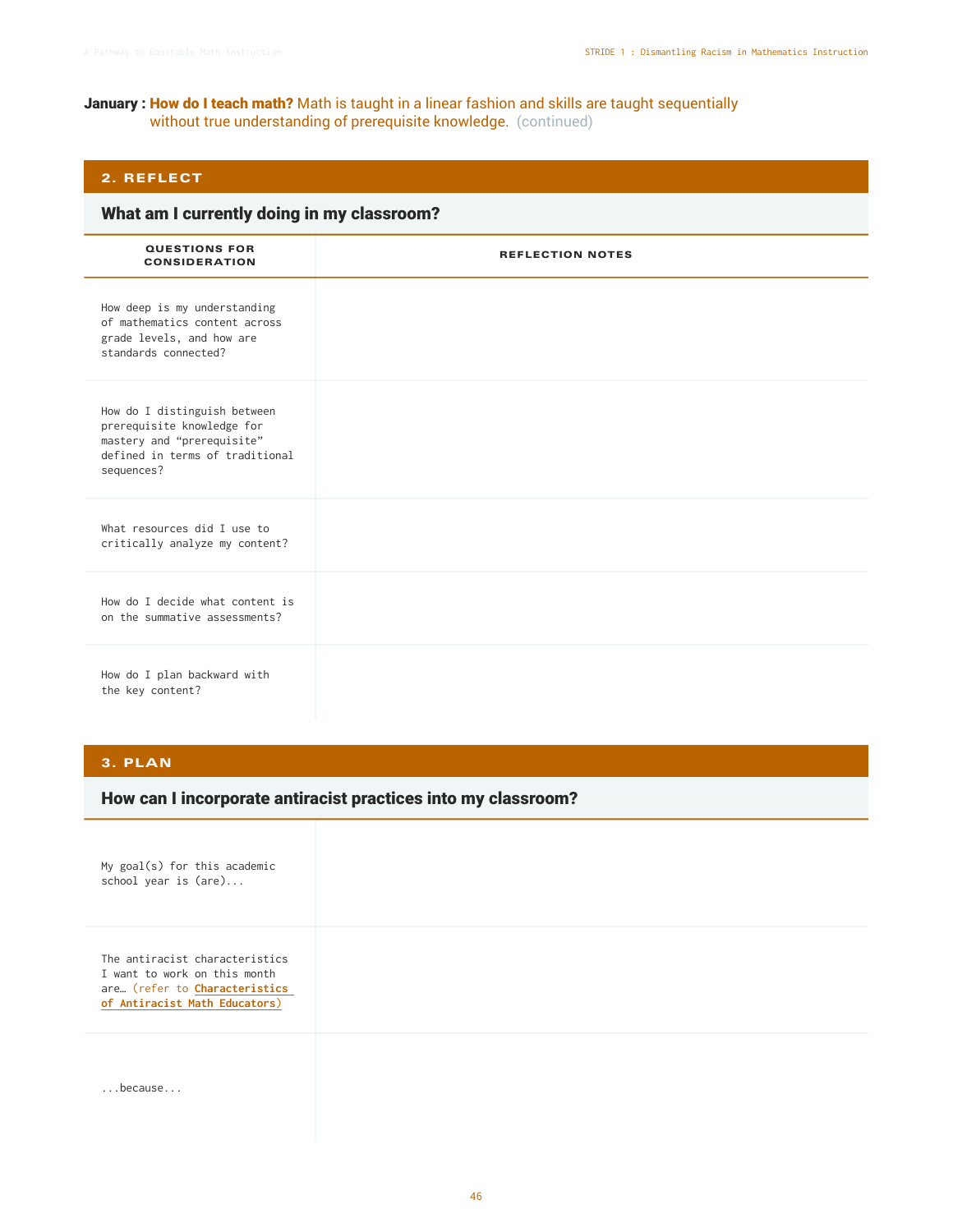**January : How do I teach math?** Math is taught in a linear fashion and skills are taught sequentially without true understanding of prerequisite knowledge. (continued)

## 2. REFLECT

### What am I currently doing in my classroom?

| QUESTIONS FOR CONSIDERATION | REFLECTION NOTES |
|---|---|
| How deep is my understanding of mathematics content across grade levels, and how are standards connected? | |
| How do I distinguish between prerequisite knowledge for mastery and “prerequisite” defined in terms of traditional sequences? | |
| What resources did I use to critically analyze my content? | |
| How do I decide what content is on the summative assessments? | |
| How do I plan backward with the key content? | |

## 3. PLAN

### How can I incorporate antiracist practices into my classroom?

| | |
|---|---|
| My goal(s) for this academic school year is (are)... | |
| The antiracist characteristics I want to work on this month are… (refer to **Characteristics of Antiracist Math Educators**) | |
| ...because... | |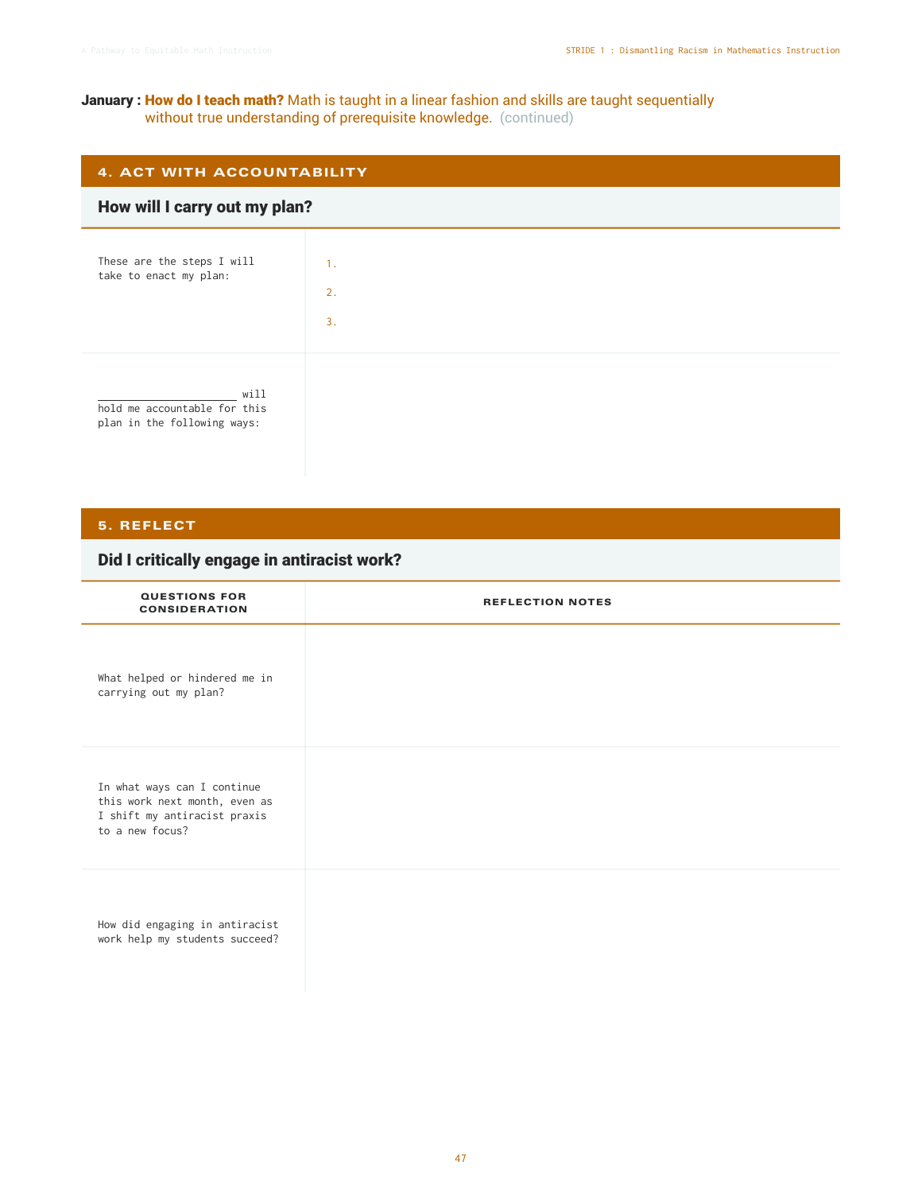**January : How do I teach math?** Math is taught in a linear fashion and skills are taught sequentially without true understanding of prerequisite knowledge. (continued)

## 4. ACT WITH ACCOUNTABILITY

### How will I carry out my plan?

| | |
|---|---|
| These are the steps I will take to enact my plan: | 1.<br>2.<br>3. |
| ____________________ will hold me accountable for this plan in the following ways: | |

## 5. REFLECT

### Did I critically engage in antiracist work?

| QUESTIONS FOR CONSIDERATION | REFLECTION NOTES |
|---|---|
| What helped or hindered me in carrying out my plan? | |
| In what ways can I continue this work next month, even as I shift my antiracist praxis to a new focus? | |
| How did engaging in antiracist work help my students succeed? | |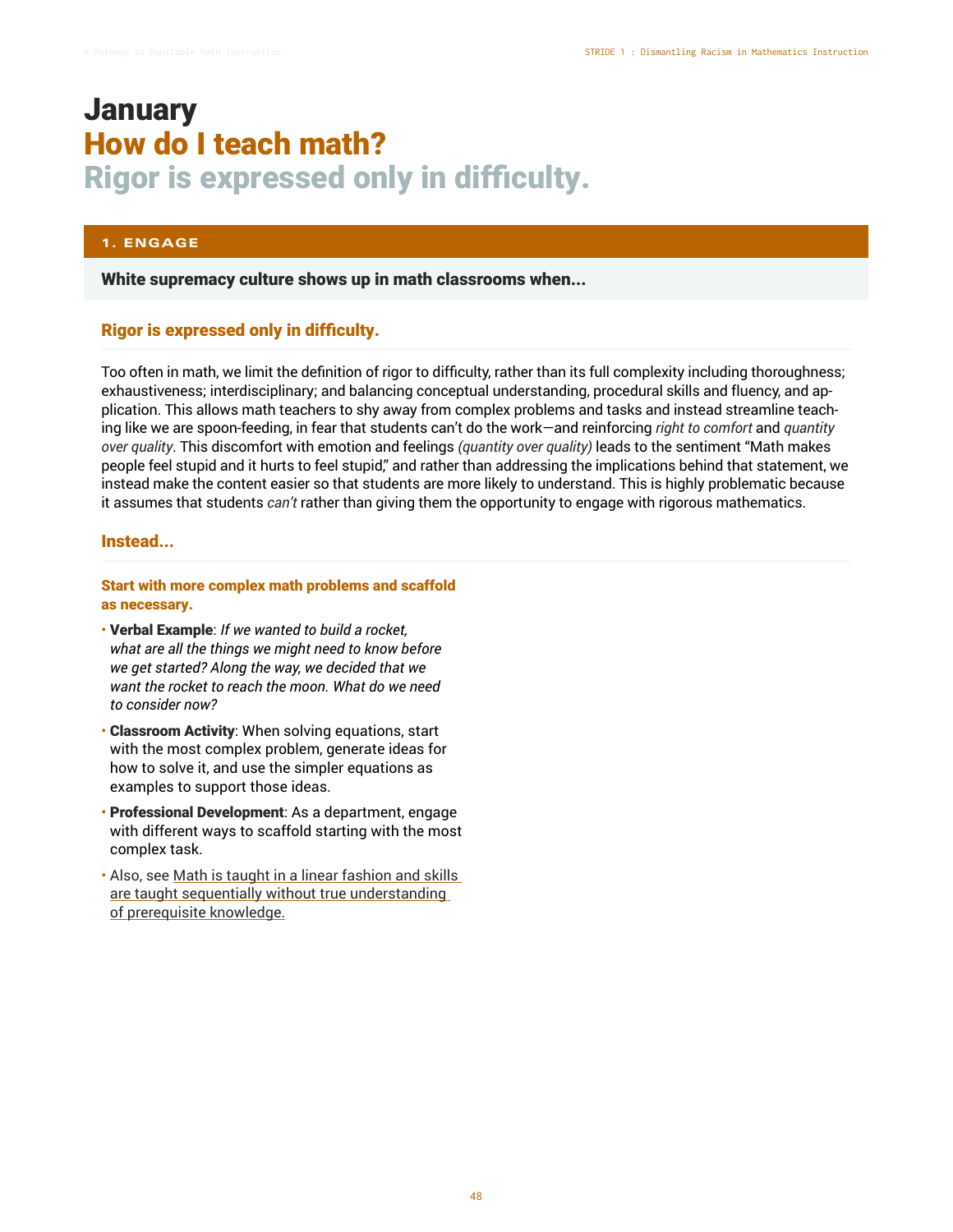# January

## How do I teach math?

## Rigor is expressed only in difficulty.

### 1. ENGAGE

**White supremacy culture shows up in math classrooms when...**

### Rigor is expressed only in difficulty.

Too often in math, we limit the definition of rigor to difficulty, rather than its full complexity including thoroughness; exhaustiveness; interdisciplinary; and balancing conceptual understanding, procedural skills and fluency, and application. This allows math teachers to shy away from complex problems and tasks and instead streamline teaching like we are spoon-feeding, in fear that students can't do the work—and reinforcing *right to comfort* and *quantity over quality*. This discomfort with emotion and feelings *(quantity over quality)* leads to the sentiment "Math makes people feel stupid and it hurts to feel stupid," and rather than addressing the implications behind that statement, we instead make the content easier so that students are more likely to understand. This is highly problematic because it assumes that students *can't* rather than giving them the opportunity to engage with rigorous mathematics.

### Instead...

**Start with more complex math problems and scaffold as necessary.**

- **Verbal Example**: *If we wanted to build a rocket, what are all the things we might need to know before we get started? Along the way, we decided that we want the rocket to reach the moon. What do we need to consider now?*
- **Classroom Activity**: When solving equations, start with the most complex problem, generate ideas for how to solve it, and use the simpler equations as examples to support those ideas.
- **Professional Development**: As a department, engage with different ways to scaffold starting with the most complex task.
- Also, see Math is taught in a linear fashion and skills are taught sequentially without true understanding of prerequisite knowledge.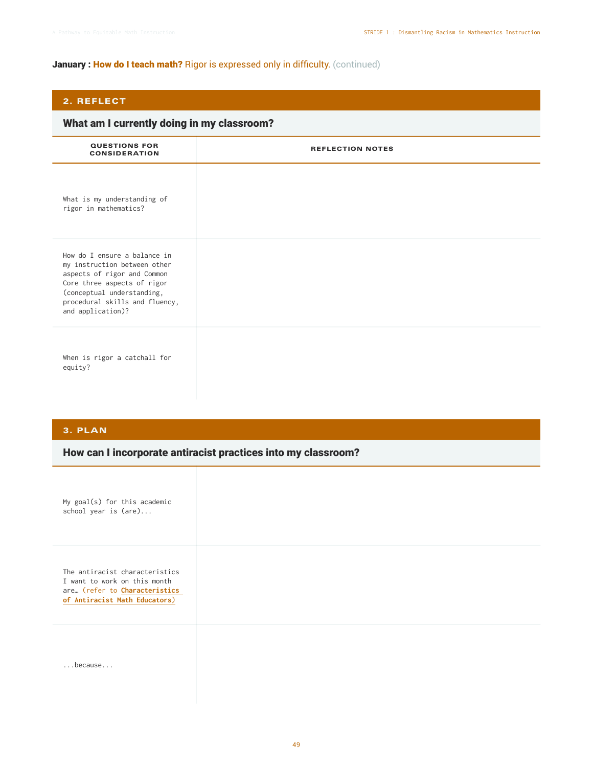**January : How do I teach math?** Rigor is expressed only in difficulty. (continued)

## 2. REFLECT

### What am I currently doing in my classroom?

| QUESTIONS FOR CONSIDERATION | REFLECTION NOTES |
|---|---|
| What is my understanding of rigor in mathematics? | |
| How do I ensure a balance in my instruction between other aspects of rigor and Common Core three aspects of rigor (conceptual understanding, procedural skills and fluency, and application)? | |
| When is rigor a catchall for equity? | |

## 3. PLAN

### How can I incorporate antiracist practices into my classroom?

| | |
|---|---|
| My goal(s) for this academic school year is (are)... | |
| The antiracist characteristics I want to work on this month are… (refer to **Characteristics of Antiracist Math Educators**) | |
| ...because... | |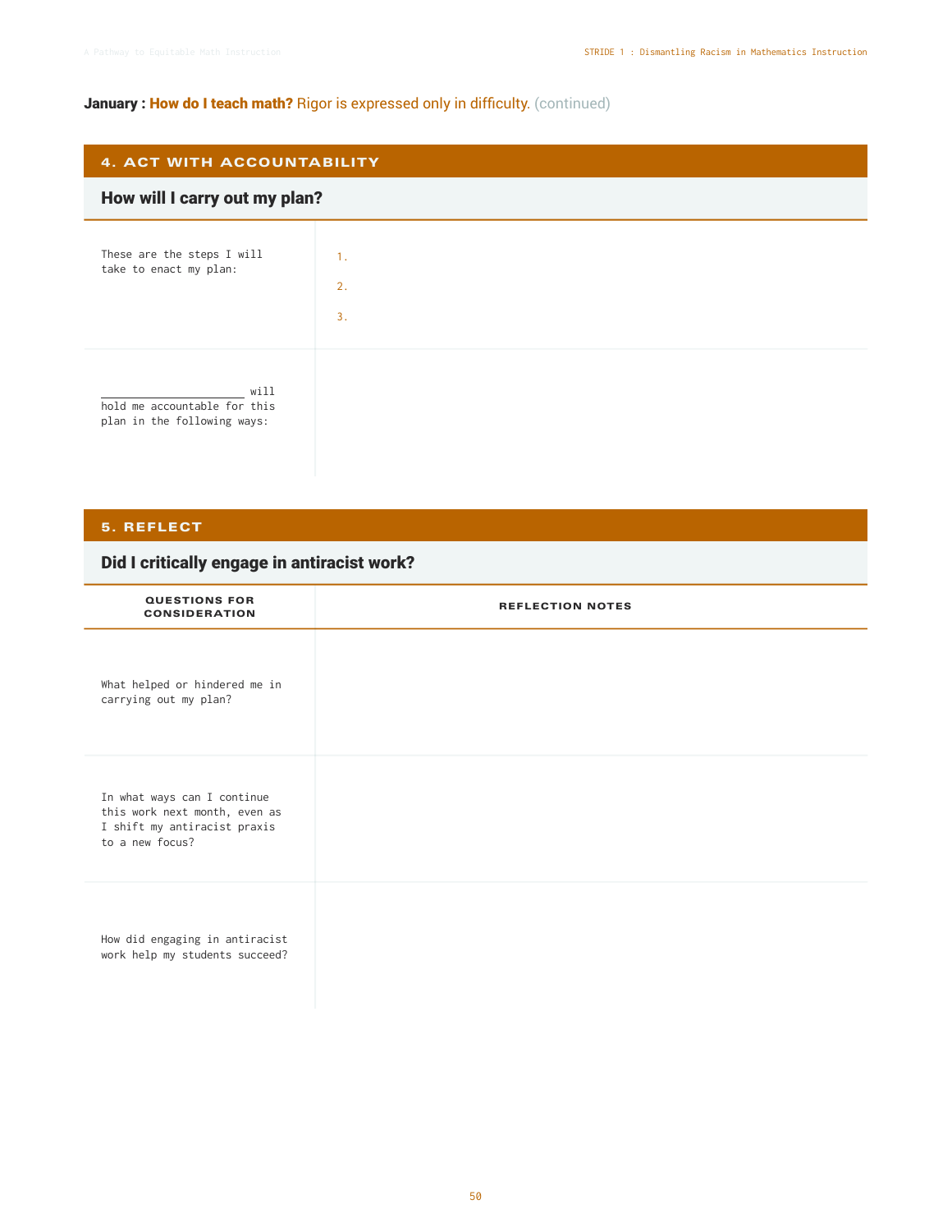**January : How do I teach math?** Rigor is expressed only in difficulty. (continued)

## 4. ACT WITH ACCOUNTABILITY

### How will I carry out my plan?

| | |
|---|---|
| These are the steps I will take to enact my plan: | 1.<br>2.<br>3. |
| ______________________ will hold me accountable for this plan in the following ways: | |

## 5. REFLECT

### Did I critically engage in antiracist work?

| QUESTIONS FOR CONSIDERATION | REFLECTION NOTES |
|---|---|
| What helped or hindered me in carrying out my plan? | |
| In what ways can I continue this work next month, even as I shift my antiracist praxis to a new focus? | |
| How did engaging in antiracist work help my students succeed? | |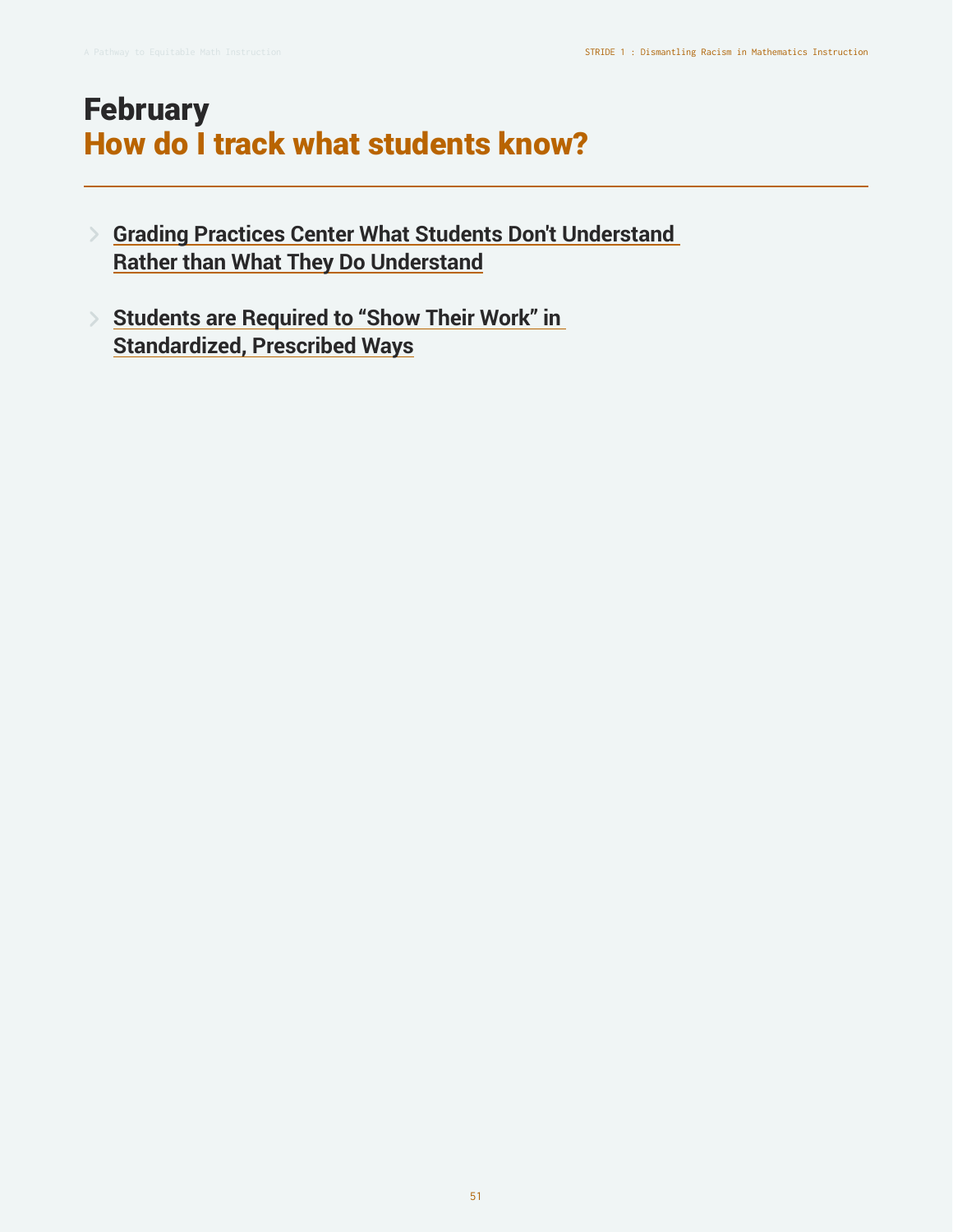# February
## How do I track what students know?

- **Grading Practices Center What Students Don't Understand Rather than What They Do Understand**
- **Students are Required to "Show Their Work" in Standardized, Prescribed Ways**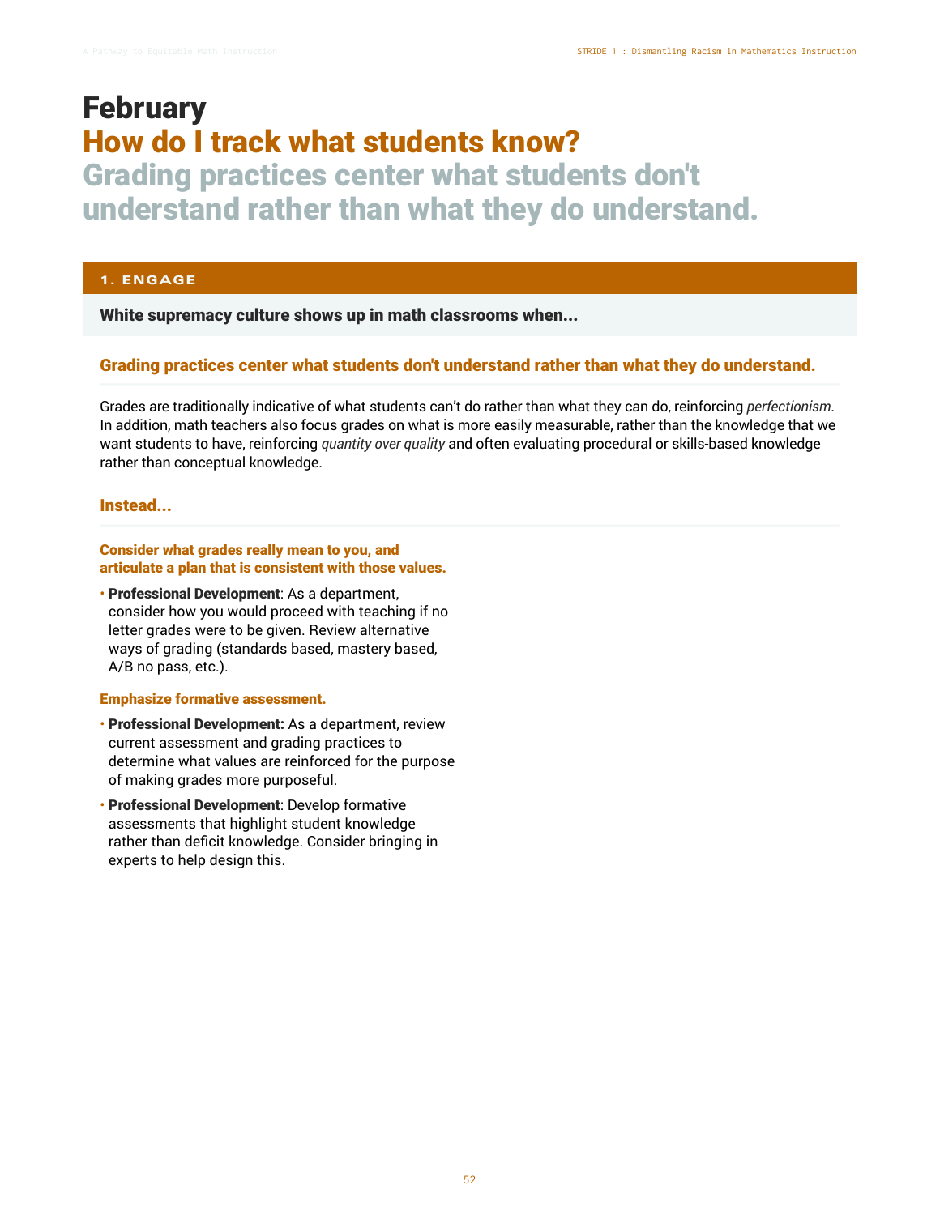# February

## How do I track what students know?

## Grading practices center what students don't understand rather than what they do understand.

### 1. ENGAGE

**White supremacy culture shows up in math classrooms when...**

### Grading practices center what students don't understand rather than what they do understand.

Grades are traditionally indicative of what students can't do rather than what they can do, reinforcing *perfectionism*. In addition, math teachers also focus grades on what is more easily measurable, rather than the knowledge that we want students to have, reinforcing *quantity over quality* and often evaluating procedural or skills-based knowledge rather than conceptual knowledge.

### Instead...

**Consider what grades really mean to you, and articulate a plan that is consistent with those values.**

- **Professional Development**: As a department, consider how you would proceed with teaching if no letter grades were to be given. Review alternative ways of grading (standards based, mastery based, A/B no pass, etc.).

**Emphasize formative assessment.**

- **Professional Development:** As a department, review current assessment and grading practices to determine what values are reinforced for the purpose of making grades more purposeful.
- **Professional Development**: Develop formative assessments that highlight student knowledge rather than deficit knowledge. Consider bringing in experts to help design this.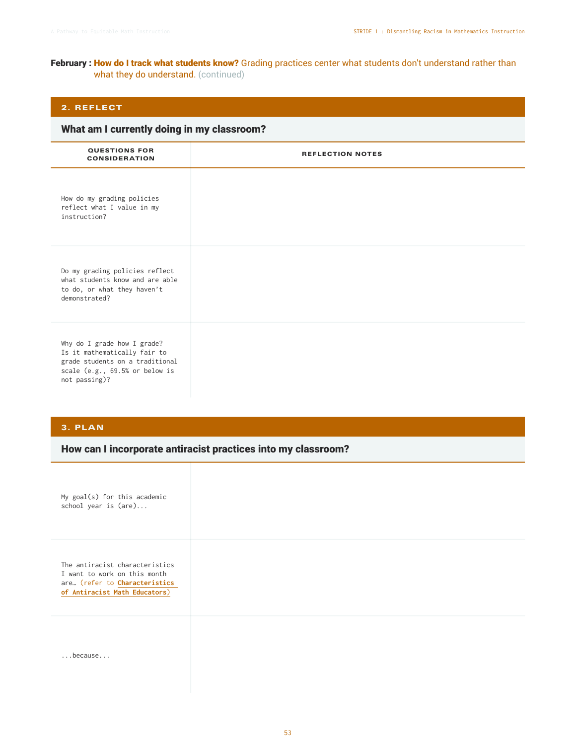**February : How do I track what students know?** Grading practices center what students don't understand rather than what they do understand. (continued)

## 2. REFLECT

### What am I currently doing in my classroom?

| QUESTIONS FOR CONSIDERATION | REFLECTION NOTES |
|---|---|
| How do my grading policies reflect what I value in my instruction? | |
| Do my grading policies reflect what students know and are able to do, or what they haven't demonstrated? | |
| Why do I grade how I grade? Is it mathematically fair to grade students on a traditional scale (e.g., 69.5% or below is not passing)? | |

## 3. PLAN

### How can I incorporate antiracist practices into my classroom?

| | |
|---|---|
| My goal(s) for this academic school year is (are)... | |
| The antiracist characteristics I want to work on this month are… (refer to **Characteristics of Antiracist Math Educators**) | |
| ...because... | |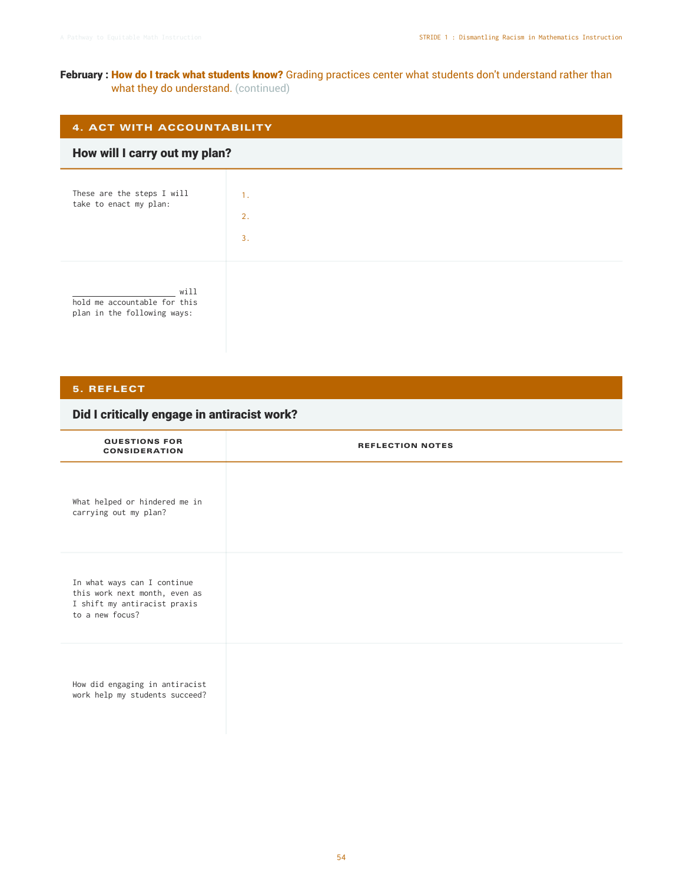**February : How do I track what students know?** Grading practices center what students don't understand rather than what they do understand. (continued)

## 4. ACT WITH ACCOUNTABILITY

### How will I carry out my plan?

| | |
|---|---|
| These are the steps I will take to enact my plan: | 1.<br>2.<br>3. |
| ____________________ will hold me accountable for this plan in the following ways: | |

## 5. REFLECT

### Did I critically engage in antiracist work?

| QUESTIONS FOR CONSIDERATION | REFLECTION NOTES |
|---|---|
| What helped or hindered me in carrying out my plan? | |
| In what ways can I continue this work next month, even as I shift my antiracist praxis to a new focus? | |
| How did engaging in antiracist work help my students succeed? | |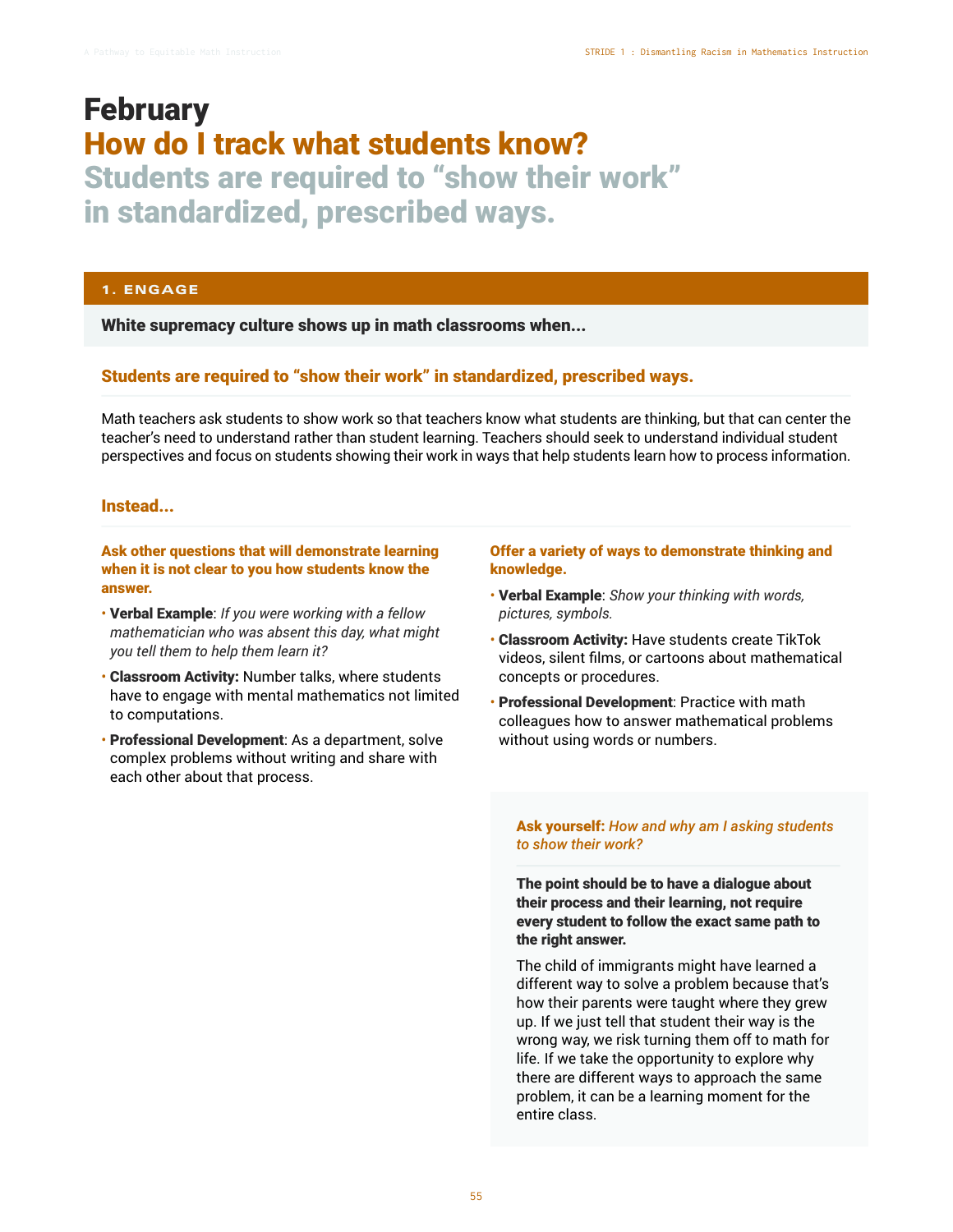# February

## How do I track what students know?

## Students are required to "show their work" in standardized, prescribed ways.

### 1. ENGAGE

**White supremacy culture shows up in math classrooms when...**

#### Students are required to "show their work" in standardized, prescribed ways.

Math teachers ask students to show work so that teachers know what students are thinking, but that can center the teacher's need to understand rather than student learning. Teachers should seek to understand individual student perspectives and focus on students showing their work in ways that help students learn how to process information.

#### Instead...

**Ask other questions that will demonstrate learning when it is not clear to you how students know the answer.**

- **Verbal Example**: *If you were working with a fellow mathematician who was absent this day, what might you tell them to help them learn it?*
- **Classroom Activity:** Number talks, where students have to engage with mental mathematics not limited to computations.
- **Professional Development**: As a department, solve complex problems without writing and share with each other about that process.

**Offer a variety of ways to demonstrate thinking and knowledge.**

- **Verbal Example**: *Show your thinking with words, pictures, symbols.*
- **Classroom Activity:** Have students create TikTok videos, silent films, or cartoons about mathematical concepts or procedures.
- **Professional Development**: Practice with math colleagues how to answer mathematical problems without using words or numbers.

**Ask yourself:** *How and why am I asking students to show their work?*

**The point should be to have a dialogue about their process and their learning, not require every student to follow the exact same path to the right answer.**

The child of immigrants might have learned a different way to solve a problem because that's how their parents were taught where they grew up. If we just tell that student their way is the wrong way, we risk turning them off to math for life. If we take the opportunity to explore why there are different ways to approach the same problem, it can be a learning moment for the entire class.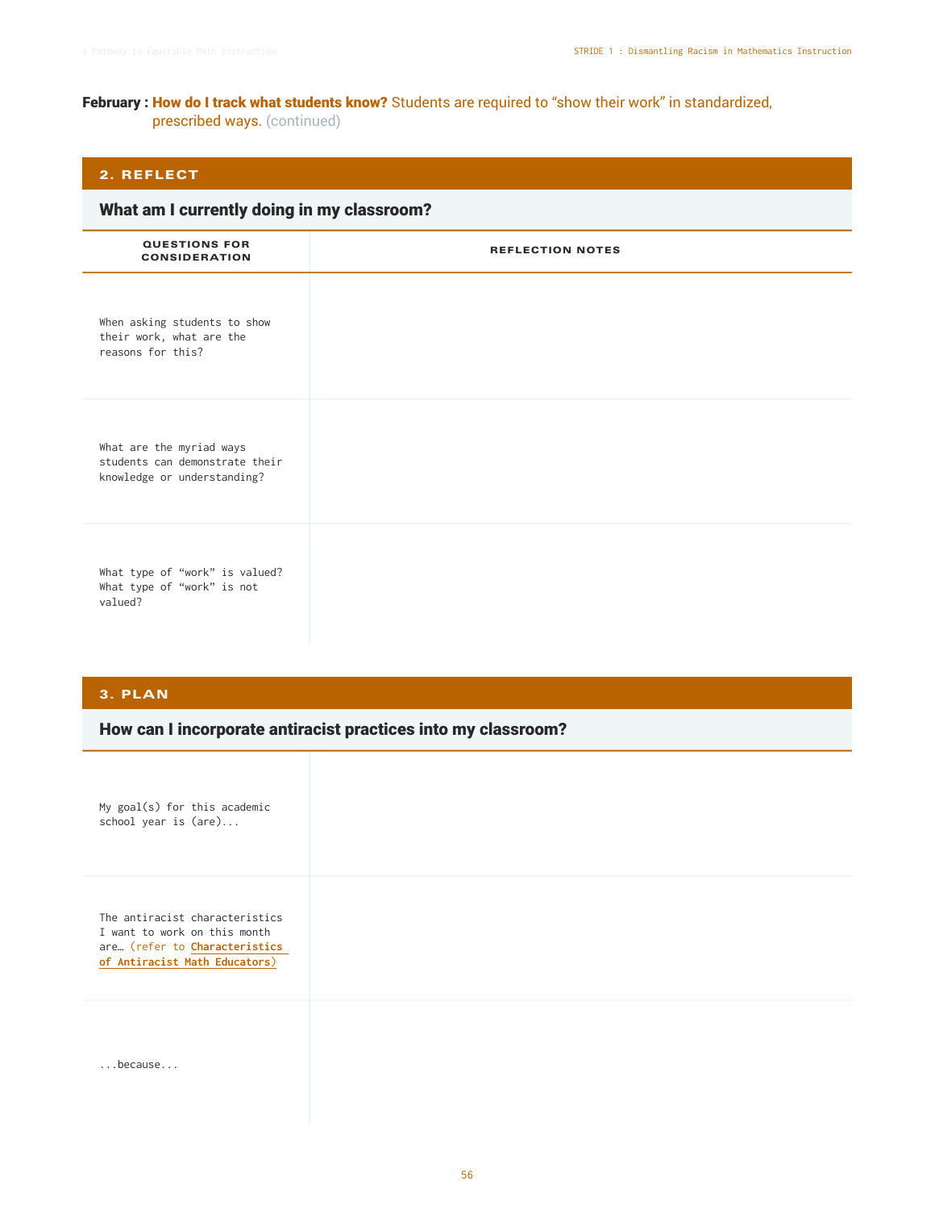**February : How do I track what students know?** Students are required to "show their work" in standardized, prescribed ways. (continued)

## 2. REFLECT

### What am I currently doing in my classroom?

| QUESTIONS FOR CONSIDERATION | REFLECTION NOTES |
|---|---|
| When asking students to show their work, what are the reasons for this? | |
| What are the myriad ways students can demonstrate their knowledge or understanding? | |
| What type of "work" is valued? What type of "work" is not valued? | |

## 3. PLAN

### How can I incorporate antiracist practices into my classroom?

| | |
|---|---|
| My goal(s) for this academic school year is (are)... | |
| The antiracist characteristics I want to work on this month are… (refer to **Characteristics of Antiracist Math Educators**) | |
| ...because... | |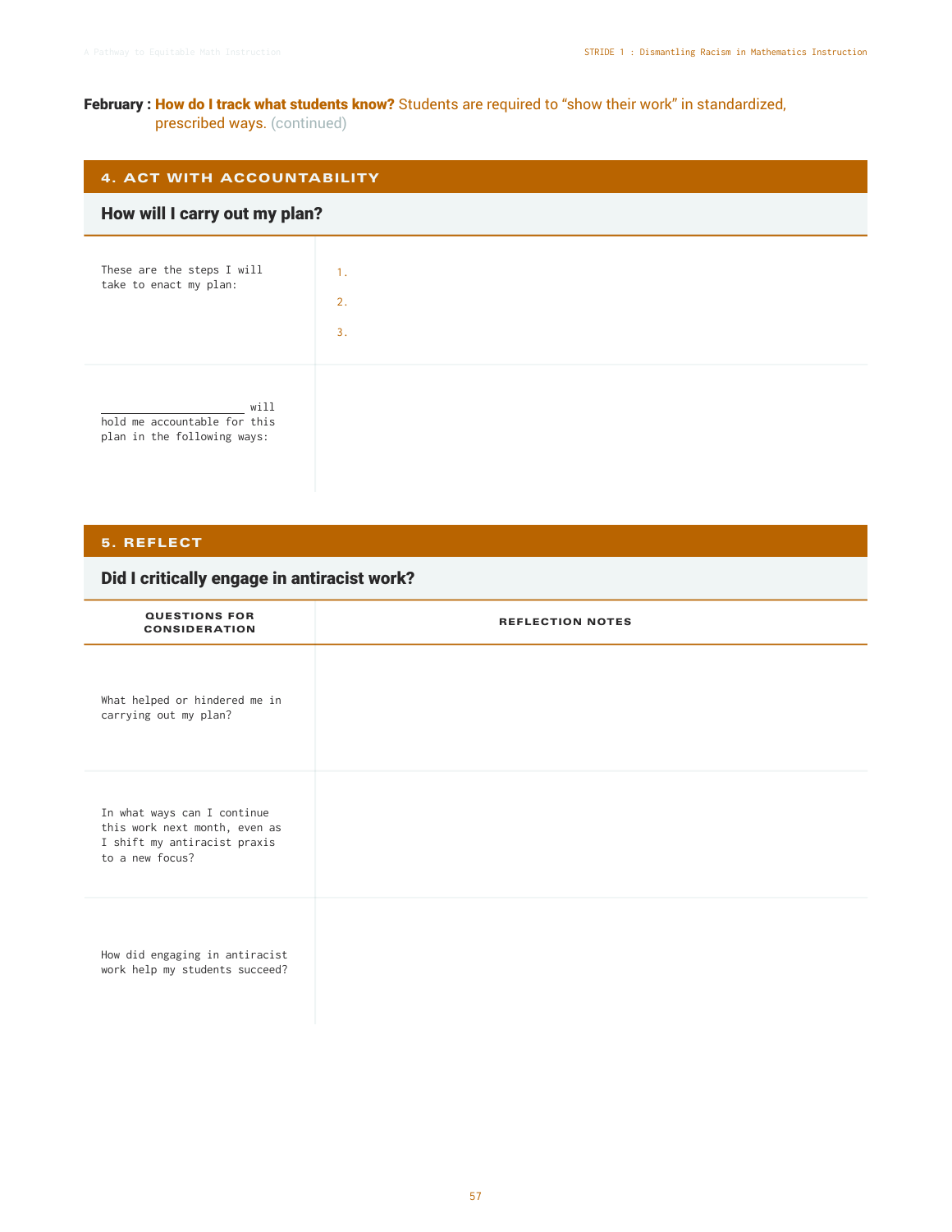**February : How do I track what students know?** Students are required to "show their work" in standardized, prescribed ways. (continued)

## 4. ACT WITH ACCOUNTABILITY

### How will I carry out my plan?

| | |
|---|---|
| These are the steps I will take to enact my plan: | 1.<br>2.<br>3. |
| ______________________ will hold me accountable for this plan in the following ways: | |

## 5. REFLECT

### Did I critically engage in antiracist work?

| QUESTIONS FOR CONSIDERATION | REFLECTION NOTES |
|---|---|
| What helped or hindered me in carrying out my plan? | |
| In what ways can I continue this work next month, even as I shift my antiracist praxis to a new focus? | |
| How did engaging in antiracist work help my students succeed? | |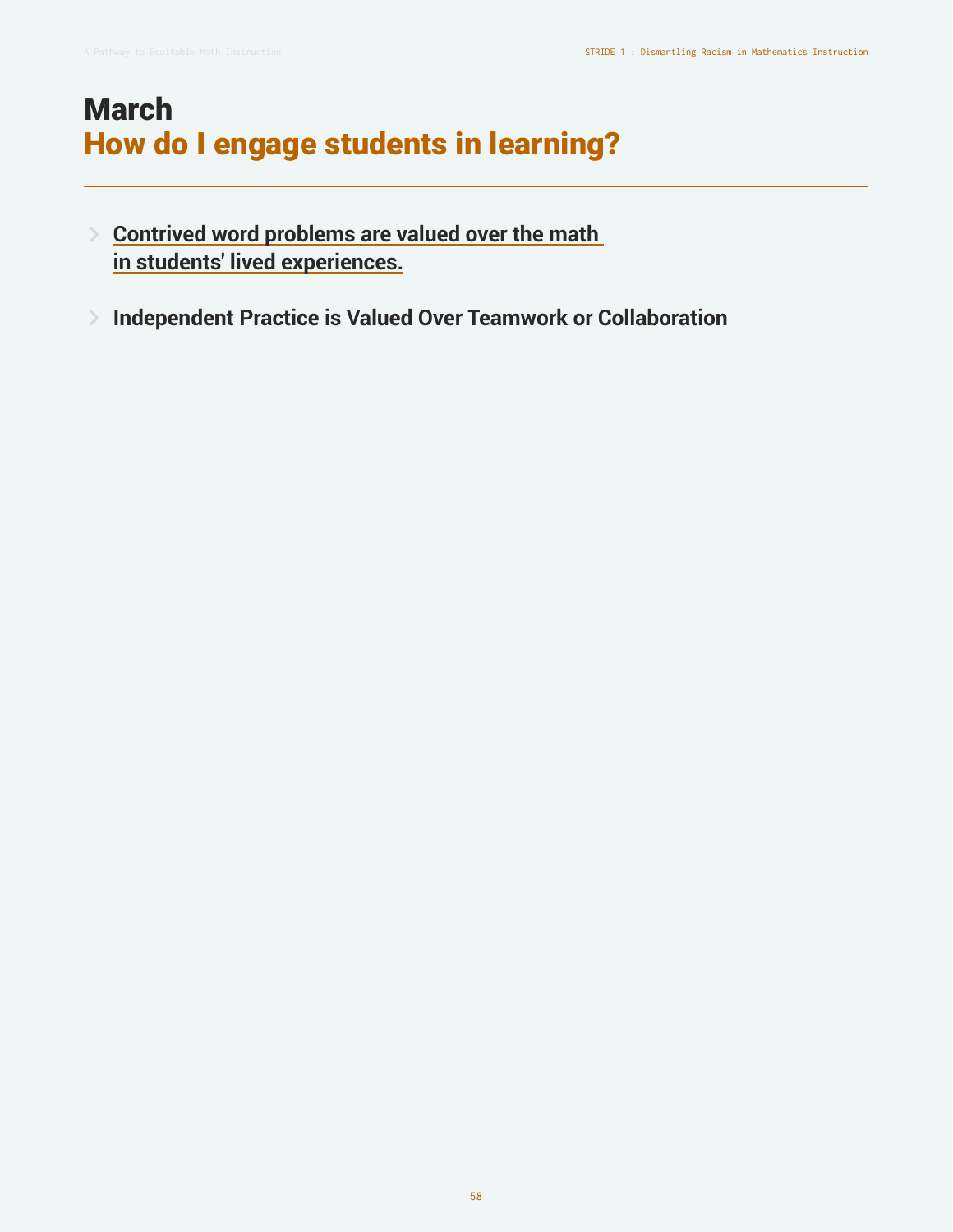# March
## How do I engage students in learning?

- **Contrived word problems are valued over the math in students' lived experiences.**
- **Independent Practice is Valued Over Teamwork or Collaboration**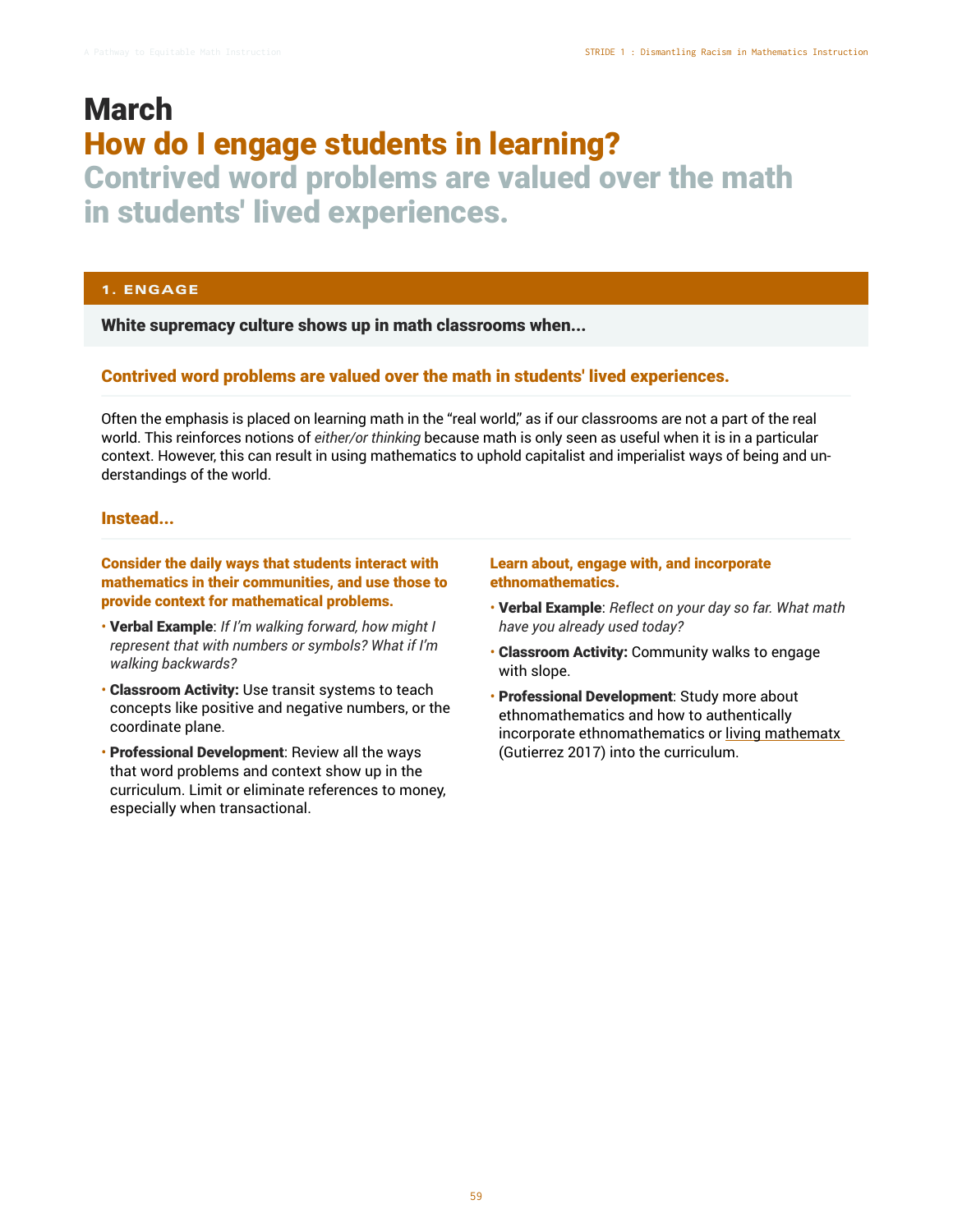# March

## How do I engage students in learning?

## Contrived word problems are valued over the math in students' lived experiences.

### 1. ENGAGE

**White supremacy culture shows up in math classrooms when...**

#### Contrived word problems are valued over the math in students' lived experiences.

Often the emphasis is placed on learning math in the "real world," as if our classrooms are not a part of the real world. This reinforces notions of *either/or thinking* because math is only seen as useful when it is in a particular context. However, this can result in using mathematics to uphold capitalist and imperialist ways of being and understandings of the world.

#### Instead...

**Consider the daily ways that students interact with mathematics in their communities, and use those to provide context for mathematical problems.**

- **Verbal Example**: *If I'm walking forward, how might I represent that with numbers or symbols? What if I'm walking backwards?*
- **Classroom Activity:** Use transit systems to teach concepts like positive and negative numbers, or the coordinate plane.
- **Professional Development**: Review all the ways that word problems and context show up in the curriculum. Limit or eliminate references to money, especially when transactional.

**Learn about, engage with, and incorporate ethnomathematics.**

- **Verbal Example**: *Reflect on your day so far. What math have you already used today?*
- **Classroom Activity:** Community walks to engage with slope.
- **Professional Development**: Study more about ethnomathematics and how to authentically incorporate ethnomathematics or living mathematx (Gutierrez 2017) into the curriculum.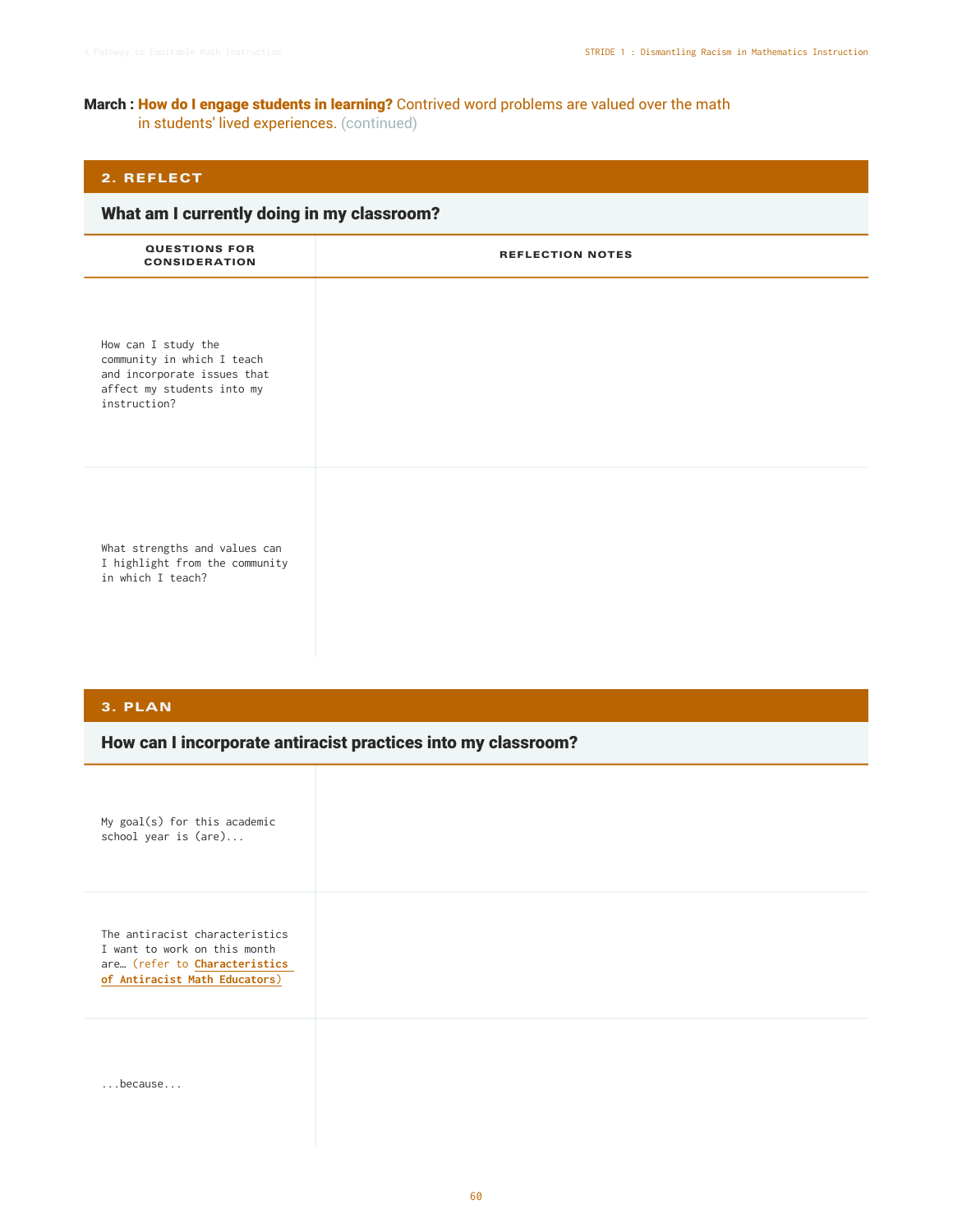**March : How do I engage students in learning?** Contrived word problems are valued over the math in students' lived experiences. (continued)

## 2. REFLECT

### What am I currently doing in my classroom?

| QUESTIONS FOR CONSIDERATION | REFLECTION NOTES |
| --- | --- |
| How can I study the community in which I teach and incorporate issues that affect my students into my instruction? | |
| What strengths and values can I highlight from the community in which I teach? | |

## 3. PLAN

### How can I incorporate antiracist practices into my classroom?

| | |
| --- | --- |
| My goal(s) for this academic school year is (are)... | |
| The antiracist characteristics I want to work on this month are… (refer to **Characteristics of Antiracist Math Educators**) | |
| ...because... | |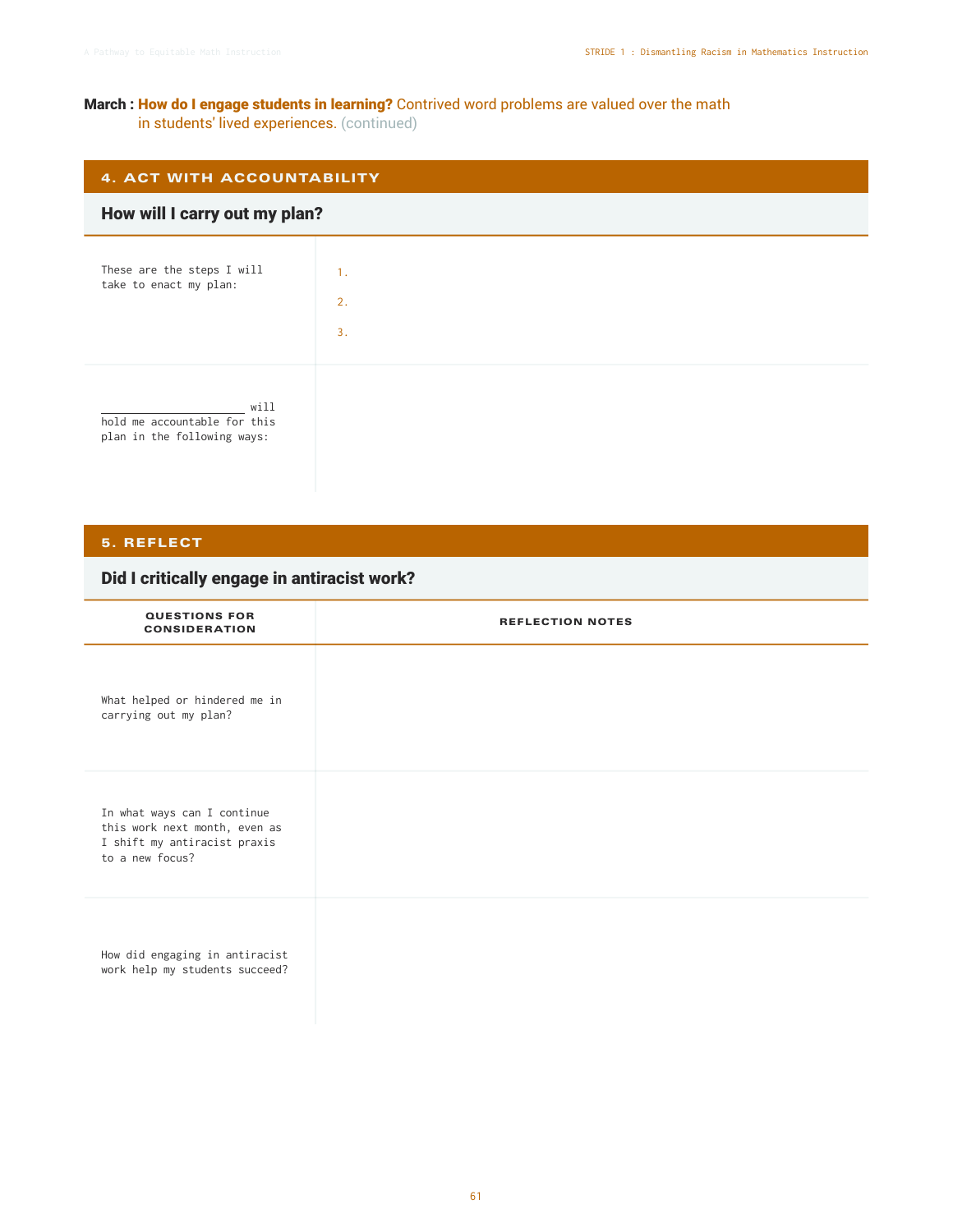**March : How do I engage students in learning?** Contrived word problems are valued over the math in students' lived experiences. (continued)

## 4. ACT WITH ACCOUNTABILITY

### How will I carry out my plan?

| | |
|---|---|
| These are the steps I will take to enact my plan: | 1.<br>2.<br>3. |
| ____________________ will hold me accountable for this plan in the following ways: | |

## 5. REFLECT

### Did I critically engage in antiracist work?

| QUESTIONS FOR CONSIDERATION | REFLECTION NOTES |
|---|---|
| What helped or hindered me in carrying out my plan? | |
| In what ways can I continue this work next month, even as I shift my antiracist praxis to a new focus? | |
| How did engaging in antiracist work help my students succeed? | |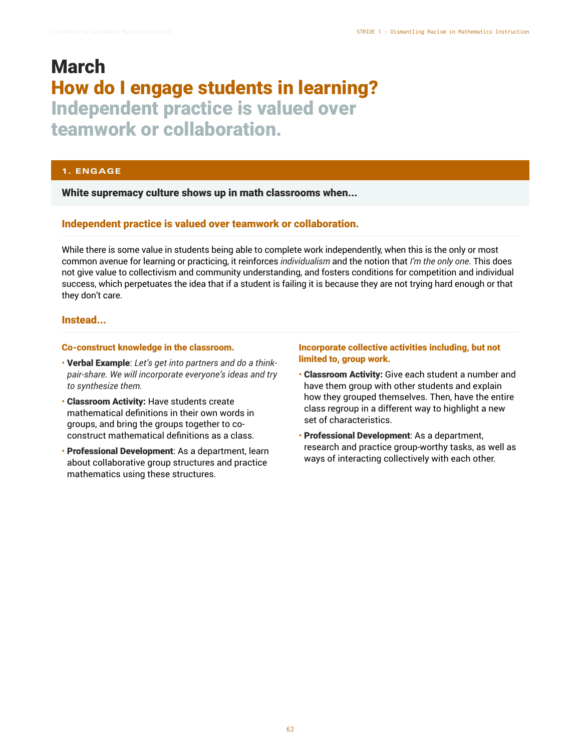# March

## How do I engage students in learning?

## Independent practice is valued over teamwork or collaboration.

### 1. ENGAGE

**White supremacy culture shows up in math classrooms when...**

#### Independent practice is valued over teamwork or collaboration.

While there is some value in students being able to complete work independently, when this is the only or most common avenue for learning or practicing, it reinforces *individualism* and the notion that *I'm the only one*. This does not give value to collectivism and community understanding, and fosters conditions for competition and individual success, which perpetuates the idea that if a student is failing it is because they are not trying hard enough or that they don't care.

#### Instead...

**Co-construct knowledge in the classroom.**

- **Verbal Example**: *Let's get into partners and do a think-pair-share. We will incorporate everyone's ideas and try to synthesize them.*
- **Classroom Activity:** Have students create mathematical definitions in their own words in groups, and bring the groups together to co-construct mathematical definitions as a class.
- **Professional Development**: As a department, learn about collaborative group structures and practice mathematics using these structures.

**Incorporate collective activities including, but not limited to, group work.**

- **Classroom Activity:** Give each student a number and have them group with other students and explain how they grouped themselves. Then, have the entire class regroup in a different way to highlight a new set of characteristics.
- **Professional Development**: As a department, research and practice group-worthy tasks, as well as ways of interacting collectively with each other.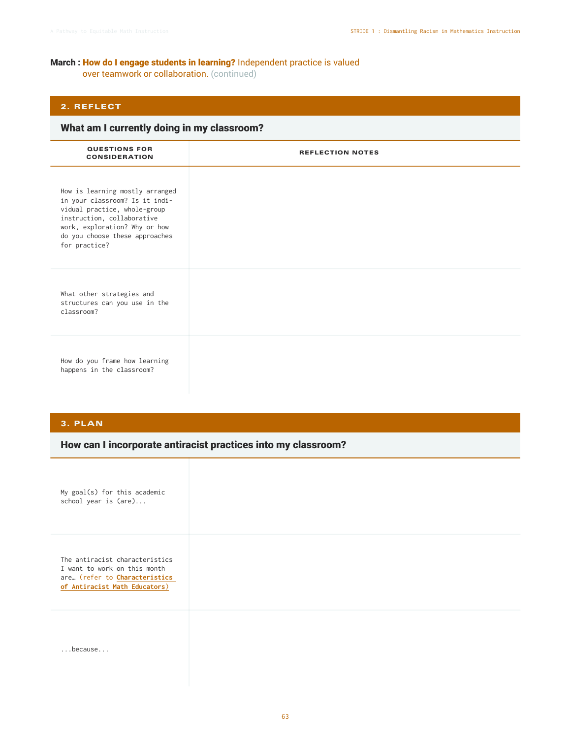**March : How do I engage students in learning?** Independent practice is valued over teamwork or collaboration. (continued)

## 2. REFLECT

### What am I currently doing in my classroom?

| QUESTIONS FOR CONSIDERATION | REFLECTION NOTES |
|---|---|
| How is learning mostly arranged in your classroom? Is it individual practice, whole-group instruction, collaborative work, exploration? Why or how do you choose these approaches for practice? | |
| What other strategies and structures can you use in the classroom? | |
| How do you frame how learning happens in the classroom? | |

## 3. PLAN

### How can I incorporate antiracist practices into my classroom?

| | |
|---|---|
| My goal(s) for this academic school year is (are)... | |
| The antiracist characteristics I want to work on this month are… (refer to **Characteristics of Antiracist Math Educators**) | |
| ...because... | |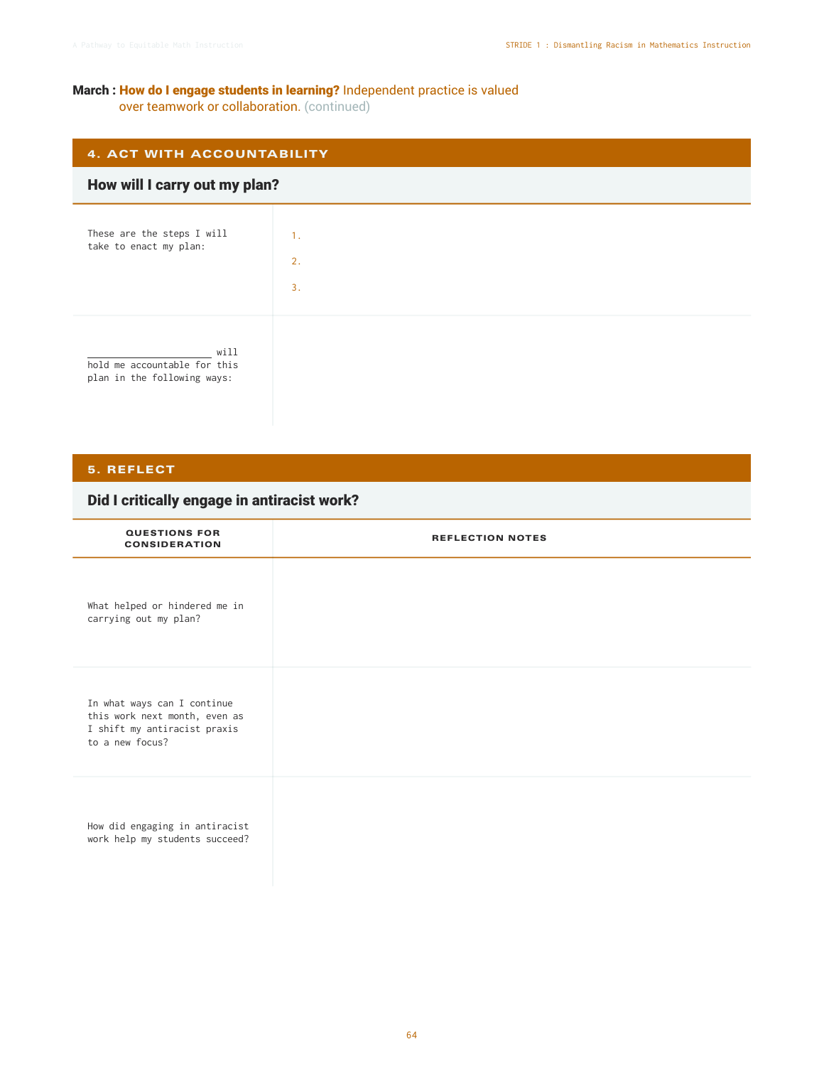**March : How do I engage students in learning?** Independent practice is valued over teamwork or collaboration. (continued)

## 4. ACT WITH ACCOUNTABILITY

### How will I carry out my plan?

| | |
|---|---|
| These are the steps I will take to enact my plan: | 1.<br>2.<br>3. |
| ____________________ will hold me accountable for this plan in the following ways: | |

## 5. REFLECT

### Did I critically engage in antiracist work?

| QUESTIONS FOR CONSIDERATION | REFLECTION NOTES |
|---|---|
| What helped or hindered me in carrying out my plan? | |
| In what ways can I continue this work next month, even as I shift my antiracist praxis to a new focus? | |
| How did engaging in antiracist work help my students succeed? | |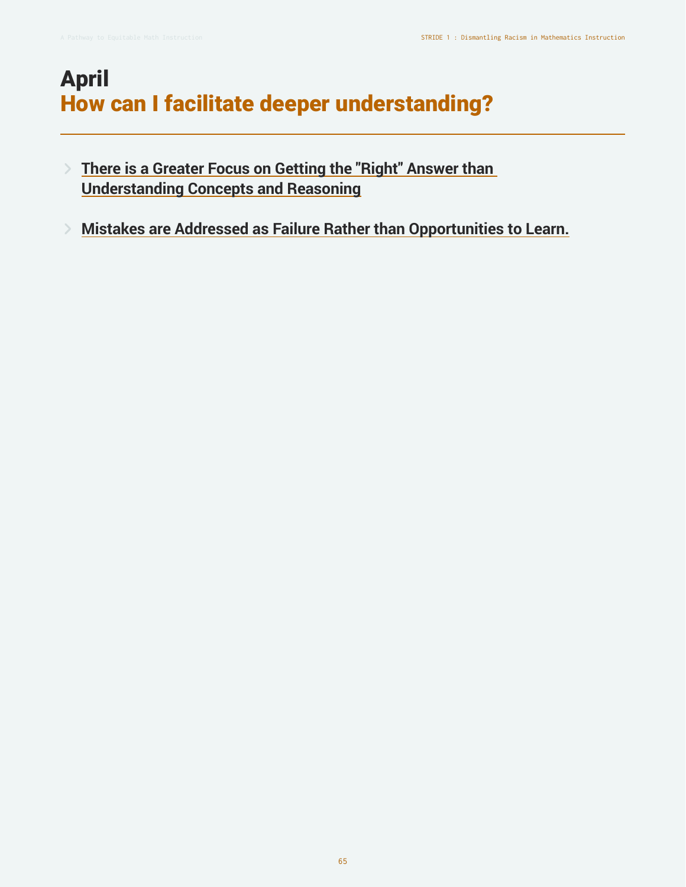# April
## How can I facilitate deeper understanding?

- **There is a Greater Focus on Getting the "Right" Answer than Understanding Concepts and Reasoning**

- **Mistakes are Addressed as Failure Rather than Opportunities to Learn.**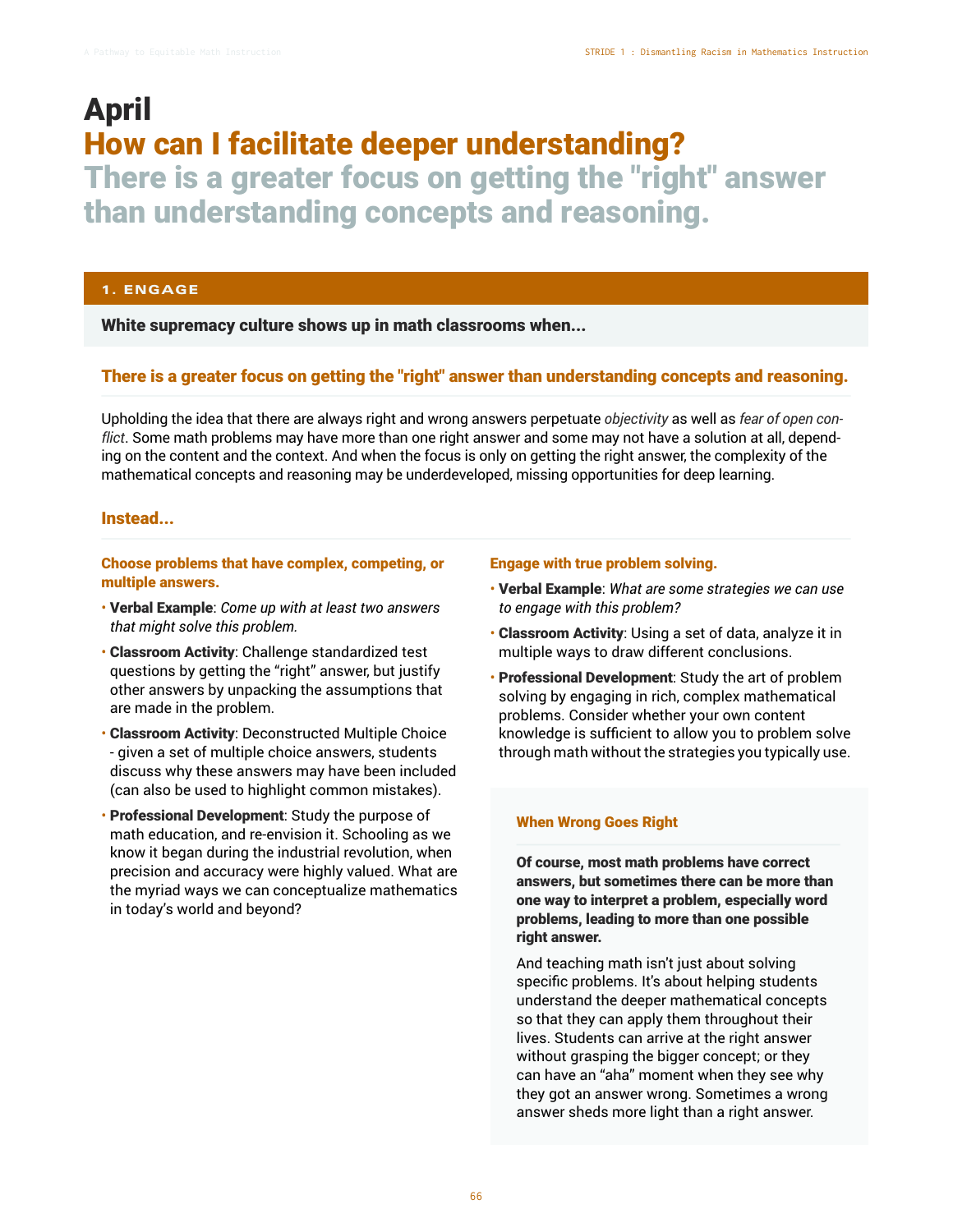# April

## How can I facilitate deeper understanding?

## There is a greater focus on getting the "right" answer than understanding concepts and reasoning.

### 1. ENGAGE

**White supremacy culture shows up in math classrooms when...**

#### There is a greater focus on getting the "right" answer than understanding concepts and reasoning.

Upholding the idea that there are always right and wrong answers perpetuate *objectivity* as well as *fear of open conflict*. Some math problems may have more than one right answer and some may not have a solution at all, depending on the content and the context. And when the focus is only on getting the right answer, the complexity of the mathematical concepts and reasoning may be underdeveloped, missing opportunities for deep learning.

#### Instead...

**Choose problems that have complex, competing, or multiple answers.**

- **Verbal Example**: *Come up with at least two answers that might solve this problem.*
- **Classroom Activity**: Challenge standardized test questions by getting the "right" answer, but justify other answers by unpacking the assumptions that are made in the problem.
- **Classroom Activity**: Deconstructed Multiple Choice - given a set of multiple choice answers, students discuss why these answers may have been included (can also be used to highlight common mistakes).
- **Professional Development**: Study the purpose of math education, and re-envision it. Schooling as we know it began during the industrial revolution, when precision and accuracy were highly valued. What are the myriad ways we can conceptualize mathematics in today's world and beyond?

**Engage with true problem solving.**

- **Verbal Example**: *What are some strategies we can use to engage with this problem?*
- **Classroom Activity**: Using a set of data, analyze it in multiple ways to draw different conclusions.
- **Professional Development**: Study the art of problem solving by engaging in rich, complex mathematical problems. Consider whether your own content knowledge is sufficient to allow you to problem solve through math without the strategies you typically use.

**When Wrong Goes Right**

**Of course, most math problems have correct answers, but sometimes there can be more than one way to interpret a problem, especially word problems, leading to more than one possible right answer.**

And teaching math isn't just about solving specific problems. It's about helping students understand the deeper mathematical concepts so that they can apply them throughout their lives. Students can arrive at the right answer without grasping the bigger concept; or they can have an "aha" moment when they see why they got an answer wrong. Sometimes a wrong answer sheds more light than a right answer.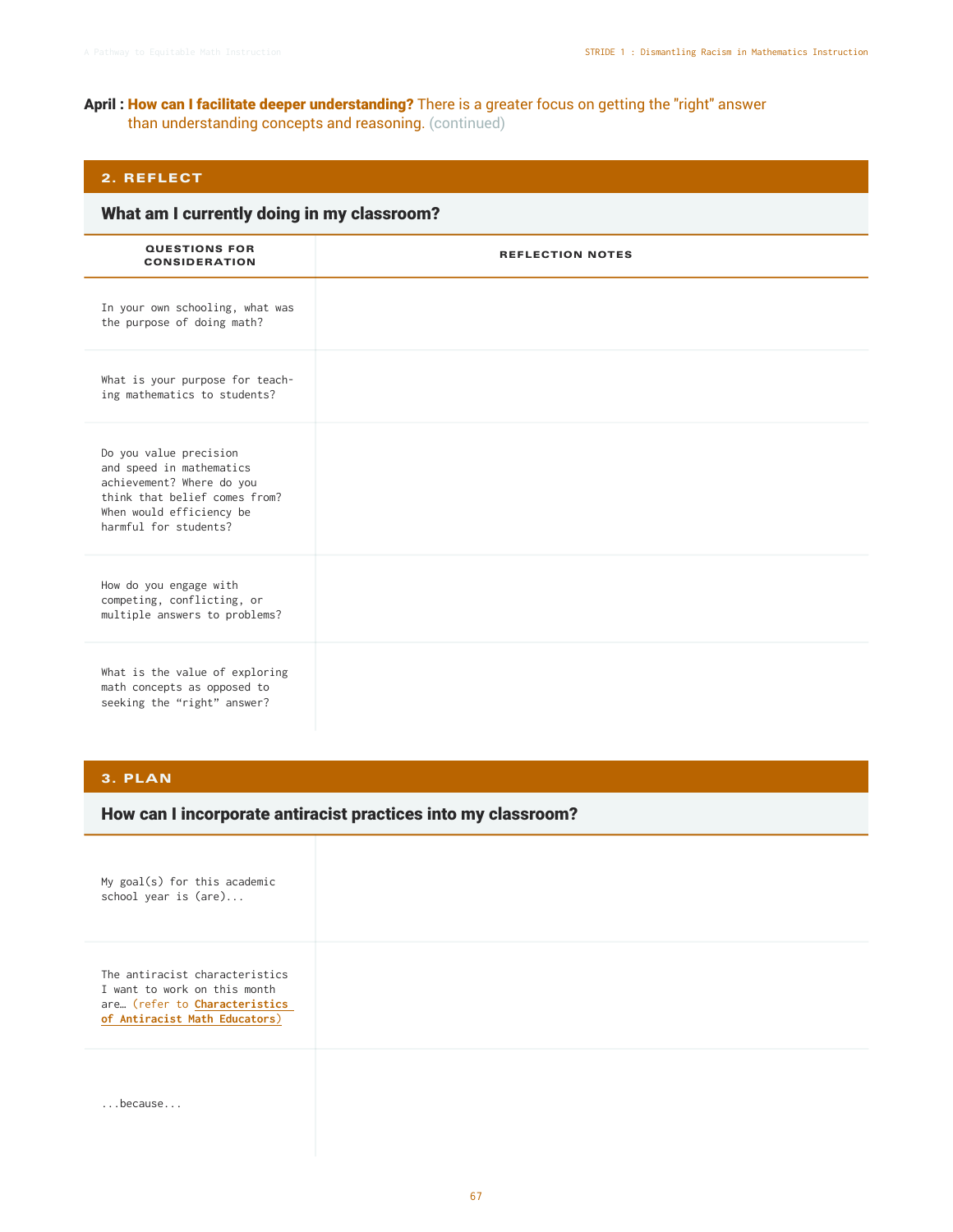**April : How can I facilitate deeper understanding?** There is a greater focus on getting the "right" answer than understanding concepts and reasoning. (continued)

## 2. REFLECT

### What am I currently doing in my classroom?

| QUESTIONS FOR CONSIDERATION | REFLECTION NOTES |
|---|---|
| In your own schooling, what was the purpose of doing math? | |
| What is your purpose for teaching mathematics to students? | |
| Do you value precision and speed in mathematics achievement? Where do you think that belief comes from? When would efficiency be harmful for students? | |
| How do you engage with competing, conflicting, or multiple answers to problems? | |
| What is the value of exploring math concepts as opposed to seeking the "right" answer? | |

## 3. PLAN

### How can I incorporate antiracist practices into my classroom?

| | |
|---|---|
| My goal(s) for this academic school year is (are)... | |
| The antiracist characteristics I want to work on this month are… (refer to **Characteristics of Antiracist Math Educators**) | |
| ...because... | |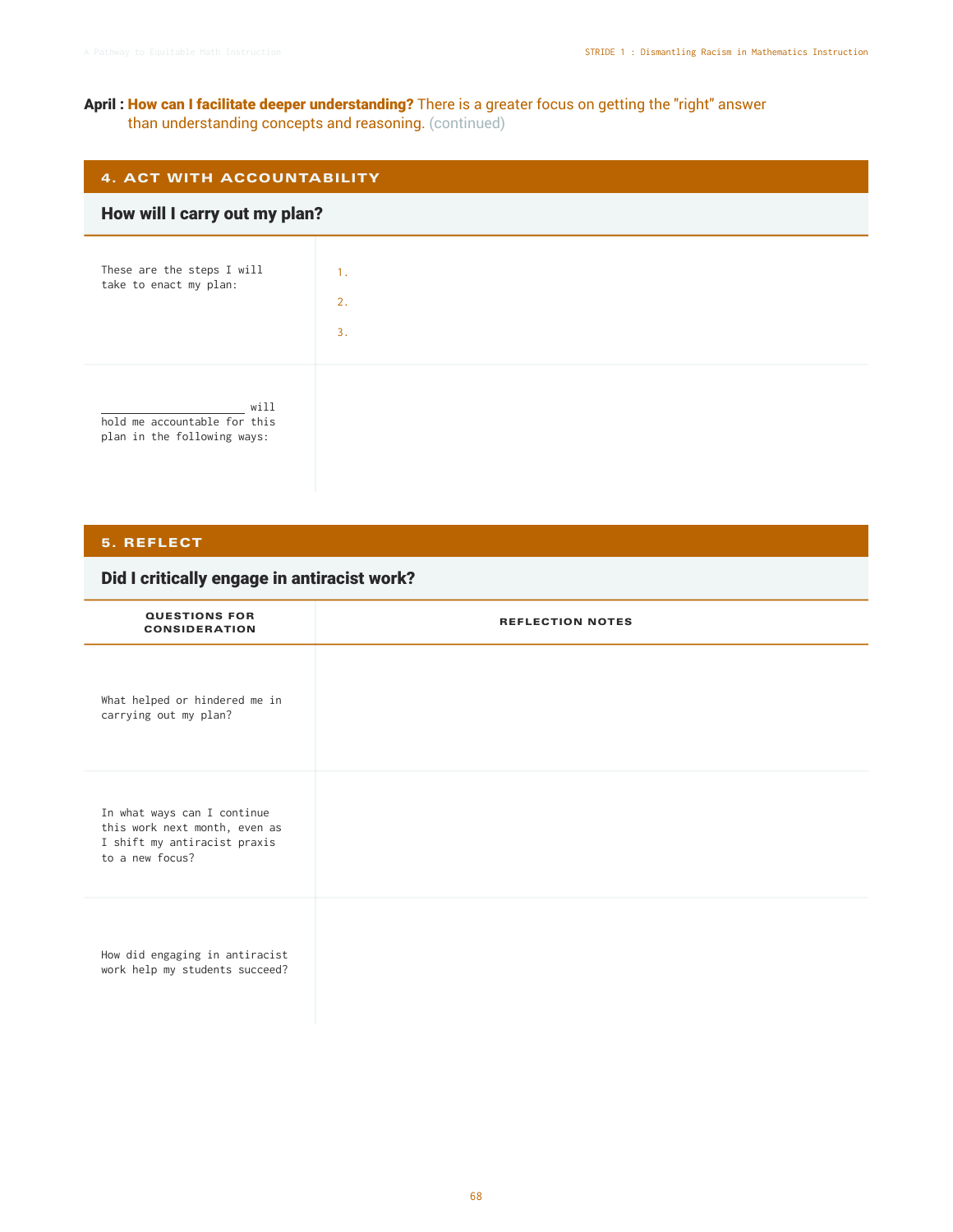**April : How can I facilitate deeper understanding?** There is a greater focus on getting the "right" answer than understanding concepts and reasoning. (continued)

## 4. ACT WITH ACCOUNTABILITY

### How will I carry out my plan?

| | |
|---|---|
| These are the steps I will take to enact my plan: | 1.<br>2.<br>3. |
| ____________________ will hold me accountable for this plan in the following ways: | |

## 5. REFLECT

### Did I critically engage in antiracist work?

| QUESTIONS FOR CONSIDERATION | REFLECTION NOTES |
|---|---|
| What helped or hindered me in carrying out my plan? | |
| In what ways can I continue this work next month, even as I shift my antiracist praxis to a new focus? | |
| How did engaging in antiracist work help my students succeed? | |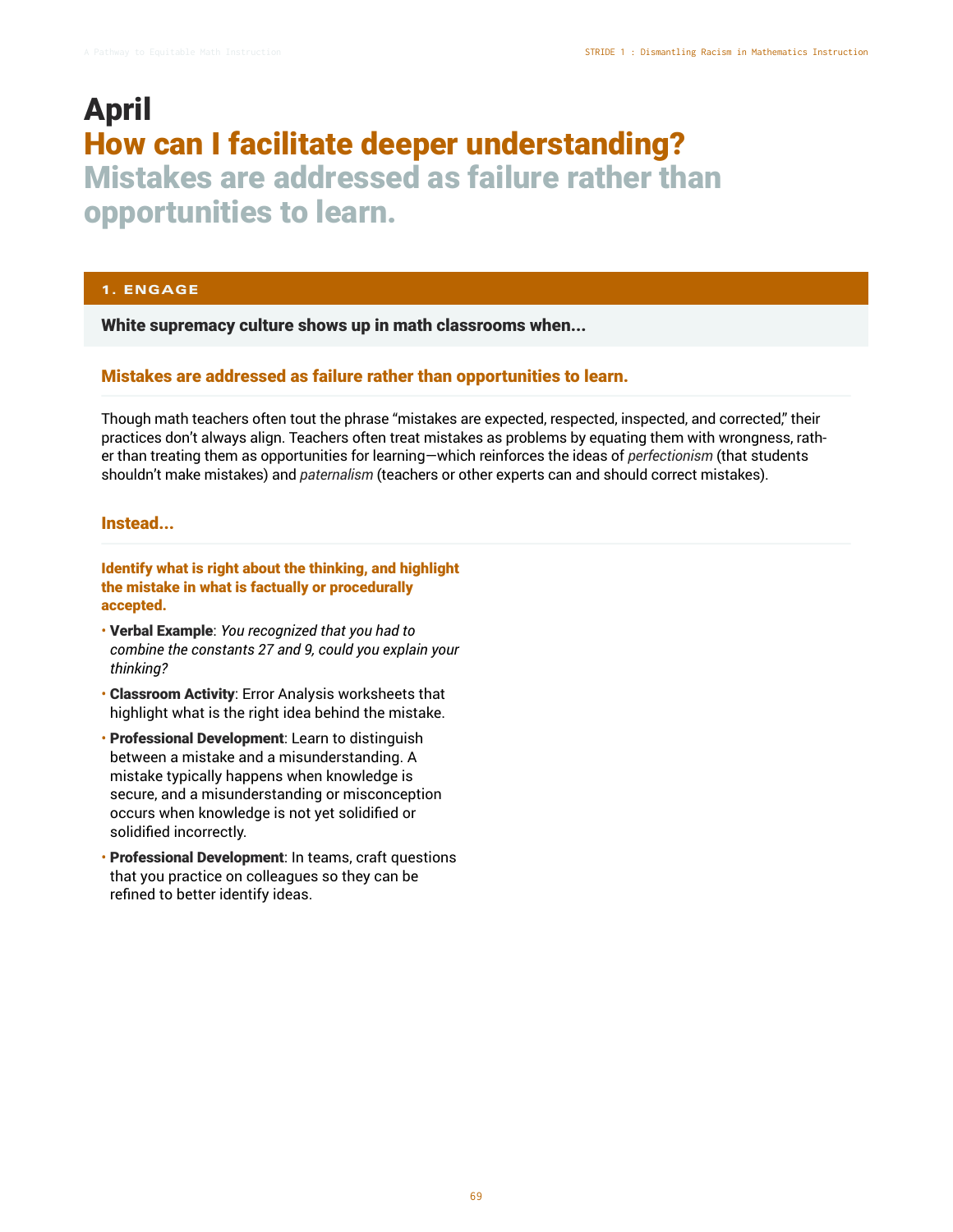# April

## How can I facilitate deeper understanding?

## Mistakes are addressed as failure rather than opportunities to learn.

### 1. ENGAGE

**White supremacy culture shows up in math classrooms when...**

### Mistakes are addressed as failure rather than opportunities to learn.

Though math teachers often tout the phrase "mistakes are expected, respected, inspected, and corrected," their practices don't always align. Teachers often treat mistakes as problems by equating them with wrongness, rather than treating them as opportunities for learning—which reinforces the ideas of *perfectionism* (that students shouldn't make mistakes) and *paternalism* (teachers or other experts can and should correct mistakes).

### Instead...

**Identify what is right about the thinking, and highlight the mistake in what is factually or procedurally accepted.**

- **Verbal Example**: *You recognized that you had to combine the constants 27 and 9, could you explain your thinking?*
- **Classroom Activity**: Error Analysis worksheets that highlight what is the right idea behind the mistake.
- **Professional Development**: Learn to distinguish between a mistake and a misunderstanding. A mistake typically happens when knowledge is secure, and a misunderstanding or misconception occurs when knowledge is not yet solidified or solidified incorrectly.
- **Professional Development**: In teams, craft questions that you practice on colleagues so they can be refined to better identify ideas.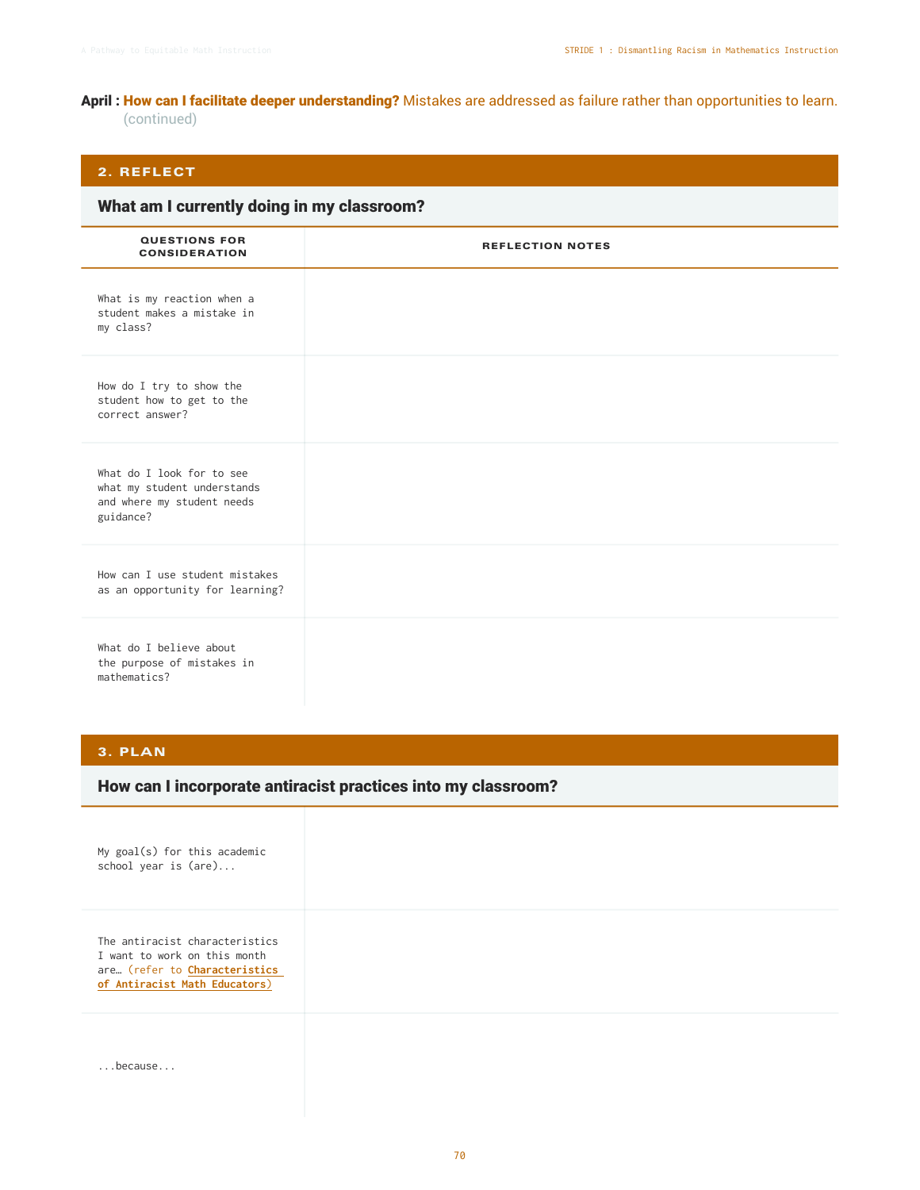**April : How can I facilitate deeper understanding?** Mistakes are addressed as failure rather than opportunities to learn. (continued)

## 2. REFLECT

### What am I currently doing in my classroom?

| QUESTIONS FOR CONSIDERATION | REFLECTION NOTES |
|---|---|
| What is my reaction when a student makes a mistake in my class? | |
| How do I try to show the student how to get to the correct answer? | |
| What do I look for to see what my student understands and where my student needs guidance? | |
| How can I use student mistakes as an opportunity for learning? | |
| What do I believe about the purpose of mistakes in mathematics? | |

## 3. PLAN

### How can I incorporate antiracist practices into my classroom?

| | |
|---|---|
| My goal(s) for this academic school year is (are)... | |
| The antiracist characteristics I want to work on this month are… (refer to **Characteristics of Antiracist Math Educators**) | |
| ...because... | |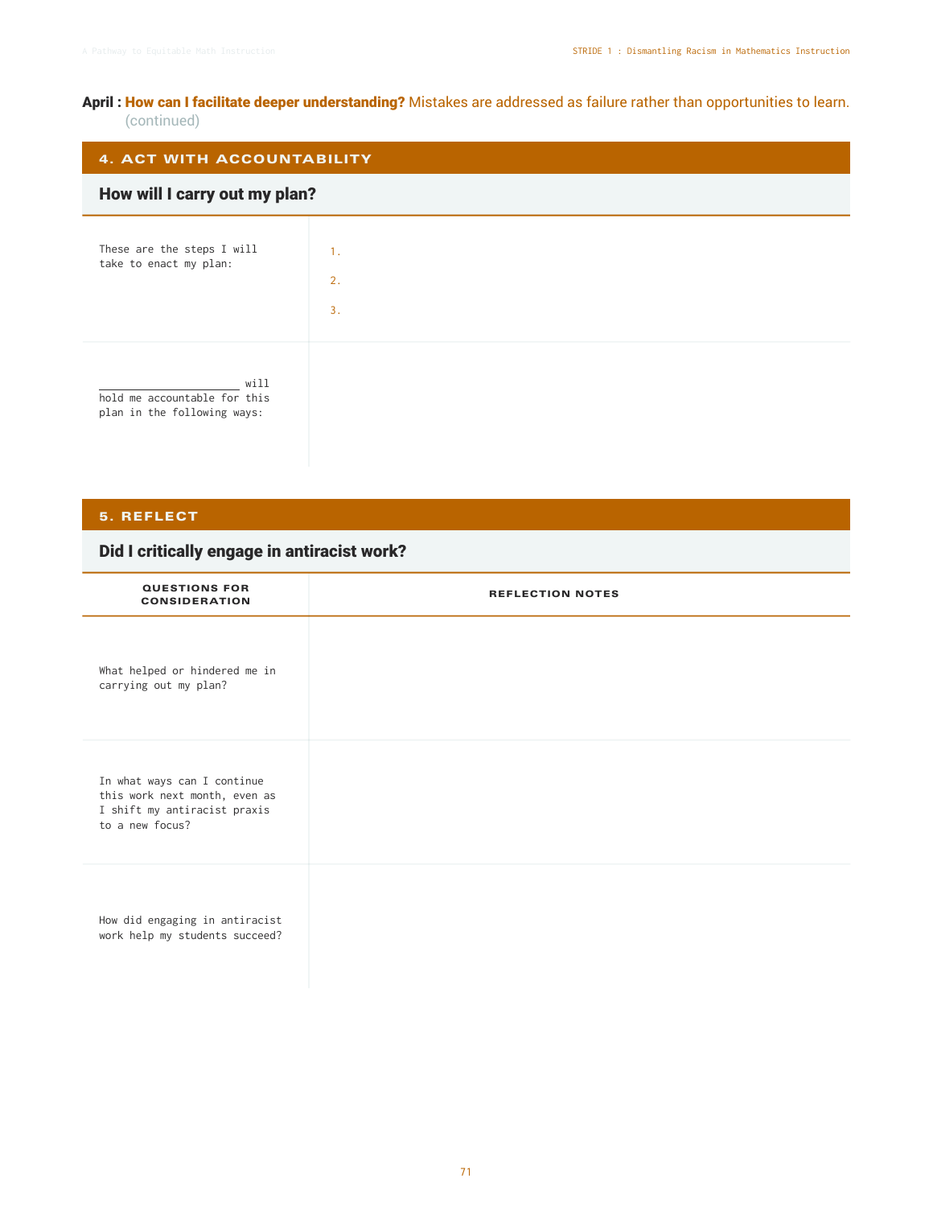**April : How can I facilitate deeper understanding?** Mistakes are addressed as failure rather than opportunities to learn. (continued)

## 4. ACT WITH ACCOUNTABILITY

### How will I carry out my plan?

| | |
|---|---|
| These are the steps I will take to enact my plan: | 1.<br>2.<br>3. |
| ____________________ will hold me accountable for this plan in the following ways: | |

## 5. REFLECT

### Did I critically engage in antiracist work?

| QUESTIONS FOR CONSIDERATION | REFLECTION NOTES |
|---|---|
| What helped or hindered me in carrying out my plan? | |
| In what ways can I continue this work next month, even as I shift my antiracist praxis to a new focus? | |
| How did engaging in antiracist work help my students succeed? | |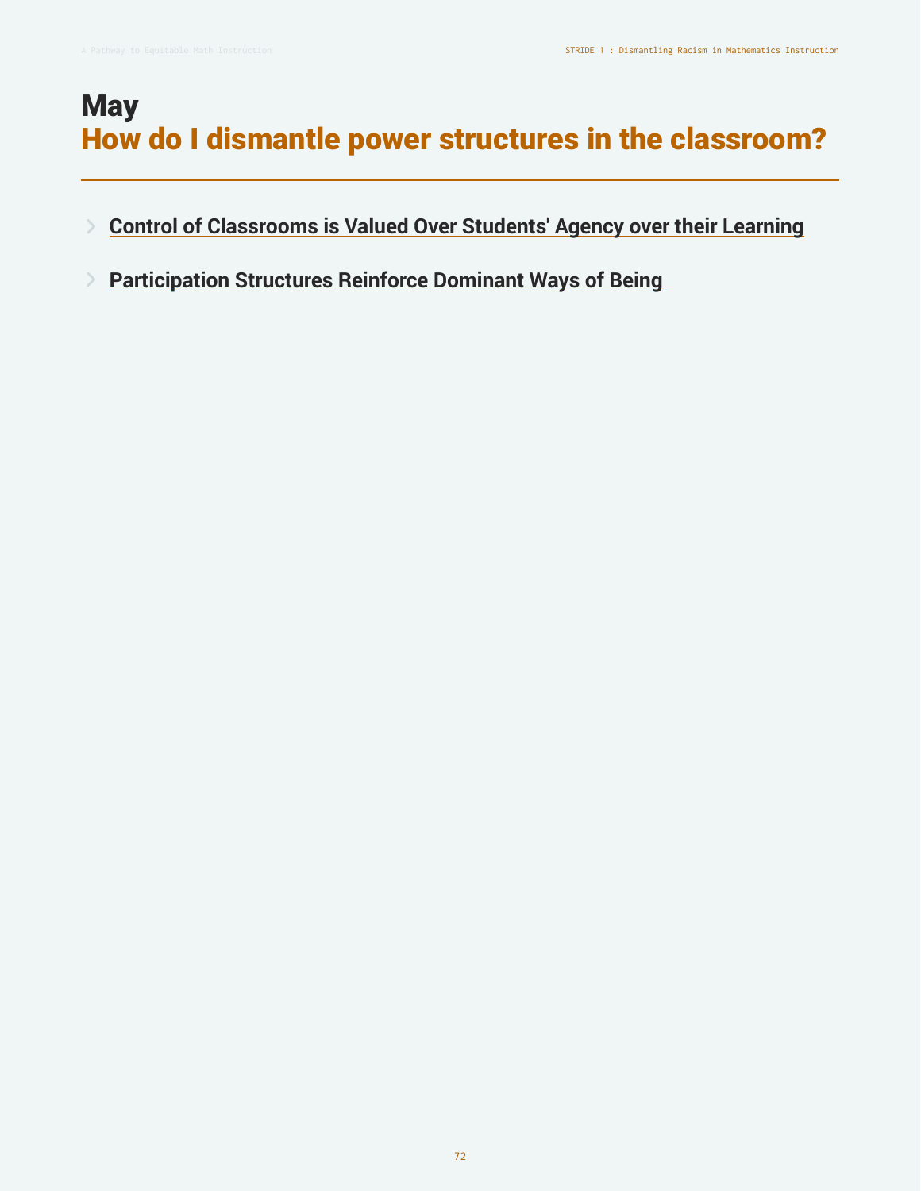# May
## How do I dismantle power structures in the classroom?

- **Control of Classrooms is Valued Over Students' Agency over their Learning**
- **Participation Structures Reinforce Dominant Ways of Being**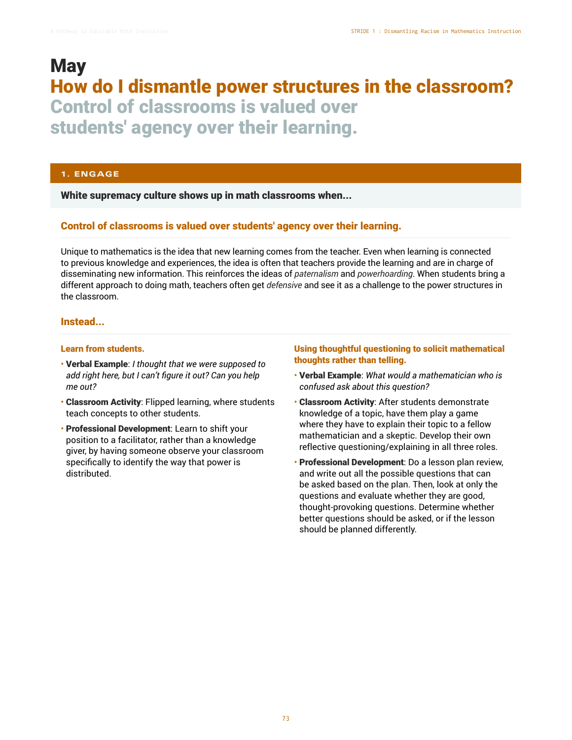# May

## How do I dismantle power structures in the classroom?

## Control of classrooms is valued over students' agency over their learning.

### 1. ENGAGE

**White supremacy culture shows up in math classrooms when...**

#### Control of classrooms is valued over students' agency over their learning.

Unique to mathematics is the idea that new learning comes from the teacher. Even when learning is connected to previous knowledge and experiences, the idea is often that teachers provide the learning and are in charge of disseminating new information. This reinforces the ideas of *paternalism* and *powerhoarding*. When students bring a different approach to doing math, teachers often get *defensive* and see it as a challenge to the power structures in the classroom.

#### Instead...

**Learn from students.**

- **Verbal Example**: *I thought that we were supposed to add right here, but I can't figure it out? Can you help me out?*
- **Classroom Activity**: Flipped learning, where students teach concepts to other students.
- **Professional Development**: Learn to shift your position to a facilitator, rather than a knowledge giver, by having someone observe your classroom specifically to identify the way that power is distributed.

**Using thoughtful questioning to solicit mathematical thoughts rather than telling.**

- **Verbal Example**: *What would a mathematician who is confused ask about this question?*
- **Classroom Activity**: After students demonstrate knowledge of a topic, have them play a game where they have to explain their topic to a fellow mathematician and a skeptic. Develop their own reflective questioning/explaining in all three roles.
- **Professional Development**: Do a lesson plan review, and write out all the possible questions that can be asked based on the plan. Then, look at only the questions and evaluate whether they are good, thought-provoking questions. Determine whether better questions should be asked, or if the lesson should be planned differently.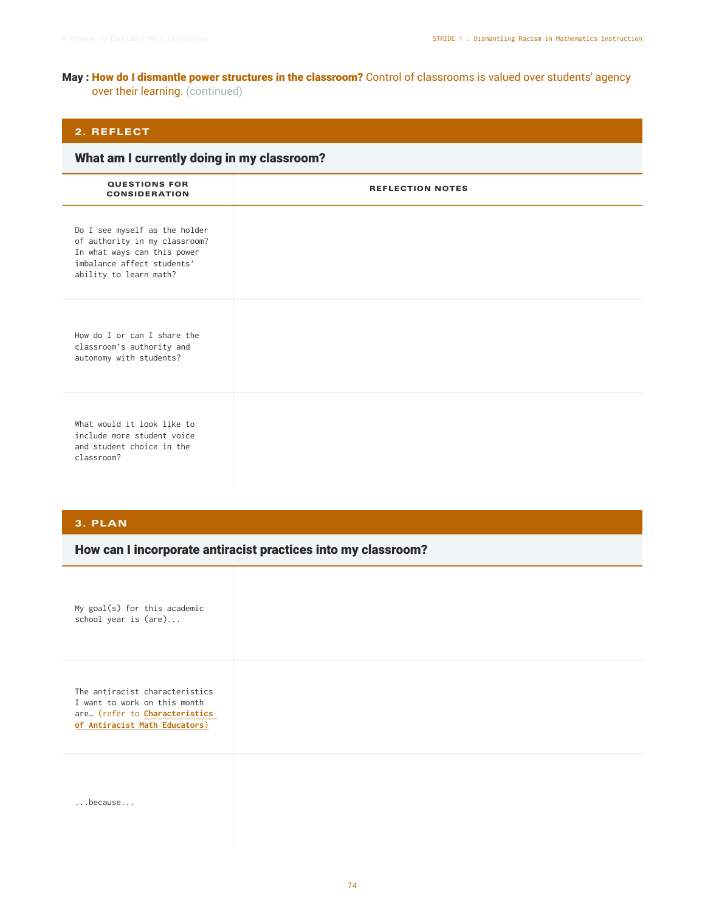**May : How do I dismantle power structures in the classroom?** Control of classrooms is valued over students' agency over their learning. (continued)

## 2. REFLECT

### What am I currently doing in my classroom?

| QUESTIONS FOR CONSIDERATION | REFLECTION NOTES |
|---|---|
| Do I see myself as the holder of authority in my classroom? In what ways can this power imbalance affect students' ability to learn math? | |
| How do I or can I share the classroom's authority and autonomy with students? | |
| What would it look like to include more student voice and student choice in the classroom? | |

## 3. PLAN

### How can I incorporate antiracist practices into my classroom?

| | |
|---|---|
| My goal(s) for this academic school year is (are)... | |
| The antiracist characteristics I want to work on this month are… (refer to **Characteristics of Antiracist Math Educators**) | |
| ...because... | |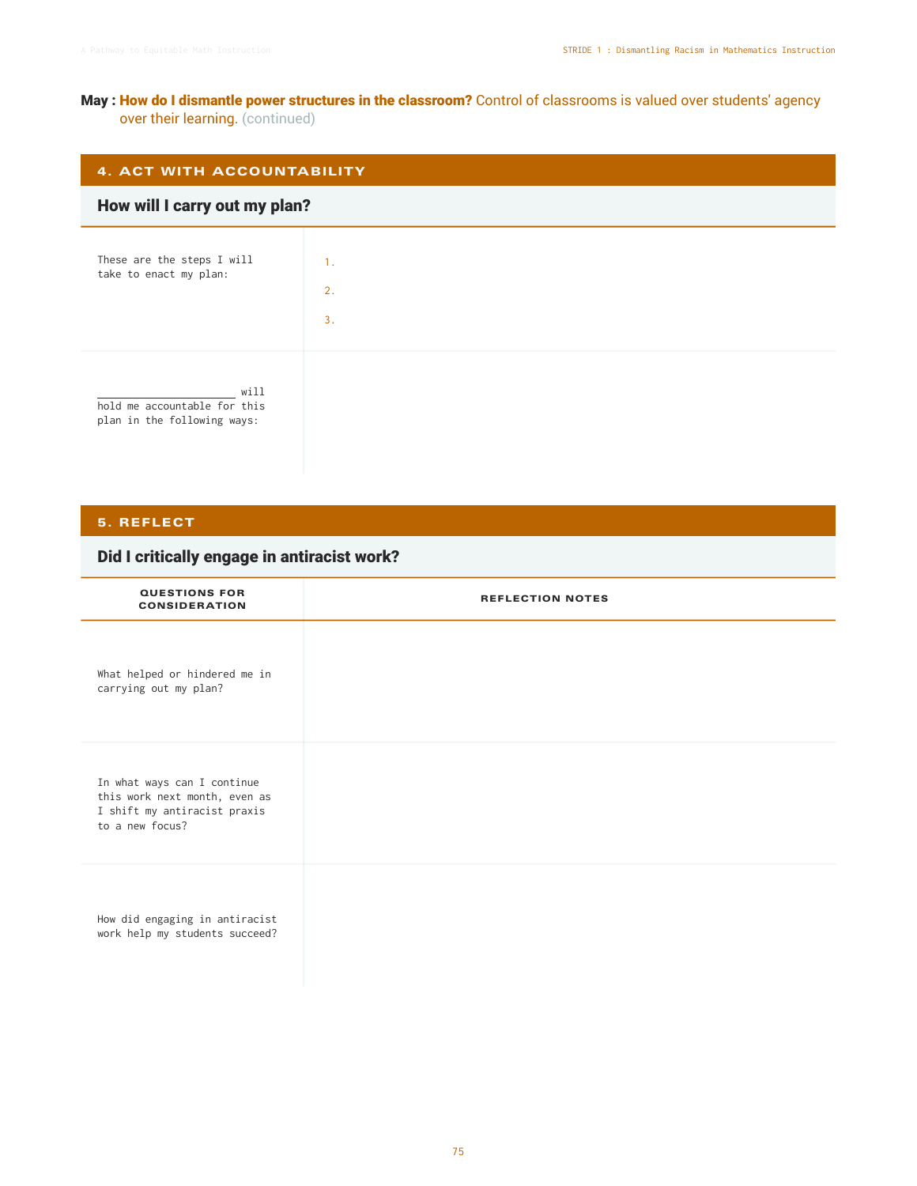**May : How do I dismantle power structures in the classroom?** Control of classrooms is valued over students' agency over their learning. (continued)

## 4. ACT WITH ACCOUNTABILITY

### How will I carry out my plan?

| | |
|---|---|
| These are the steps I will take to enact my plan: | 1.<br>2.<br>3. |
| ____________________ will hold me accountable for this plan in the following ways: | |

## 5. REFLECT

### Did I critically engage in antiracist work?

| QUESTIONS FOR CONSIDERATION | REFLECTION NOTES |
|---|---|
| What helped or hindered me in carrying out my plan? | |
| In what ways can I continue this work next month, even as I shift my antiracist praxis to a new focus? | |
| How did engaging in antiracist work help my students succeed? | |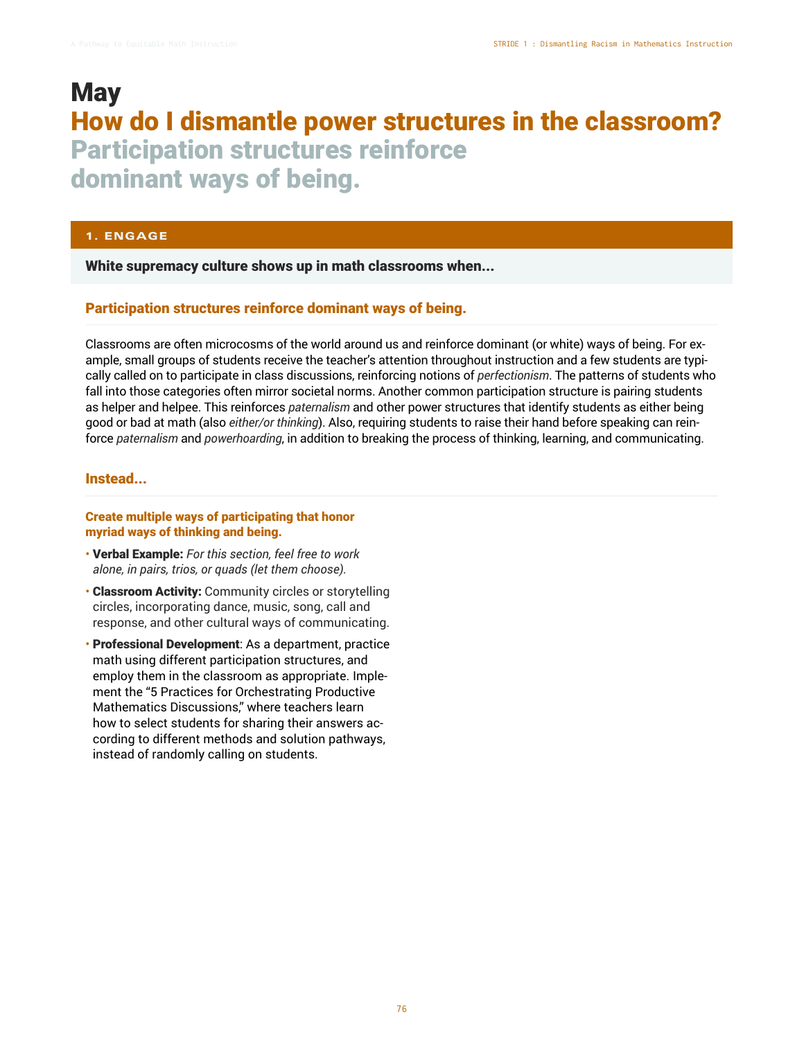# May

## How do I dismantle power structures in the classroom?

## Participation structures reinforce dominant ways of being.

### 1. ENGAGE

**White supremacy culture shows up in math classrooms when...**

### Participation structures reinforce dominant ways of being.

Classrooms are often microcosms of the world around us and reinforce dominant (or white) ways of being. For example, small groups of students receive the teacher's attention throughout instruction and a few students are typically called on to participate in class discussions, reinforcing notions of *perfectionism*. The patterns of students who fall into those categories often mirror societal norms. Another common participation structure is pairing students as helper and helpee. This reinforces *paternalism* and other power structures that identify students as either being good or bad at math (also *either/or thinking*). Also, requiring students to raise their hand before speaking can reinforce *paternalism* and *powerhoarding*, in addition to breaking the process of thinking, learning, and communicating.

### Instead...

**Create multiple ways of participating that honor myriad ways of thinking and being.**

- **Verbal Example:** *For this section, feel free to work alone, in pairs, trios, or quads (let them choose).*
- **Classroom Activity:** Community circles or storytelling circles, incorporating dance, music, song, call and response, and other cultural ways of communicating.
- **Professional Development**: As a department, practice math using different participation structures, and employ them in the classroom as appropriate. Implement the "5 Practices for Orchestrating Productive Mathematics Discussions," where teachers learn how to select students for sharing their answers according to different methods and solution pathways, instead of randomly calling on students.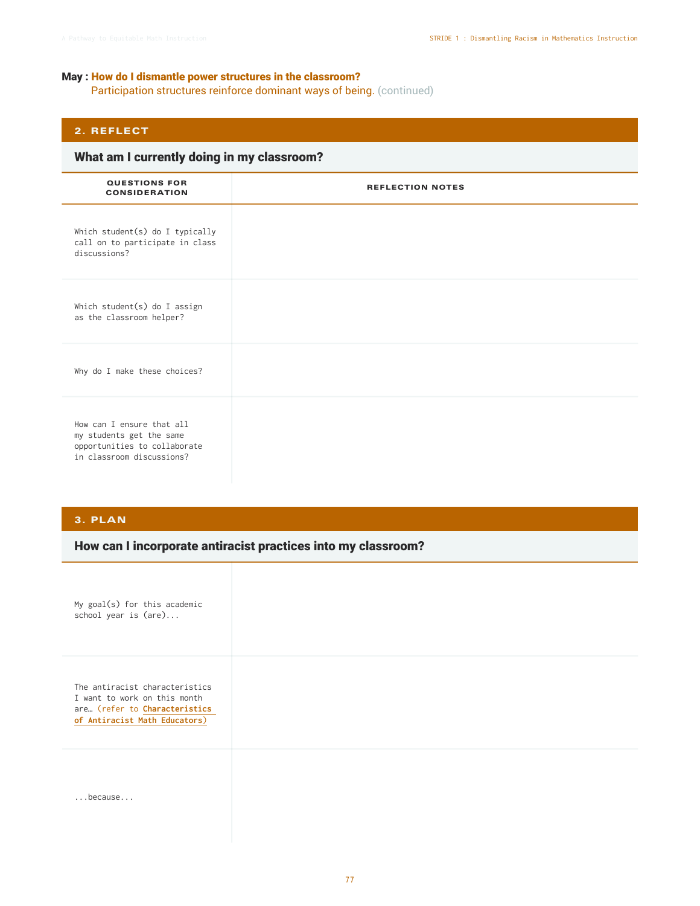**May : How do I dismantle power structures in the classroom?**
Participation structures reinforce dominant ways of being. (continued)

## 2. REFLECT

### What am I currently doing in my classroom?

| QUESTIONS FOR CONSIDERATION | REFLECTION NOTES |
|---|---|
| Which student(s) do I typically call on to participate in class discussions? | |
| Which student(s) do I assign as the classroom helper? | |
| Why do I make these choices? | |
| How can I ensure that all my students get the same opportunities to collaborate in classroom discussions? | |

## 3. PLAN

### How can I incorporate antiracist practices into my classroom?

| | |
|---|---|
| My goal(s) for this academic school year is (are)... | |
| The antiracist characteristics I want to work on this month are… (refer to **Characteristics of Antiracist Math Educators**) | |
| ...because... | |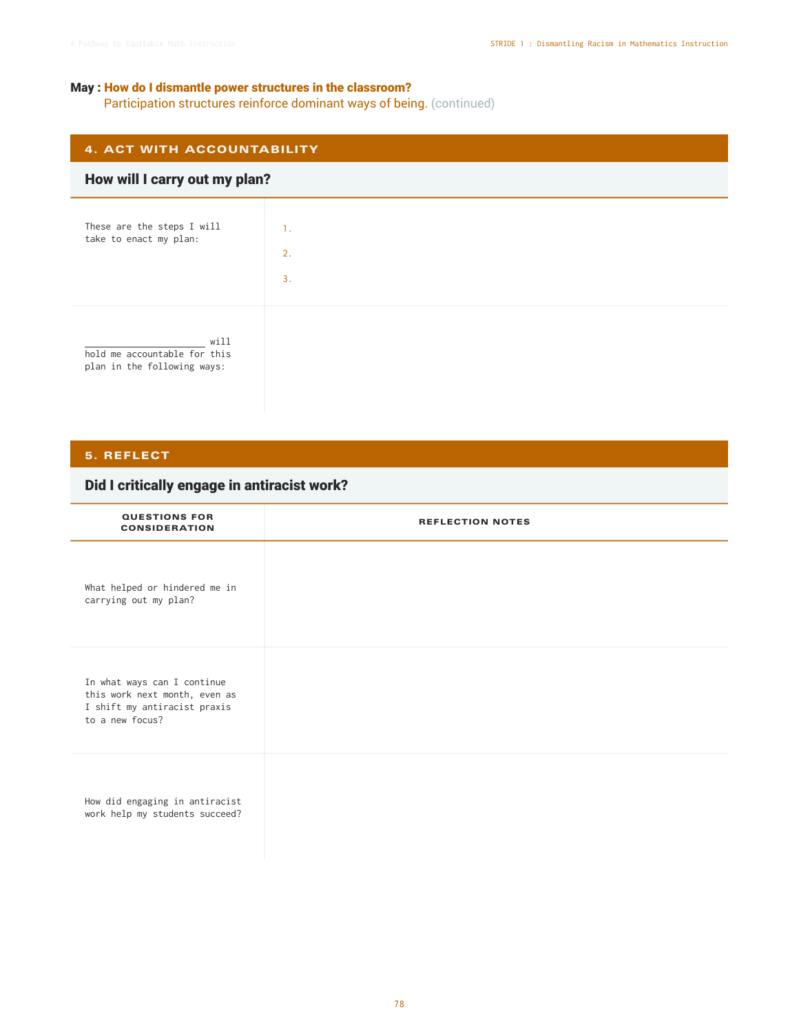**May : How do I dismantle power structures in the classroom?**
Participation structures reinforce dominant ways of being. (continued)

## 4. ACT WITH ACCOUNTABILITY

### How will I carry out my plan?

| | |
|---|---|
| These are the steps I will take to enact my plan: | 1.<br>2.<br>3. |
| ____________________ will hold me accountable for this plan in the following ways: | |

## 5. REFLECT

### Did I critically engage in antiracist work?

| QUESTIONS FOR CONSIDERATION | REFLECTION NOTES |
|---|---|
| What helped or hindered me in carrying out my plan? | |
| In what ways can I continue this work next month, even as I shift my antiracist praxis to a new focus? | |
| How did engaging in antiracist work help my students succeed? | |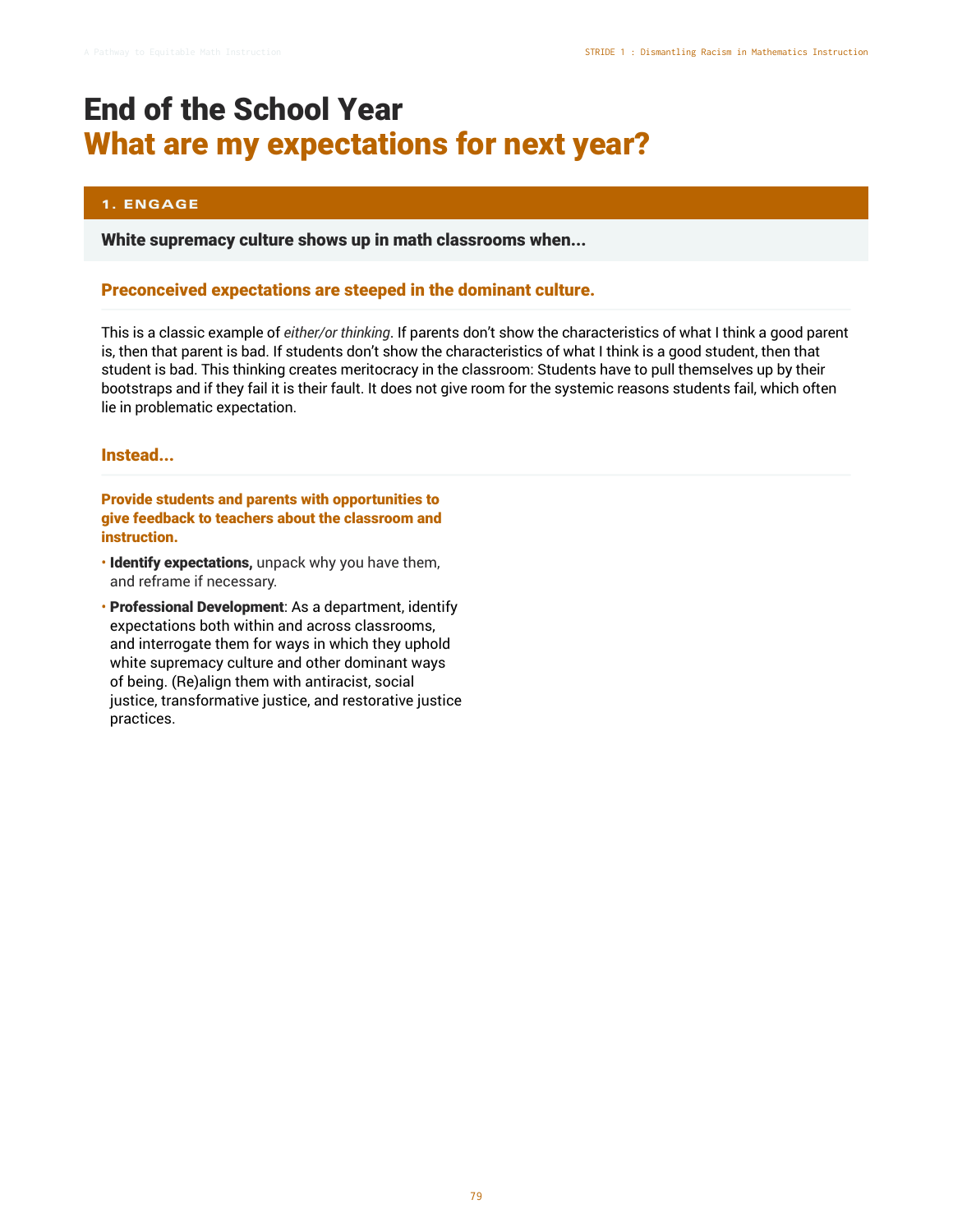# End of the School Year
## What are my expectations for next year?

### 1. ENGAGE

**White supremacy culture shows up in math classrooms when...**

#### Preconceived expectations are steeped in the dominant culture.

This is a classic example of *either/or thinking*. If parents don't show the characteristics of what I think a good parent is, then that parent is bad. If students don't show the characteristics of what I think is a good student, then that student is bad. This thinking creates meritocracy in the classroom: Students have to pull themselves up by their bootstraps and if they fail it is their fault. It does not give room for the systemic reasons students fail, which often lie in problematic expectation.

#### Instead...

**Provide students and parents with opportunities to give feedback to teachers about the classroom and instruction.**

- **Identify expectations,** unpack why you have them, and reframe if necessary.
- **Professional Development**: As a department, identify expectations both within and across classrooms, and interrogate them for ways in which they uphold white supremacy culture and other dominant ways of being. (Re)align them with antiracist, social justice, transformative justice, and restorative justice practices.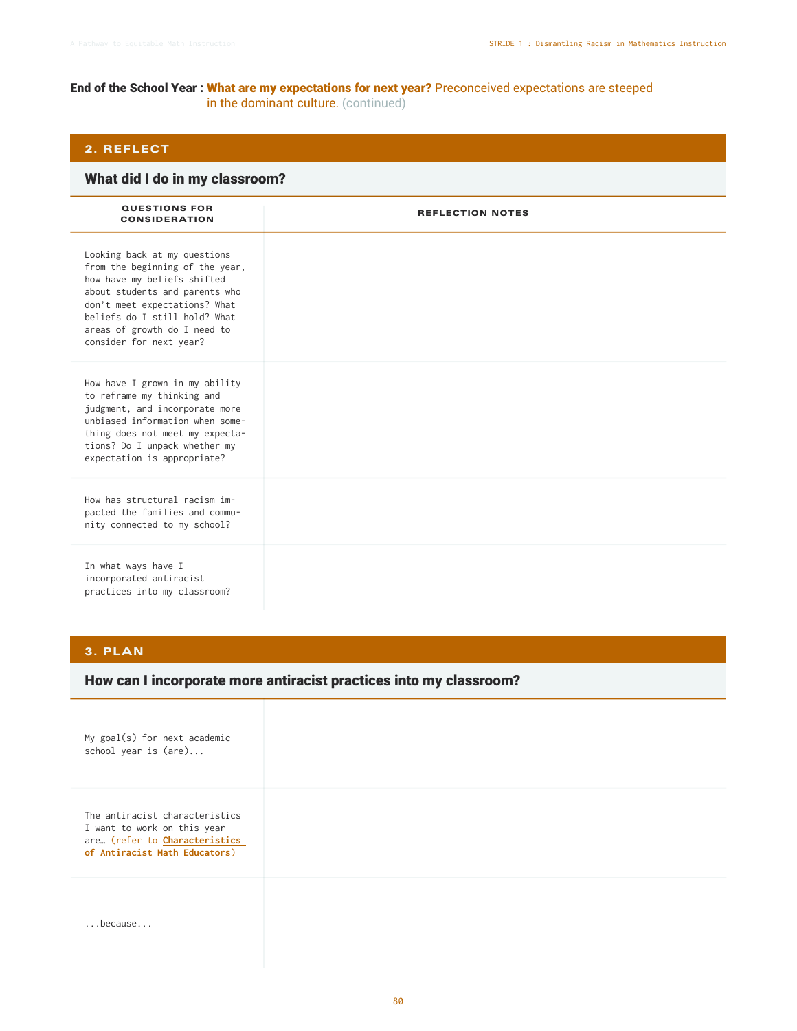**End of the School Year : What are my expectations for next year?** Preconceived expectations are steeped in the dominant culture. (continued)

## 2. REFLECT

### What did I do in my classroom?

| QUESTIONS FOR CONSIDERATION | REFLECTION NOTES |
|---|---|
| Looking back at my questions from the beginning of the year, how have my beliefs shifted about students and parents who don't meet expectations? What beliefs do I still hold? What areas of growth do I need to consider for next year? | |
| How have I grown in my ability to reframe my thinking and judgment, and incorporate more unbiased information when something does not meet my expectations? Do I unpack whether my expectation is appropriate? | |
| How has structural racism impacted the families and community connected to my school? | |
| In what ways have I incorporated antiracist practices into my classroom? | |

## 3. PLAN

### How can I incorporate more antiracist practices into my classroom?

| | |
|---|---|
| My goal(s) for next academic school year is (are)... | |
| The antiracist characteristics I want to work on this year are… (refer to Characteristics of Antiracist Math Educators) | |
| ...because... | |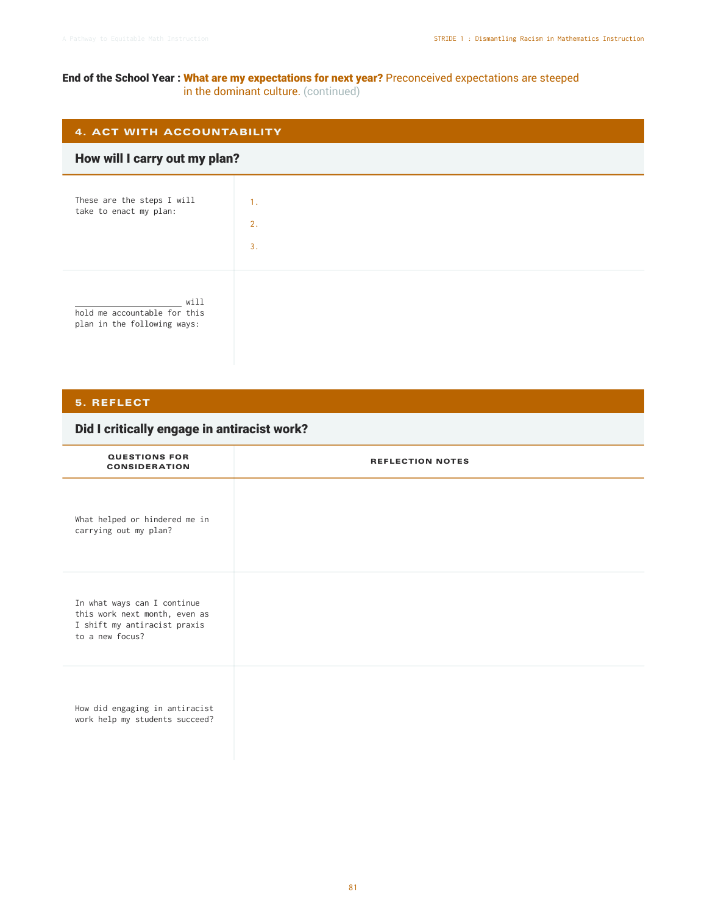**End of the School Year : What are my expectations for next year?** Preconceived expectations are steeped in the dominant culture. (continued)

## 4. ACT WITH ACCOUNTABILITY

### How will I carry out my plan?

| | |
|---|---|
| These are the steps I will take to enact my plan: | 1.<br>2.<br>3. |
| ____________________ will hold me accountable for this plan in the following ways: | |

## 5. REFLECT

### Did I critically engage in antiracist work?

| QUESTIONS FOR CONSIDERATION | REFLECTION NOTES |
|---|---|
| What helped or hindered me in carrying out my plan? | |
| In what ways can I continue this work next month, even as I shift my antiracist praxis to a new focus? | |
| How did engaging in antiracist work help my students succeed? | |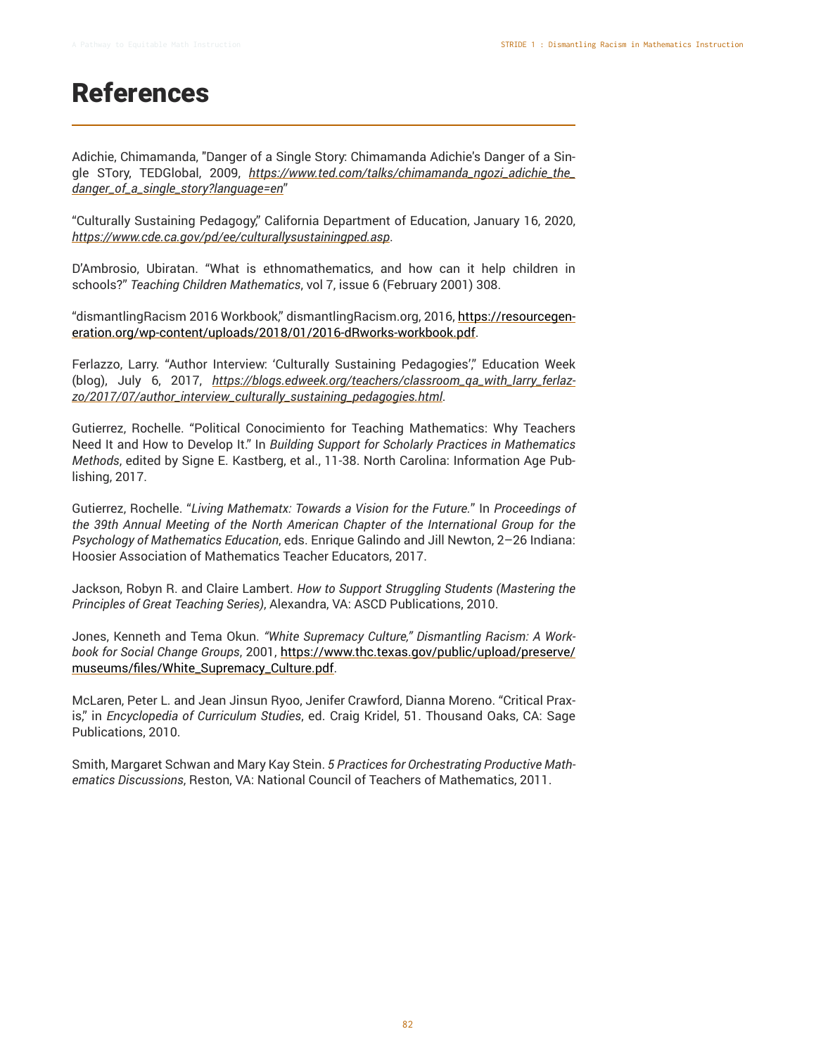# References

Adichie, Chimamanda, "Danger of a Single Story: Chimamanda Adichie's Danger of a Single STory, TEDGlobal, 2009, *https://www.ted.com/talks/chimamanda_ngozi_adichie_the_danger_of_a_single_story?language=en*"

"Culturally Sustaining Pedagogy," California Department of Education, January 16, 2020, *https://www.cde.ca.gov/pd/ee/culturallysustainingped.asp*.

D'Ambrosio, Ubiratan. "What is ethnomathematics, and how can it help children in schools?" *Teaching Children Mathematics*, vol 7, issue 6 (February 2001) 308.

"dismantlingRacism 2016 Workbook," dismantlingRacism.org, 2016, https://resourcegeneration.org/wp-content/uploads/2018/01/2016-dRworks-workbook.pdf.

Ferlazzo, Larry. "Author Interview: 'Culturally Sustaining Pedagogies'," Education Week (blog), July 6, 2017, *https://blogs.edweek.org/teachers/classroom_qa_with_larry_ferlazzo/2017/07/author_interview_culturally_sustaining_pedagogies.html*.

Gutierrez, Rochelle. "Political Conocimiento for Teaching Mathematics: Why Teachers Need It and How to Develop It." In *Building Support for Scholarly Practices in Mathematics Methods*, edited by Signe E. Kastberg, et al., 11-38. North Carolina: Information Age Publishing, 2017.

Gutierrez, Rochelle. "*Living Mathematx: Towards a Vision for the Future.*" In *Proceedings of the 39th Annual Meeting of the North American Chapter of the International Group for the Psychology of Mathematics Education*, eds. Enrique Galindo and Jill Newton, 2–26 Indiana: Hoosier Association of Mathematics Teacher Educators, 2017.

Jackson, Robyn R. and Claire Lambert. *How to Support Struggling Students (Mastering the Principles of Great Teaching Series)*, Alexandra, VA: ASCD Publications, 2010.

Jones, Kenneth and Tema Okun. *"White Supremacy Culture," Dismantling Racism: A Workbook for Social Change Groups*, 2001, https://www.thc.texas.gov/public/upload/preserve/museums/files/White_Supremacy_Culture.pdf.

McLaren, Peter L. and Jean Jinsun Ryoo, Jenifer Crawford, Dianna Moreno. "Critical Praxis," in *Encyclopedia of Curriculum Studies*, ed. Craig Kridel, 51. Thousand Oaks, CA: Sage Publications, 2010.

Smith, Margaret Schwan and Mary Kay Stein. *5 Practices for Orchestrating Productive Mathematics Discussions*, Reston, VA: National Council of Teachers of Mathematics, 2011.